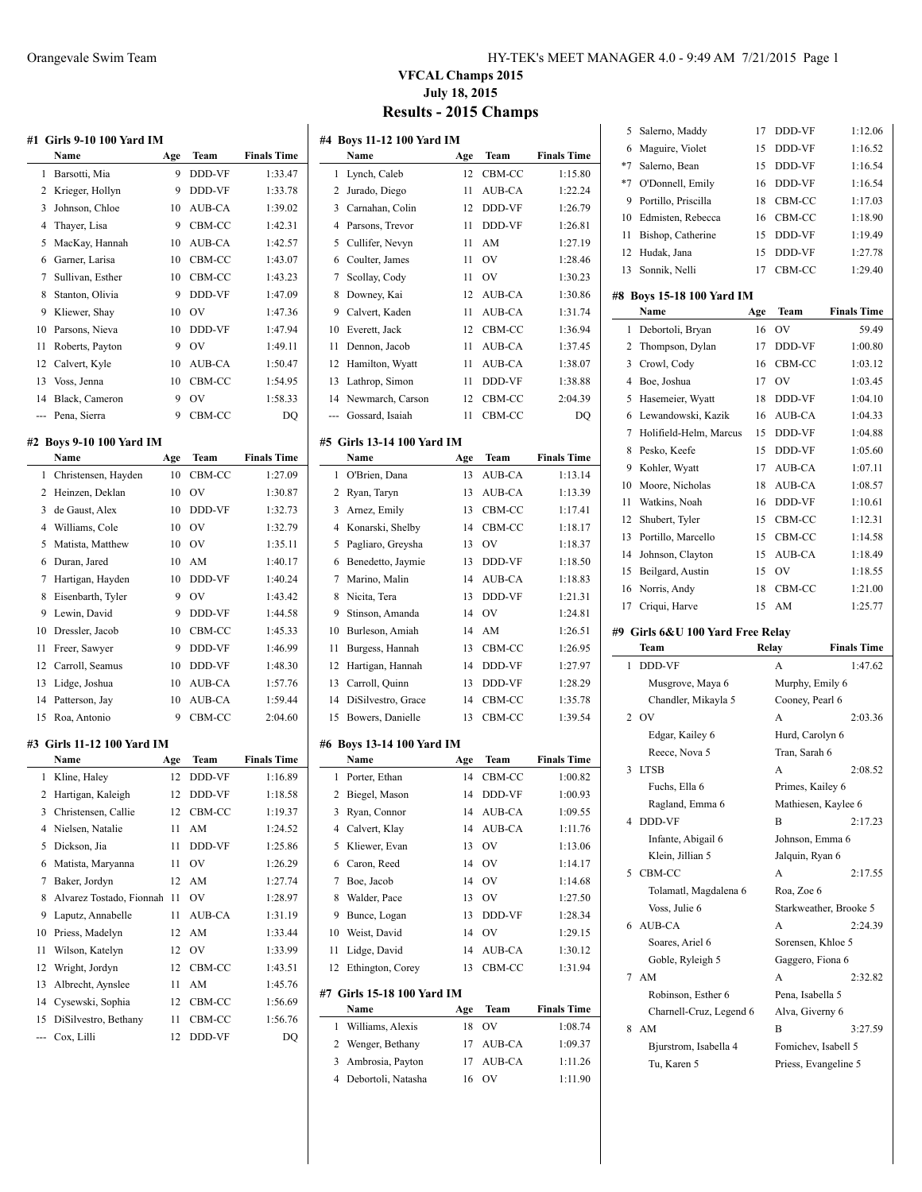# VFCAL Champs 2015

**July 18, 2015**

## Results - 2015 Champs

### #1 Girls 9-10 100 Yard IM

| | Name | Age | Team | Finals Time |
|---|---|---|---|---|
| 1 | Barsotti, Mia | 9 | DDD-VF | 1:33.47 |
| 2 | Krieger, Hollyn | 9 | DDD-VF | 1:33.78 |
| 3 | Johnson, Chloe | 10 | AUB-CA | 1:39.02 |
| 4 | Thayer, Lisa | 9 | CBM-CC | 1:42.31 |
| 5 | MacKay, Hannah | 10 | AUB-CA | 1:42.57 |
| 6 | Garner, Larisa | 10 | CBM-CC | 1:43.07 |
| 7 | Sullivan, Esther | 10 | CBM-CC | 1:43.23 |
| 8 | Stanton, Olivia | 9 | DDD-VF | 1:47.09 |
| 9 | Kliewer, Shay | 10 | OV | 1:47.36 |
| 10 | Parsons, Nieva | 10 | DDD-VF | 1:47.94 |
| 11 | Roberts, Payton | 9 | OV | 1:49.11 |
| 12 | Calvert, Kyle | 10 | AUB-CA | 1:50.47 |
| 13 | Voss, Jenna | 10 | CBM-CC | 1:54.95 |
| 14 | Black, Cameron | 9 | OV | 1:58.33 |
| --- | Pena, Sierra | 9 | CBM-CC | DQ |

### #2 Boys 9-10 100 Yard IM

| | Name | Age | Team | Finals Time |
|---|---|---|---|---|
| 1 | Christensen, Hayden | 10 | CBM-CC | 1:27.09 |
| 2 | Heinzen, Deklan | 10 | OV | 1:30.87 |
| 3 | de Gaust, Alex | 10 | DDD-VF | 1:32.73 |
| 4 | Williams, Cole | 10 | OV | 1:32.79 |
| 5 | Matista, Matthew | 10 | OV | 1:35.11 |
| 6 | Duran, Jared | 10 | AM | 1:40.17 |
| 7 | Hartigan, Hayden | 10 | DDD-VF | 1:40.24 |
| 8 | Eisenbarth, Tyler | 9 | OV | 1:43.42 |
| 9 | Lewin, David | 9 | DDD-VF | 1:44.58 |
| 10 | Dressler, Jacob | 10 | CBM-CC | 1:45.33 |
| 11 | Freer, Sawyer | 9 | DDD-VF | 1:46.99 |
| 12 | Carroll, Seamus | 10 | DDD-VF | 1:48.30 |
| 13 | Lidge, Joshua | 10 | AUB-CA | 1:57.76 |
| 14 | Patterson, Jay | 10 | AUB-CA | 1:59.44 |
| 15 | Roa, Antonio | 9 | CBM-CC | 2:04.60 |

### #3 Girls 11-12 100 Yard IM

| | Name | Age | Team | Finals Time |
|---|---|---|---|---|
| 1 | Kline, Haley | 12 | DDD-VF | 1:16.89 |
| 2 | Hartigan, Kaleigh | 12 | DDD-VF | 1:18.58 |
| 3 | Christensen, Callie | 12 | CBM-CC | 1:19.37 |
| 4 | Nielsen, Natalie | 11 | AM | 1:24.52 |
| 5 | Dickson, Jia | 11 | DDD-VF | 1:25.86 |
| 6 | Matista, Maryanna | 11 | OV | 1:26.29 |
| 7 | Baker, Jordyn | 12 | AM | 1:27.74 |
| 8 | Alvarez Tostado, Fionnah | 11 | OV | 1:28.97 |
| 9 | Laputz, Annabelle | 11 | AUB-CA | 1:31.19 |
| 10 | Priess, Madelyn | 12 | AM | 1:33.44 |
| 11 | Wilson, Katelyn | 12 | OV | 1:33.99 |
| 12 | Wright, Jordyn | 12 | CBM-CC | 1:43.51 |
| 13 | Albrecht, Aynslee | 11 | AM | 1:45.76 |
| 14 | Cysewski, Sophia | 12 | CBM-CC | 1:56.69 |
| 15 | DiSilvestro, Bethany | 11 | CBM-CC | 1:56.76 |
| --- | Cox, Lilli | 12 | DDD-VF | DQ |

### #4 Boys 11-12 100 Yard IM

| | Name | Age | Team | Finals Time |
|---|---|---|---|---|
| 1 | Lynch, Caleb | 12 | CBM-CC | 1:15.80 |
| 2 | Jurado, Diego | 11 | AUB-CA | 1:22.24 |
| 3 | Carnahan, Colin | 12 | DDD-VF | 1:26.79 |
| 4 | Parsons, Trevor | 11 | DDD-VF | 1:26.81 |
| 5 | Cullifer, Nevyn | 11 | AM | 1:27.19 |
| 6 | Coulter, James | 11 | OV | 1:28.46 |
| 7 | Scollay, Cody | 11 | OV | 1:30.23 |
| 8 | Downey, Kai | 12 | AUB-CA | 1:30.86 |
| 9 | Calvert, Kaden | 11 | AUB-CA | 1:31.74 |
| 10 | Everett, Jack | 12 | CBM-CC | 1:36.94 |
| 11 | Dennon, Jacob | 11 | AUB-CA | 1:37.45 |
| 12 | Hamilton, Wyatt | 11 | AUB-CA | 1:38.07 |
| 13 | Lathrop, Simon | 11 | DDD-VF | 1:38.88 |
| 14 | Newmarch, Carson | 12 | CBM-CC | 2:04.39 |
| --- | Gossard, Isaiah | 11 | CBM-CC | DQ |

### #5 Girls 13-14 100 Yard IM

| | Name | Age | Team | Finals Time |
|---|---|---|---|---|
| 1 | O'Brien, Dana | 13 | AUB-CA | 1:13.14 |
| 2 | Ryan, Taryn | 13 | AUB-CA | 1:13.39 |
| 3 | Arnez, Emily | 13 | CBM-CC | 1:17.41 |
| 4 | Konarski, Shelby | 14 | CBM-CC | 1:18.17 |
| 5 | Pagliaro, Greysha | 13 | OV | 1:18.37 |
| 6 | Benedetto, Jaymie | 13 | DDD-VF | 1:18.50 |
| 7 | Marino, Malin | 14 | AUB-CA | 1:18.83 |
| 8 | Nicita, Tera | 13 | DDD-VF | 1:21.31 |
| 9 | Stinson, Amanda | 14 | OV | 1:24.81 |
| 10 | Burleson, Amiah | 14 | AM | 1:26.51 |
| 11 | Burgess, Hannah | 13 | CBM-CC | 1:26.95 |
| 12 | Hartigan, Hannah | 14 | DDD-VF | 1:27.97 |
| 13 | Carroll, Quinn | 13 | DDD-VF | 1:28.29 |
| 14 | DiSilvestro, Grace | 14 | CBM-CC | 1:35.78 |
| 15 | Bowers, Danielle | 13 | CBM-CC | 1:39.54 |

### #6 Boys 13-14 100 Yard IM

| | Name | Age | Team | Finals Time |
|---|---|---|---|---|
| 1 | Porter, Ethan | 14 | CBM-CC | 1:00.82 |
| 2 | Biegel, Mason | 14 | DDD-VF | 1:00.93 |
| 3 | Ryan, Connor | 14 | AUB-CA | 1:09.55 |
| 4 | Calvert, Klay | 14 | AUB-CA | 1:11.76 |
| 5 | Kliewer, Evan | 13 | OV | 1:13.06 |
| 6 | Caron, Reed | 14 | OV | 1:14.17 |
| 7 | Boe, Jacob | 14 | OV | 1:14.68 |
| 8 | Walder, Pace | 13 | OV | 1:27.50 |
| 9 | Bunce, Logan | 13 | DDD-VF | 1:28.34 |
| 10 | Weist, David | 14 | OV | 1:29.15 |
| 11 | Lidge, David | 14 | AUB-CA | 1:30.12 |
| 12 | Ethington, Corey | 13 | CBM-CC | 1:31.94 |

### #7 Girls 15-18 100 Yard IM

| | Name | Age | Team | Finals Time |
|---|---|---|---|---|
| 1 | Williams, Alexis | 18 | OV | 1:08.74 |
| 2 | Wenger, Bethany | 17 | AUB-CA | 1:09.37 |
| 3 | Ambrosia, Payton | 17 | AUB-CA | 1:11.26 |
| 4 | Debortoli, Natasha | 16 | OV | 1:11.90 |
| 5 | Salerno, Maddy | 17 | DDD-VF | 1:12.06 |
| 6 | Maguire, Violet | 15 | DDD-VF | 1:16.52 |
| *7 | Salerno, Bean | 15 | DDD-VF | 1:16.54 |
| *7 | O'Donnell, Emily | 16 | DDD-VF | 1:16.54 |
| 9 | Portillo, Priscilla | 18 | CBM-CC | 1:17.03 |
| 10 | Edmisten, Rebecca | 16 | CBM-CC | 1:18.90 |
| 11 | Bishop, Catherine | 15 | DDD-VF | 1:19.49 |
| 12 | Hudak, Jana | 15 | DDD-VF | 1:27.78 |
| 13 | Sonnik, Nelli | 17 | CBM-CC | 1:29.40 |

### #8 Boys 15-18 100 Yard IM

| | Name | Age | Team | Finals Time |
|---|---|---|---|---|
| 1 | Debortoli, Bryan | 16 | OV | 59.49 |
| 2 | Thompson, Dylan | 17 | DDD-VF | 1:00.80 |
| 3 | Crowl, Cody | 16 | CBM-CC | 1:03.12 |
| 4 | Boe, Joshua | 17 | OV | 1:03.45 |
| 5 | Hasemeier, Wyatt | 18 | DDD-VF | 1:04.10 |
| 6 | Lewandowski, Kazik | 16 | AUB-CA | 1:04.33 |
| 7 | Holifield-Helm, Marcus | 15 | DDD-VF | 1:04.88 |
| 8 | Pesko, Keefe | 15 | DDD-VF | 1:05.60 |
| 9 | Kohler, Wyatt | 17 | AUB-CA | 1:07.11 |
| 10 | Moore, Nicholas | 18 | AUB-CA | 1:08.57 |
| 11 | Watkins, Noah | 16 | DDD-VF | 1:10.61 |
| 12 | Shubert, Tyler | 15 | CBM-CC | 1:12.31 |
| 13 | Portillo, Marcello | 15 | CBM-CC | 1:14.58 |
| 14 | Johnson, Clayton | 15 | AUB-CA | 1:18.49 |
| 15 | Beilgard, Austin | 15 | OV | 1:18.55 |
| 16 | Norris, Andy | 18 | CBM-CC | 1:21.00 |
| 17 | Criqui, Harve | 15 | AM | 1:25.77 |

### #9 Girls 6&U 100 Yard Free Relay

| | Team | Relay | Finals Time |
|---|---|---|---|
| 1 | DDD-VF | A | 1:47.62 |
| | Musgrove, Maya 6 | Murphy, Emily 6 | |
| | Chandler, Mikayla 5 | Cooney, Pearl 6 | |
| 2 | OV | A | 2:03.36 |
| | Edgar, Kailey 6 | Hurd, Carolyn 6 | |
| | Reece, Nova 5 | Tran, Sarah 6 | |
| 3 | LTSB | A | 2:08.52 |
| | Fuchs, Ella 6 | Primes, Kailey 6 | |
| | Ragland, Emma 6 | Mathiesen, Kaylee 6 | |
| 4 | DDD-VF | B | 2:17.23 |
| | Infante, Abigail 6 | Johnson, Emma 6 | |
| | Klein, Jillian 5 | Jalquin, Ryan 6 | |
| 5 | CBM-CC | A | 2:17.55 |
| | Tolamatl, Magdalena 6 | Roa, Zoe 6 | |
| | Voss, Julie 6 | Starkweather, Brooke 5 | |
| 6 | AUB-CA | A | 2:24.39 |
| | Soares, Ariel 6 | Sorensen, Khloe 5 | |
| | Goble, Ryleigh 5 | Gaggero, Fiona 6 | |
| 7 | AM | A | 2:32.82 |
| | Robinson, Esther 6 | Pena, Isabella 5 | |
| | Charnell-Cruz, Legend 6 | Alva, Giverny 6 | |
| 8 | AM | B | 3:27.59 |
| | Bjurstrom, Isabella 4 | Fomichev, Isabell 5 | |
| | Tu, Karen 5 | Priess, Evangeline 5 | |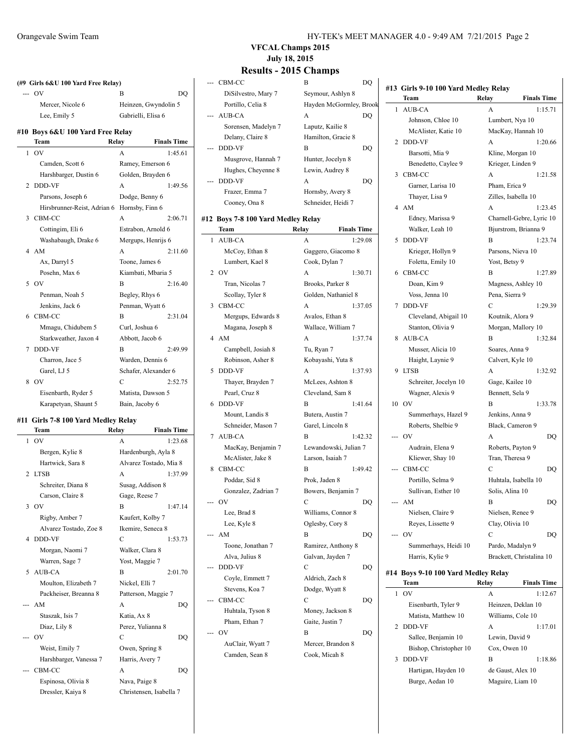# VFCAL Champs 2015

**July 18, 2015**

## Results - 2015 Champs

### (#9 Girls 6&U 100 Yard Free Relay)

| | Team | Relay | Finals Time |
|---|---|---|---|
| --- | OV | B | DQ |
| | Mercer, Nicole 6 | Heinzen, Gwyndolin 5 | |
| | Lee, Emily 5 | Gabrielli, Elisa 6 | |

### #10 Boys 6&U 100 Yard Free Relay

| | Team | Relay | Finals Time |
|---|---|---|---|
| 1 | OV | A | 1:45.61 |
| | Camden, Scott 6 | Ramey, Emerson 6 | |
| | Harshbarger, Dustin 6 | Golden, Brayden 6 | |
| 2 | DDD-VF | A | 1:49.56 |
| | Parsons, Joseph 6 | Dodge, Benny 6 | |
| | Hirsbrunner-Reist, Adrian 6 | Hornsby, Finn 6 | |
| 3 | CBM-CC | A | 2:06.71 |
| | Cottingim, Eli 6 | Estrabon, Arnold 6 | |
| | Washabaugh, Drake 6 | Mergups, Henrijs 6 | |
| 4 | AM | A | 2:11.60 |
| | Ax, Darryl 5 | Toone, James 6 | |
| | Posehn, Max 6 | Kiambati, Mbaria 5 | |
| 5 | OV | B | 2:16.40 |
| | Penman, Noah 5 | Begley, Rhys 6 | |
| | Jenkins, Jack 6 | Penman, Wyatt 6 | |
| 6 | CBM-CC | B | 2:31.04 |
| | Mmagu, Chidubem 5 | Curl, Joshua 6 | |
| | Starkweather, Jaxon 4 | Abbott, Jacob 6 | |
| 7 | DDD-VF | B | 2:49.99 |
| | Charron, Jace 5 | Warden, Dennis 6 | |
| | Garel, LJ 5 | Schafer, Alexander 6 | |
| 8 | OV | C | 2:52.75 |
| | Eisenbarth, Ryder 5 | Matista, Dawson 5 | |
| | Karapetyan, Shaunt 5 | Bain, Jacoby 6 | |

### #11 Girls 7-8 100 Yard Medley Relay

| | Team | Relay | Finals Time |
|---|---|---|---|
| 1 | OV | A | 1:23.68 |
| | Bergen, Kylie 8 | Hardenburgh, Ayla 8 | |
| | Hartwick, Sara 8 | Alvarez Tostado, Mia 8 | |
| 2 | LTSB | A | 1:37.99 |
| | Schreiter, Diana 8 | Susag, Addison 8 | |
| | Carson, Claire 8 | Gage, Reese 7 | |
| 3 | OV | B | 1:47.14 |
| | Rigby, Amber 7 | Kaufert, Kolby 7 | |
| | Alvarez Tostado, Zoe 8 | Ikemire, Seneca 8 | |
| 4 | DDD-VF | C | 1:53.73 |
| | Morgan, Naomi 7 | Walker, Clara 8 | |
| | Warren, Sage 7 | Yost, Maggie 7 | |
| 5 | AUB-CA | B | 2:01.70 |
| | Moulton, Elizabeth 7 | Nickel, Elli 7 | |
| | Packheiser, Breanna 8 | Patterson, Maggie 7 | |
| --- | AM | A | DQ |
| | Staszak, Isis 7 | Katia, Ax 8 | |
| | Diaz, Lily 8 | Perez, Yulianna 8 | |
| --- | OV | C | DQ |
| | Weist, Emily 7 | Owen, Spring 8 | |
| | Harshbarger, Vanessa 7 | Harris, Avery 7 | |
| --- | CBM-CC | A | DQ |
| | Espinosa, Olivia 8 | Nava, Paige 8 | |
| | Dressler, Kaiya 8 | Christensen, Isabella 7 | |
| --- | CBM-CC | B | DQ |
| | DiSilvestro, Mary 7 | Seymour, Ashlyn 8 | |
| | Portillo, Celia 8 | Hayden McGormley, Brook | |
| --- | AUB-CA | A | DQ |
| | Sorensen, Madelyn 7 | Laputz, Kailie 8 | |
| | Delany, Claire 8 | Hamilton, Gracie 8 | |
| --- | DDD-VF | B | DQ |
| | Musgrove, Hannah 7 | Hunter, Jocelyn 8 | |
| | Hughes, Cheyenne 8 | Lewin, Audrey 8 | |
| --- | DDD-VF | A | DQ |
| | Frazer, Emma 7 | Hornsby, Avery 8 | |
| | Cooney, Ona 8 | Schneider, Heidi 7 | |

### #12 Boys 7-8 100 Yard Medley Relay

| | Team | Relay | Finals Time |
|---|---|---|---|
| 1 | AUB-CA | A | 1:29.08 |
| | McCoy, Ethan 8 | Gaggero, Giacomo 8 | |
| | Lumbert, Kael 8 | Cook, Dylan 7 | |
| 2 | OV | A | 1:30.71 |
| | Tran, Nicolas 7 | Brooks, Parker 8 | |
| | Scollay, Tyler 8 | Golden, Nathaniel 8 | |
| 3 | CBM-CC | A | 1:37.05 |
| | Mergups, Edwards 8 | Avalos, Ethan 8 | |
| | Magana, Joseph 8 | Wallace, William 7 | |
| 4 | AM | A | 1:37.74 |
| | Campbell, Josiah 8 | Tu, Ryan 7 | |
| | Robinson, Asher 8 | Kobayashi, Yuta 8 | |
| 5 | DDD-VF | A | 1:37.93 |
| | Thayer, Brayden 7 | McLees, Ashton 8 | |
| | Pearl, Cruz 8 | Cleveland, Sam 8 | |
| 6 | DDD-VF | B | 1:41.64 |
| | Mount, Landis 8 | Butera, Austin 7 | |
| | Schneider, Mason 7 | Garel, Lincoln 8 | |
| 7 | AUB-CA | B | 1:42.32 |
| | MacKay, Benjamin 7 | Lewandowski, Julian 7 | |
| | McAlister, Jake 8 | Larson, Isaiah 7 | |
| 8 | CBM-CC | B | 1:49.42 |
| | Poddar, Sid 8 | Prok, Jaden 8 | |
| | Gonzalez, Zadrian 7 | Bowers, Benjamin 7 | |
| --- | OV | C | DQ |
| | Lee, Brad 8 | Williams, Connor 8 | |
| | Lee, Kyle 8 | Oglesby, Cory 8 | |
| --- | AM | B | DQ |
| | Toone, Jonathan 7 | Ramirez, Anthony 8 | |
| | Alva, Julius 8 | Galvan, Jayden 7 | |
| --- | DDD-VF | C | DQ |
| | Coyle, Emmett 7 | Aldrich, Zach 8 | |
| | Stevens, Koa 7 | Dodge, Wyatt 8 | |
| --- | CBM-CC | C | DQ |
| | Huhtala, Tyson 8 | Money, Jackson 8 | |
| | Pham, Ethan 7 | Gaite, Justin 7 | |
| --- | OV | B | DQ |
| | AuClair, Wyatt 7 | Mercer, Brandon 8 | |
| | Camden, Sean 8 | Cook, Micah 8 | |

### #13 Girls 9-10 100 Yard Medley Relay

| | Team | Relay | Finals Time |
|---|---|---|---|
| 1 | AUB-CA | A | 1:15.71 |
| | Johnson, Chloe 10 | Lumbert, Nya 10 | |
| | McAlister, Katie 10 | MacKay, Hannah 10 | |
| 2 | DDD-VF | A | 1:20.66 |
| | Barsotti, Mia 9 | Kline, Morgan 10 | |
| | Benedetto, Caylee 9 | Krieger, Linden 9 | |
| 3 | CBM-CC | A | 1:21.58 |
| | Garner, Larisa 10 | Pham, Erica 9 | |
| | Thayer, Lisa 9 | Zilles, Isabella 10 | |
| 4 | AM | A | 1:23.45 |
| | Edney, Marissa 9 | Charnell-Gebre, Lyric 10 | |
| | Walker, Leah 10 | Bjurstrom, Brianna 9 | |
| 5 | DDD-VF | B | 1:23.74 |
| | Krieger, Hollyn 9 | Parsons, Nieva 10 | |
| | Foletta, Emily 10 | Yost, Betsy 9 | |
| 6 | CBM-CC | B | 1:27.89 |
| | Doan, Kim 9 | Magness, Ashley 10 | |
| | Voss, Jenna 10 | Pena, Sierra 9 | |
| 7 | DDD-VF | C | 1:29.39 |
| | Cleveland, Abigail 10 | Koutnik, Alora 9 | |
| | Stanton, Olivia 9 | Morgan, Mallory 10 | |
| 8 | AUB-CA | B | 1:32.84 |
| | Musser, Alicia 10 | Soares, Anna 9 | |
| | Haight, Laynie 9 | Calvert, Kyle 10 | |
| 9 | LTSB | A | 1:32.92 |
| | Schreiter, Jocelyn 10 | Gage, Kailee 10 | |
| | Wagner, Alexis 9 | Bennett, Sela 9 | |
| 10 | OV | B | 1:33.78 |
| | Summerhays, Hazel 9 | Jenkins, Anna 9 | |
| | Roberts, Shelbie 9 | Black, Cameron 9 | |
| --- | OV | A | DQ |
| | Audrain, Elena 9 | Roberts, Payton 9 | |
| | Kliewer, Shay 10 | Tran, Theresa 9 | |
| --- | CBM-CC | C | DQ |
| | Portillo, Selma 9 | Huhtala, Isabella 10 | |
| | Sullivan, Esther 10 | Solis, Alina 10 | |
| --- | AM | B | DQ |
| | Nielsen, Claire 9 | Nielsen, Renee 9 | |
| | Reyes, Lissette 9 | Clay, Olivia 10 | |
| --- | OV | C | DQ |
| | Summerhays, Heidi 10 | Pardo, Madalyn 9 | |
| | Harris, Kylie 9 | Brackett, Christalina 10 | |

### #14 Boys 9-10 100 Yard Medley Relay

| | Team | Relay | Finals Time |
|---|---|---|---|
| 1 | OV | A | 1:12.67 |
| | Eisenbarth, Tyler 9 | Heinzen, Deklan 10 | |
| | Matista, Matthew 10 | Williams, Cole 10 | |
| 2 | DDD-VF | A | 1:17.01 |
| | Sallee, Benjamin 10 | Lewin, David 9 | |
| | Bishop, Christopher 10 | Cox, Owen 10 | |
| 3 | DDD-VF | B | 1:18.86 |
| | Hartigan, Hayden 10 | de Gaust, Alex 10 | |
| | Burge, Aedan 10 | Maguire, Liam 10 | |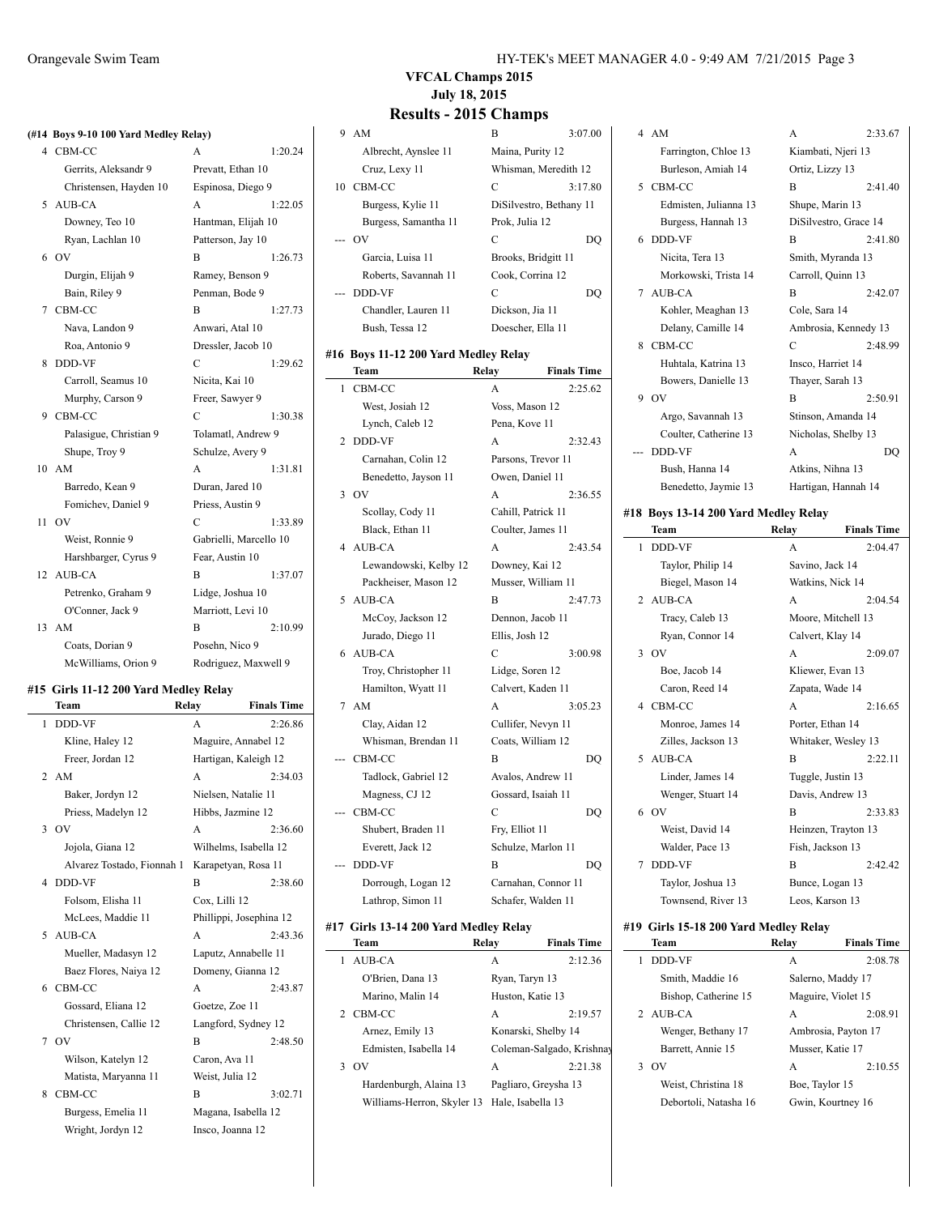# VFCAL Champs 2015

July 18, 2015

## Results - 2015 Champs

### (#14 Boys 9-10 100 Yard Medley Relay)

| | Team | Relay | Finals Time |
|---|---|---|---|
| 4 | CBM-CC | A | 1:20.24 |
| | Gerrits, Aleksandr 9 | Prevatt, Ethan 10 | |
| | Christensen, Hayden 10 | Espinosa, Diego 9 | |
| 5 | AUB-CA | A | 1:22.05 |
| | Downey, Teo 10 | Hantman, Elijah 10 | |
| | Ryan, Lachlan 10 | Patterson, Jay 10 | |
| 6 | OV | B | 1:26.73 |
| | Durgin, Elijah 9 | Ramey, Benson 9 | |
| | Bain, Riley 9 | Penman, Bode 9 | |
| 7 | CBM-CC | B | 1:27.73 |
| | Nava, Landon 9 | Anwari, Atal 10 | |
| | Roa, Antonio 9 | Dressler, Jacob 10 | |
| 8 | DDD-VF | C | 1:29.62 |
| | Carroll, Seamus 10 | Nicita, Kai 10 | |
| | Murphy, Carson 9 | Freer, Sawyer 9 | |
| 9 | CBM-CC | C | 1:30.38 |
| | Palasigue, Christian 9 | Tolamatl, Andrew 9 | |
| | Shupe, Troy 9 | Schulze, Avery 9 | |
| 10 | AM | A | 1:31.81 |
| | Barredo, Kean 9 | Duran, Jared 10 | |
| | Fomichev, Daniel 9 | Priess, Austin 9 | |
| 11 | OV | C | 1:33.89 |
| | Weist, Ronnie 9 | Gabrielli, Marcello 10 | |
| | Harshbarger, Cyrus 9 | Fear, Austin 10 | |
| 12 | AUB-CA | B | 1:37.07 |
| | Petrenko, Graham 9 | Lidge, Joshua 10 | |
| | O'Conner, Jack 9 | Marriott, Levi 10 | |
| 13 | AM | B | 2:10.99 |
| | Coats, Dorian 9 | Posehn, Nico 9 | |
| | McWilliams, Orion 9 | Rodriguez, Maxwell 9 | |

### #15 Girls 11-12 200 Yard Medley Relay

| | Team | Relay | Finals Time |
|---|---|---|---|
| 1 | DDD-VF | A | 2:26.86 |
| | Kline, Haley 12 | Maguire, Annabel 12 | |
| | Freer, Jordan 12 | Hartigan, Kaleigh 12 | |
| 2 | AM | A | 2:34.03 |
| | Baker, Jordyn 12 | Nielsen, Natalie 11 | |
| | Priess, Madelyn 12 | Hibbs, Jazmine 12 | |
| 3 | OV | A | 2:36.60 |
| | Jojola, Giana 12 | Wilhelms, Isabella 12 | |
| | Alvarez Tostado, Fionnah 1 | Karapetyan, Rosa 11 | |
| 4 | DDD-VF | B | 2:38.60 |
| | Folsom, Elisha 11 | Cox, Lilli 12 | |
| | McLees, Maddie 11 | Phillippi, Josephina 12 | |
| 5 | AUB-CA | A | 2:43.36 |
| | Mueller, Madasyn 12 | Laputz, Annabelle 11 | |
| | Baez Flores, Naiya 12 | Domeny, Gianna 12 | |
| 6 | CBM-CC | A | 2:43.87 |
| | Gossard, Eliana 12 | Goetze, Zoe 11 | |
| | Christensen, Callie 12 | Langford, Sydney 12 | |
| 7 | OV | B | 2:48.50 |
| | Wilson, Katelyn 12 | Caron, Ava 11 | |
| | Matista, Maryanna 11 | Weist, Julia 12 | |
| 8 | CBM-CC | B | 3:02.71 |
| | Burgess, Emelia 11 | Magana, Isabella 12 | |
| | Wright, Jordyn 12 | Insco, Joanna 12 | |
| 9 | AM | B | 3:07.00 |
| | Albrecht, Aynslee 11 | Maina, Purity 12 | |
| | Cruz, Lexy 11 | Whisman, Meredith 12 | |
| 10 | CBM-CC | C | 3:17.80 |
| | Burgess, Kylie 11 | DiSilvestro, Bethany 11 | |
| | Burgess, Samantha 11 | Prok, Julia 12 | |
| --- | OV | C | DQ |
| | Garcia, Luisa 11 | Brooks, Bridgitt 11 | |
| | Roberts, Savannah 11 | Cook, Corrina 12 | |
| --- | DDD-VF | C | DQ |
| | Chandler, Lauren 11 | Dickson, Jia 11 | |
| | Bush, Tessa 12 | Doescher, Ella 11 | |

### #16 Boys 11-12 200 Yard Medley Relay

| | Team | Relay | Finals Time |
|---|---|---|---|
| 1 | CBM-CC | A | 2:25.62 |
| | West, Josiah 12 | Voss, Mason 12 | |
| | Lynch, Caleb 12 | Pena, Kove 11 | |
| 2 | DDD-VF | A | 2:32.43 |
| | Carnahan, Colin 12 | Parsons, Trevor 11 | |
| | Benedetto, Jayson 11 | Owen, Daniel 11 | |
| 3 | OV | A | 2:36.55 |
| | Scollay, Cody 11 | Cahill, Patrick 11 | |
| | Black, Ethan 11 | Coulter, James 11 | |
| 4 | AUB-CA | A | 2:43.54 |
| | Lewandowski, Kelby 12 | Downey, Kai 12 | |
| | Packheiser, Mason 12 | Musser, William 11 | |
| 5 | AUB-CA | B | 2:47.73 |
| | McCoy, Jackson 12 | Dennon, Jacob 11 | |
| | Jurado, Diego 11 | Ellis, Josh 12 | |
| 6 | AUB-CA | C | 3:00.98 |
| | Troy, Christopher 11 | Lidge, Soren 12 | |
| | Hamilton, Wyatt 11 | Calvert, Kaden 11 | |
| 7 | AM | A | 3:05.23 |
| | Clay, Aidan 12 | Cullifer, Nevyn 11 | |
| | Whisman, Brendan 11 | Coats, William 12 | |
| --- | CBM-CC | B | DQ |
| | Tadlock, Gabriel 12 | Avalos, Andrew 11 | |
| | Magness, CJ 12 | Gossard, Isaiah 11 | |
| --- | CBM-CC | C | DQ |
| | Shubert, Braden 11 | Fry, Elliot 11 | |
| | Everett, Jack 12 | Schulze, Marlon 11 | |
| --- | DDD-VF | B | DQ |
| | Dorrough, Logan 12 | Carnahan, Connor 11 | |
| | Lathrop, Simon 11 | Schafer, Walden 11 | |

### #17 Girls 13-14 200 Yard Medley Relay

| | Team | Relay | Finals Time |
|---|---|---|---|
| 1 | AUB-CA | A | 2:12.36 |
| | O'Brien, Dana 13 | Ryan, Taryn 13 | |
| | Marino, Malin 14 | Huston, Katie 13 | |
| 2 | CBM-CC | A | 2:19.57 |
| | Arnez, Emily 13 | Konarski, Shelby 14 | |
| | Edmisten, Isabella 14 | Coleman-Salgado, Krishnay | |
| 3 | OV | A | 2:21.38 |
| | Hardenburgh, Alaina 13 | Pagliaro, Greysha 13 | |
| | Williams-Herron, Skyler 13 | Hale, Isabella 13 | |
| 4 | AM | A | 2:33.67 |
| | Farrington, Chloe 13 | Kiambati, Njeri 13 | |
| | Burleson, Amiah 14 | Ortiz, Lizzy 13 | |
| 5 | CBM-CC | B | 2:41.40 |
| | Edmisten, Julianna 13 | Shupe, Marin 13 | |
| | Burgess, Hannah 13 | DiSilvestro, Grace 14 | |
| 6 | DDD-VF | B | 2:41.80 |
| | Nicita, Tera 13 | Smith, Myranda 13 | |
| | Morkowski, Trista 14 | Carroll, Quinn 13 | |
| 7 | AUB-CA | B | 2:42.07 |
| | Kohler, Meaghan 13 | Cole, Sara 14 | |
| | Delany, Camille 14 | Ambrosia, Kennedy 13 | |
| 8 | CBM-CC | C | 2:48.99 |
| | Huhtala, Katrina 13 | Insco, Harriet 14 | |
| | Bowers, Danielle 13 | Thayer, Sarah 13 | |
| 9 | OV | B | 2:50.91 |
| | Argo, Savannah 13 | Stinson, Amanda 14 | |
| | Coulter, Catherine 13 | Nicholas, Shelby 13 | |
| --- | DDD-VF | A | DQ |
| | Bush, Hanna 14 | Atkins, Nihna 13 | |
| | Benedetto, Jaymie 13 | Hartigan, Hannah 14 | |

### #18 Boys 13-14 200 Yard Medley Relay

| | Team | Relay | Finals Time |
|---|---|---|---|
| 1 | DDD-VF | A | 2:04.47 |
| | Taylor, Philip 14 | Savino, Jack 14 | |
| | Biegel, Mason 14 | Watkins, Nick 14 | |
| 2 | AUB-CA | A | 2:04.54 |
| | Tracy, Caleb 13 | Moore, Mitchell 13 | |
| | Ryan, Connor 14 | Calvert, Klay 14 | |
| 3 | OV | A | 2:09.07 |
| | Boe, Jacob 14 | Kliewer, Evan 13 | |
| | Caron, Reed 14 | Zapata, Wade 14 | |
| 4 | CBM-CC | A | 2:16.65 |
| | Monroe, James 14 | Porter, Ethan 14 | |
| | Zilles, Jackson 13 | Whitaker, Wesley 13 | |
| 5 | AUB-CA | B | 2:22.11 |
| | Linder, James 14 | Tuggle, Justin 13 | |
| | Wenger, Stuart 14 | Davis, Andrew 13 | |
| 6 | OV | B | 2:33.83 |
| | Weist, David 14 | Heinzen, Trayton 13 | |
| | Walder, Pace 13 | Fish, Jackson 13 | |
| 7 | DDD-VF | B | 2:42.42 |
| | Taylor, Joshua 13 | Bunce, Logan 13 | |
| | Townsend, River 13 | Leos, Karson 13 | |

### #19 Girls 15-18 200 Yard Medley Relay

| | Team | Relay | Finals Time |
|---|---|---|---|
| 1 | DDD-VF | A | 2:08.78 |
| | Smith, Maddie 16 | Salerno, Maddy 17 | |
| | Bishop, Catherine 15 | Maguire, Violet 15 | |
| 2 | AUB-CA | A | 2:08.91 |
| | Wenger, Bethany 17 | Ambrosia, Payton 17 | |
| | Barrett, Annie 15 | Musser, Katie 17 | |
| 3 | OV | A | 2:10.55 |
| | Weist, Christina 18 | Boe, Taylor 15 | |
| | Debortoli, Natasha 16 | Gwin, Kourtney 16 | |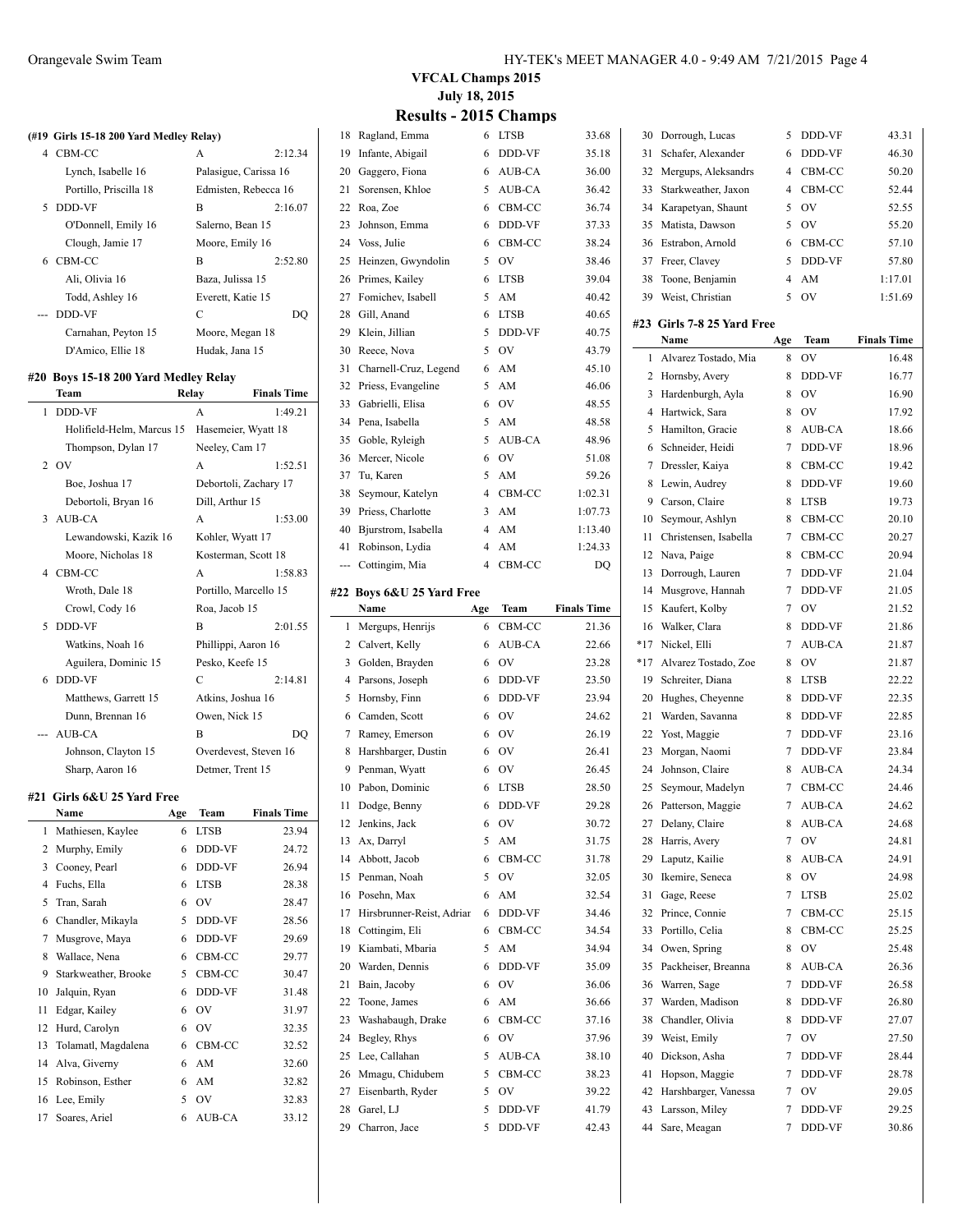# VFCAL Champs 2015

**July 18, 2015**

## Results - 2015 Champs

### (#19 Girls 15-18 200 Yard Medley Relay)

| | Team | Relay | Finals Time |
|---|---|---|---|
| 4 | CBM-CC | A | 2:12.34 |
| | Lynch, Isabelle 16 | Palasigue, Carissa 16 | |
| | Portillo, Priscilla 18 | Edmisten, Rebecca 16 | |
| 5 | DDD-VF | B | 2:16.07 |
| | O'Donnell, Emily 16 | Salerno, Bean 15 | |
| | Clough, Jamie 17 | Moore, Emily 16 | |
| 6 | CBM-CC | B | 2:52.80 |
| | Ali, Olivia 16 | Baza, Julissa 15 | |
| | Todd, Ashley 16 | Everett, Katie 15 | |
| --- | DDD-VF | C | DQ |
| | Carnahan, Peyton 15 | Moore, Megan 18 | |
| | D'Amico, Ellie 18 | Hudak, Jana 15 | |

### #20 Boys 15-18 200 Yard Medley Relay

| | Team | Relay | Finals Time |
|---|---|---|---|
| 1 | DDD-VF | A | 1:49.21 |
| | Holifield-Helm, Marcus 15 | Hasemeier, Wyatt 18 | |
| | Thompson, Dylan 17 | Neeley, Cam 17 | |
| 2 | OV | A | 1:52.51 |
| | Boe, Joshua 17 | Debortoli, Zachary 17 | |
| | Debortoli, Bryan 16 | Dill, Arthur 15 | |
| 3 | AUB-CA | A | 1:53.00 |
| | Lewandowski, Kazik 16 | Kohler, Wyatt 17 | |
| | Moore, Nicholas 18 | Kosterman, Scott 18 | |
| 4 | CBM-CC | A | 1:58.83 |
| | Wroth, Dale 18 | Portillo, Marcello 15 | |
| | Crowl, Cody 16 | Roa, Jacob 15 | |
| 5 | DDD-VF | B | 2:01.55 |
| | Watkins, Noah 16 | Phillippi, Aaron 16 | |
| | Aguilera, Dominic 15 | Pesko, Keefe 15 | |
| 6 | DDD-VF | C | 2:14.81 |
| | Matthews, Garrett 15 | Atkins, Joshua 16 | |
| | Dunn, Brennan 16 | Owen, Nick 15 | |
| --- | AUB-CA | B | DQ |
| | Johnson, Clayton 15 | Overdevest, Steven 16 | |
| | Sharp, Aaron 16 | Detmer, Trent 15 | |

### #21 Girls 6&U 25 Yard Free

| | Name | Age | Team | Finals Time |
|---|---|---|---|---|
| 1 | Mathiesen, Kaylee | 6 | LTSB | 23.94 |
| 2 | Murphy, Emily | 6 | DDD-VF | 24.72 |
| 3 | Cooney, Pearl | 6 | DDD-VF | 26.94 |
| 4 | Fuchs, Ella | 6 | LTSB | 28.38 |
| 5 | Tran, Sarah | 6 | OV | 28.47 |
| 6 | Chandler, Mikayla | 5 | DDD-VF | 28.56 |
| 7 | Musgrove, Maya | 6 | DDD-VF | 29.69 |
| 8 | Wallace, Nena | 6 | CBM-CC | 29.77 |
| 9 | Starkweather, Brooke | 5 | CBM-CC | 30.47 |
| 10 | Jalquin, Ryan | 6 | DDD-VF | 31.48 |
| 11 | Edgar, Kailey | 6 | OV | 31.97 |
| 12 | Hurd, Carolyn | 6 | OV | 32.35 |
| 13 | Tolamatl, Magdalena | 6 | CBM-CC | 32.52 |
| 14 | Alva, Giverny | 6 | AM | 32.60 |
| 15 | Robinson, Esther | 6 | AM | 32.82 |
| 16 | Lee, Emily | 5 | OV | 32.83 |
| 17 | Soares, Ariel | 6 | AUB-CA | 33.12 |
| 18 | Ragland, Emma | 6 | LTSB | 33.68 |
| 19 | Infante, Abigail | 6 | DDD-VF | 35.18 |
| 20 | Gaggero, Fiona | 6 | AUB-CA | 36.00 |
| 21 | Sorensen, Khloe | 5 | AUB-CA | 36.42 |
| 22 | Roa, Zoe | 6 | CBM-CC | 36.74 |
| 23 | Johnson, Emma | 6 | DDD-VF | 37.33 |
| 24 | Voss, Julie | 6 | CBM-CC | 38.24 |
| 25 | Heinzen, Gwyndolin | 5 | OV | 38.46 |
| 26 | Primes, Kailey | 6 | LTSB | 39.04 |
| 27 | Fomichev, Isabell | 5 | AM | 40.42 |
| 28 | Gill, Anand | 6 | LTSB | 40.65 |
| 29 | Klein, Jillian | 5 | DDD-VF | 40.75 |
| 30 | Reece, Nova | 5 | OV | 43.79 |
| 31 | Charnell-Cruz, Legend | 6 | AM | 45.10 |
| 32 | Priess, Evangeline | 5 | AM | 46.06 |
| 33 | Gabrielli, Elisa | 6 | OV | 48.55 |
| 34 | Pena, Isabella | 5 | AM | 48.58 |
| 35 | Goble, Ryleigh | 5 | AUB-CA | 48.96 |
| 36 | Mercer, Nicole | 6 | OV | 51.08 |
| 37 | Tu, Karen | 5 | AM | 59.26 |
| 38 | Seymour, Katelyn | 4 | CBM-CC | 1:02.31 |
| 39 | Priess, Charlotte | 3 | AM | 1:07.73 |
| 40 | Bjurstrom, Isabella | 4 | AM | 1:13.40 |
| 41 | Robinson, Lydia | 4 | AM | 1:24.33 |
| --- | Cottingim, Mia | 4 | CBM-CC | DQ |

### #22 Boys 6&U 25 Yard Free

| | Name | Age | Team | Finals Time |
|---|---|---|---|---|
| 1 | Mergups, Henrijs | 6 | CBM-CC | 21.36 |
| 2 | Calvert, Kelly | 6 | AUB-CA | 22.66 |
| 3 | Golden, Brayden | 6 | OV | 23.28 |
| 4 | Parsons, Joseph | 6 | DDD-VF | 23.50 |
| 5 | Hornsby, Finn | 6 | DDD-VF | 23.94 |
| 6 | Camden, Scott | 6 | OV | 24.62 |
| 7 | Ramey, Emerson | 6 | OV | 26.19 |
| 8 | Harshbarger, Dustin | 6 | OV | 26.41 |
| 9 | Penman, Wyatt | 6 | OV | 26.45 |
| 10 | Pabon, Dominic | 6 | LTSB | 28.50 |
| 11 | Dodge, Benny | 6 | DDD-VF | 29.28 |
| 12 | Jenkins, Jack | 6 | OV | 30.72 |
| 13 | Ax, Darryl | 5 | AM | 31.75 |
| 14 | Abbott, Jacob | 6 | CBM-CC | 31.78 |
| 15 | Penman, Noah | 5 | OV | 32.05 |
| 16 | Posehn, Max | 6 | AM | 32.54 |
| 17 | Hirsbrunner-Reist, Adrian | 6 | DDD-VF | 34.46 |
| 18 | Cottingim, Eli | 6 | CBM-CC | 34.54 |
| 19 | Kiambati, Mbaria | 5 | AM | 34.94 |
| 20 | Warden, Dennis | 6 | DDD-VF | 35.09 |
| 21 | Bain, Jacoby | 6 | OV | 36.06 |
| 22 | Toone, James | 6 | AM | 36.66 |
| 23 | Washabaugh, Drake | 6 | CBM-CC | 37.16 |
| 24 | Begley, Rhys | 6 | OV | 37.96 |
| 25 | Lee, Callahan | 5 | AUB-CA | 38.10 |
| 26 | Mmagu, Chidubem | 5 | CBM-CC | 38.23 |
| 27 | Eisenbarth, Ryder | 5 | OV | 39.22 |
| 28 | Garel, LJ | 5 | DDD-VF | 41.79 |
| 29 | Charron, Jace | 5 | DDD-VF | 42.43 |
| 30 | Dorrough, Lucas | 5 | DDD-VF | 43.31 |
| 31 | Schafer, Alexander | 6 | DDD-VF | 46.30 |
| 32 | Mergups, Aleksandrs | 4 | CBM-CC | 50.20 |
| 33 | Starkweather, Jaxon | 4 | CBM-CC | 52.44 |
| 34 | Karapetyan, Shaunt | 5 | OV | 52.55 |
| 35 | Matista, Dawson | 5 | OV | 55.20 |
| 36 | Estrabon, Arnold | 6 | CBM-CC | 57.10 |
| 37 | Freer, Clavey | 5 | DDD-VF | 57.80 |
| 38 | Toone, Benjamin | 4 | AM | 1:17.01 |
| 39 | Weist, Christian | 5 | OV | 1:51.69 |

### #23 Girls 7-8 25 Yard Free

| | Name | Age | Team | Finals Time |
|---|---|---|---|---|
| 1 | Alvarez Tostado, Mia | 8 | OV | 16.48 |
| 2 | Hornsby, Avery | 8 | DDD-VF | 16.77 |
| 3 | Hardenburgh, Ayla | 8 | OV | 16.90 |
| 4 | Hartwick, Sara | 8 | OV | 17.92 |
| 5 | Hamilton, Gracie | 8 | AUB-CA | 18.66 |
| 6 | Schneider, Heidi | 7 | DDD-VF | 18.96 |
| 7 | Dressler, Kaiya | 8 | CBM-CC | 19.42 |
| 8 | Lewin, Audrey | 8 | DDD-VF | 19.60 |
| 9 | Carson, Claire | 8 | LTSB | 19.73 |
| 10 | Seymour, Ashlyn | 8 | CBM-CC | 20.10 |
| 11 | Christensen, Isabella | 7 | CBM-CC | 20.27 |
| 12 | Nava, Paige | 8 | CBM-CC | 20.94 |
| 13 | Dorrough, Lauren | 7 | DDD-VF | 21.04 |
| 14 | Musgrove, Hannah | 7 | DDD-VF | 21.05 |
| 15 | Kaufert, Kolby | 7 | OV | 21.52 |
| 16 | Walker, Clara | 8 | DDD-VF | 21.86 |
| *17 | Nickel, Elli | 7 | AUB-CA | 21.87 |
| *17 | Alvarez Tostado, Zoe | 8 | OV | 21.87 |
| 19 | Schreiter, Diana | 8 | LTSB | 22.22 |
| 20 | Hughes, Cheyenne | 8 | DDD-VF | 22.35 |
| 21 | Warden, Savanna | 8 | DDD-VF | 22.85 |
| 22 | Yost, Maggie | 7 | DDD-VF | 23.16 |
| 23 | Morgan, Naomi | 7 | DDD-VF | 23.84 |
| 24 | Johnson, Claire | 8 | AUB-CA | 24.34 |
| 25 | Seymour, Madelyn | 7 | CBM-CC | 24.46 |
| 26 | Patterson, Maggie | 7 | AUB-CA | 24.62 |
| 27 | Delany, Claire | 8 | AUB-CA | 24.68 |
| 28 | Harris, Avery | 7 | OV | 24.81 |
| 29 | Laputz, Kailie | 8 | AUB-CA | 24.91 |
| 30 | Ikemire, Seneca | 8 | OV | 24.98 |
| 31 | Gage, Reese | 7 | LTSB | 25.02 |
| 32 | Prince, Connie | 7 | CBM-CC | 25.15 |
| 33 | Portillo, Celia | 8 | CBM-CC | 25.25 |
| 34 | Owen, Spring | 8 | OV | 25.48 |
| 35 | Packheiser, Breanna | 8 | AUB-CA | 26.36 |
| 36 | Warren, Sage | 7 | DDD-VF | 26.58 |
| 37 | Warden, Madison | 8 | DDD-VF | 26.80 |
| 38 | Chandler, Olivia | 8 | DDD-VF | 27.07 |
| 39 | Weist, Emily | 7 | OV | 27.50 |
| 40 | Dickson, Asha | 7 | DDD-VF | 28.44 |
| 41 | Hopson, Maggie | 7 | DDD-VF | 28.78 |
| 42 | Harshbarger, Vanessa | 7 | OV | 29.05 |
| 43 | Larsson, Miley | 7 | DDD-VF | 29.25 |
| 44 | Sare, Meagan | 7 | DDD-VF | 30.86 |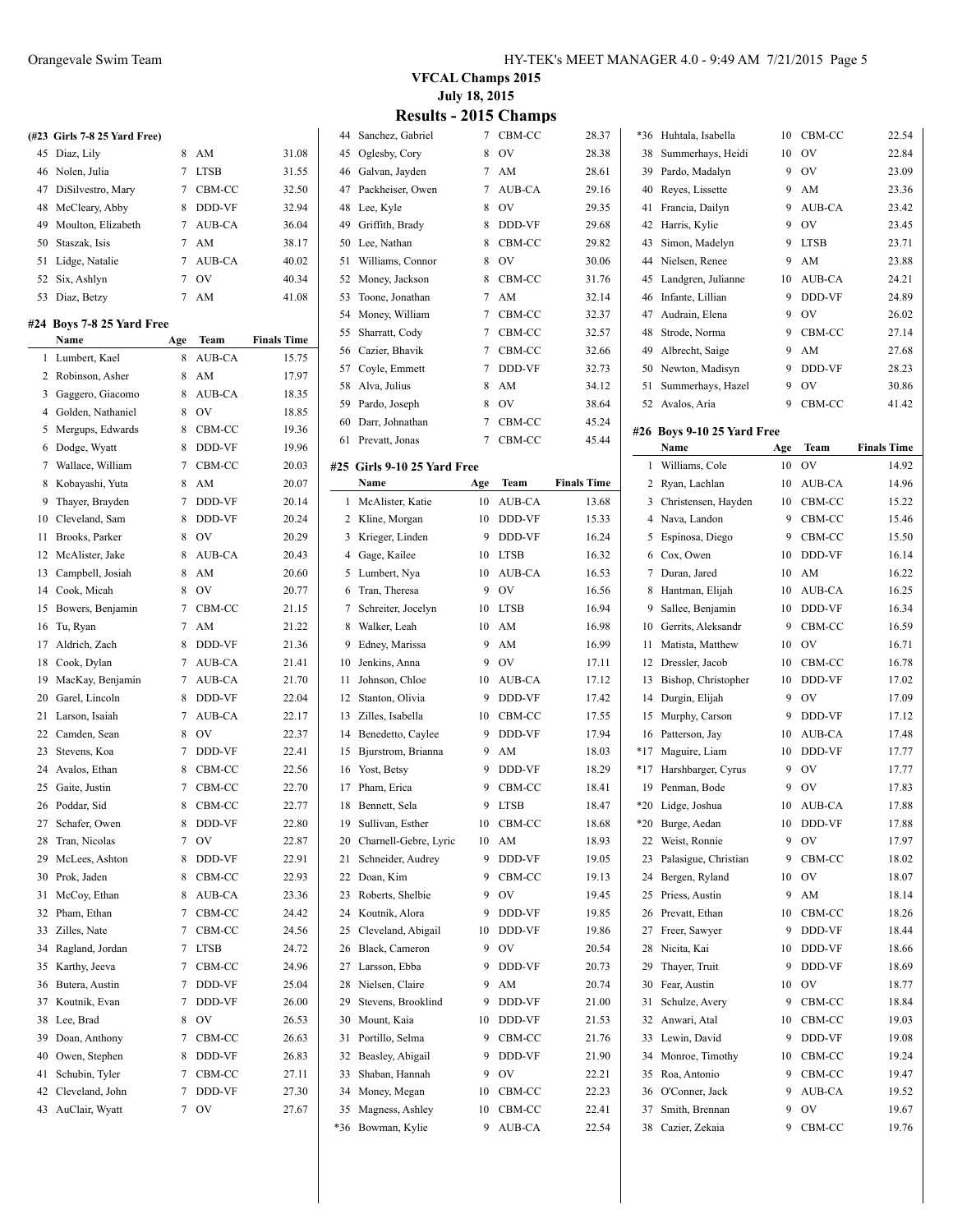# VFCAL Champs 2015

July 18, 2015

## Results - 2015 Champs

### (#23 Girls 7-8 25 Yard Free)

| | Name | Age | Team | Finals Time |
|---|---|---|---|---|
| 45 | Diaz, Lily | 8 | AM | 31.08 |
| 46 | Nolen, Julia | 7 | LTSB | 31.55 |
| 47 | DiSilvestro, Mary | 7 | CBM-CC | 32.50 |
| 48 | McCleary, Abby | 8 | DDD-VF | 32.94 |
| 49 | Moulton, Elizabeth | 7 | AUB-CA | 36.04 |
| 50 | Staszak, Isis | 7 | AM | 38.17 |
| 51 | Lidge, Natalie | 7 | AUB-CA | 40.02 |
| 52 | Six, Ashlyn | 7 | OV | 40.34 |
| 53 | Diaz, Betzy | 7 | AM | 41.08 |

### #24 Boys 7-8 25 Yard Free

| | Name | Age | Team | Finals Time |
|---|---|---|---|---|
| 1 | Lumbert, Kael | 8 | AUB-CA | 15.75 |
| 2 | Robinson, Asher | 8 | AM | 17.97 |
| 3 | Gaggero, Giacomo | 8 | AUB-CA | 18.35 |
| 4 | Golden, Nathaniel | 8 | OV | 18.85 |
| 5 | Mergups, Edwards | 8 | CBM-CC | 19.36 |
| 6 | Dodge, Wyatt | 8 | DDD-VF | 19.96 |
| 7 | Wallace, William | 7 | CBM-CC | 20.03 |
| 8 | Kobayashi, Yuta | 8 | AM | 20.07 |
| 9 | Thayer, Brayden | 7 | DDD-VF | 20.14 |
| 10 | Cleveland, Sam | 8 | DDD-VF | 20.24 |
| 11 | Brooks, Parker | 8 | OV | 20.29 |
| 12 | McAlister, Jake | 8 | AUB-CA | 20.43 |
| 13 | Campbell, Josiah | 8 | AM | 20.60 |
| 14 | Cook, Micah | 8 | OV | 20.77 |
| 15 | Bowers, Benjamin | 7 | CBM-CC | 21.15 |
| 16 | Tu, Ryan | 7 | AM | 21.22 |
| 17 | Aldrich, Zach | 8 | DDD-VF | 21.36 |
| 18 | Cook, Dylan | 7 | AUB-CA | 21.41 |
| 19 | MacKay, Benjamin | 7 | AUB-CA | 21.70 |
| 20 | Garel, Lincoln | 8 | DDD-VF | 22.04 |
| 21 | Larson, Isaiah | 7 | AUB-CA | 22.17 |
| 22 | Camden, Sean | 8 | OV | 22.37 |
| 23 | Stevens, Koa | 7 | DDD-VF | 22.41 |
| 24 | Avalos, Ethan | 8 | CBM-CC | 22.56 |
| 25 | Gaite, Justin | 7 | CBM-CC | 22.70 |
| 26 | Poddar, Sid | 8 | CBM-CC | 22.77 |
| 27 | Schafer, Owen | 8 | DDD-VF | 22.80 |
| 28 | Tran, Nicolas | 7 | OV | 22.87 |
| 29 | McLees, Ashton | 8 | DDD-VF | 22.91 |
| 30 | Prok, Jaden | 8 | CBM-CC | 22.93 |
| 31 | McCoy, Ethan | 8 | AUB-CA | 23.36 |
| 32 | Pham, Ethan | 7 | CBM-CC | 24.42 |
| 33 | Zilles, Nate | 7 | CBM-CC | 24.56 |
| 34 | Ragland, Jordan | 7 | LTSB | 24.72 |
| 35 | Karthy, Jeeva | 7 | CBM-CC | 24.96 |
| 36 | Butera, Austin | 7 | DDD-VF | 25.04 |
| 37 | Koutnik, Evan | 7 | DDD-VF | 26.00 |
| 38 | Lee, Brad | 8 | OV | 26.53 |
| 39 | Doan, Anthony | 7 | CBM-CC | 26.63 |
| 40 | Owen, Stephen | 8 | DDD-VF | 26.83 |
| 41 | Schubin, Tyler | 7 | CBM-CC | 27.11 |
| 42 | Cleveland, John | 7 | DDD-VF | 27.30 |
| 43 | AuClair, Wyatt | 7 | OV | 27.67 |
| 44 | Sanchez, Gabriel | 7 | CBM-CC | 28.37 |
| 45 | Oglesby, Cory | 8 | OV | 28.38 |
| 46 | Galvan, Jayden | 7 | AM | 28.61 |
| 47 | Packheiser, Owen | 7 | AUB-CA | 29.16 |
| 48 | Lee, Kyle | 8 | OV | 29.35 |
| 49 | Griffith, Brady | 8 | DDD-VF | 29.68 |
| 50 | Lee, Nathan | 8 | CBM-CC | 29.82 |
| 51 | Williams, Connor | 8 | OV | 30.06 |
| 52 | Money, Jackson | 8 | CBM-CC | 31.76 |
| 53 | Toone, Jonathan | 7 | AM | 32.14 |
| 54 | Money, William | 7 | CBM-CC | 32.37 |
| 55 | Sharratt, Cody | 7 | CBM-CC | 32.57 |
| 56 | Cazier, Bhavik | 7 | CBM-CC | 32.66 |
| 57 | Coyle, Emmett | 7 | DDD-VF | 32.73 |
| 58 | Alva, Julius | 8 | AM | 34.12 |
| 59 | Pardo, Joseph | 8 | OV | 38.64 |
| 60 | Darr, Johnathan | 7 | CBM-CC | 45.24 |
| 61 | Prevatt, Jonas | 7 | CBM-CC | 45.44 |

### #25 Girls 9-10 25 Yard Free

| | Name | Age | Team | Finals Time |
|---|---|---|---|---|
| 1 | McAlister, Katie | 10 | AUB-CA | 13.68 |
| 2 | Kline, Morgan | 10 | DDD-VF | 15.33 |
| 3 | Krieger, Linden | 9 | DDD-VF | 16.24 |
| 4 | Gage, Kailee | 10 | LTSB | 16.32 |
| 5 | Lumbert, Nya | 10 | AUB-CA | 16.53 |
| 6 | Tran, Theresa | 9 | OV | 16.56 |
| 7 | Schreiter, Jocelyn | 10 | LTSB | 16.94 |
| 8 | Walker, Leah | 10 | AM | 16.98 |
| 9 | Edney, Marissa | 9 | AM | 16.99 |
| 10 | Jenkins, Anna | 9 | OV | 17.11 |
| 11 | Johnson, Chloe | 10 | AUB-CA | 17.12 |
| 12 | Stanton, Olivia | 9 | DDD-VF | 17.42 |
| 13 | Zilles, Isabella | 10 | CBM-CC | 17.55 |
| 14 | Benedetto, Caylee | 9 | DDD-VF | 17.94 |
| 15 | Bjurstrom, Brianna | 9 | AM | 18.03 |
| 16 | Yost, Betsy | 9 | DDD-VF | 18.29 |
| 17 | Pham, Erica | 9 | CBM-CC | 18.41 |
| 18 | Bennett, Sela | 9 | LTSB | 18.47 |
| 19 | Sullivan, Esther | 10 | CBM-CC | 18.68 |
| 20 | Charnell-Gebre, Lyric | 10 | AM | 18.93 |
| 21 | Schneider, Audrey | 9 | DDD-VF | 19.05 |
| 22 | Doan, Kim | 9 | CBM-CC | 19.13 |
| 23 | Roberts, Shelbie | 9 | OV | 19.45 |
| 24 | Koutnik, Alora | 9 | DDD-VF | 19.85 |
| 25 | Cleveland, Abigail | 10 | DDD-VF | 19.86 |
| 26 | Black, Cameron | 9 | OV | 20.54 |
| 27 | Larsson, Ebba | 9 | DDD-VF | 20.73 |
| 28 | Nielsen, Claire | 9 | AM | 20.74 |
| 29 | Stevens, Brooklind | 9 | DDD-VF | 21.00 |
| 30 | Mount, Kaia | 10 | DDD-VF | 21.53 |
| 31 | Portillo, Selma | 9 | CBM-CC | 21.76 |
| 32 | Beasley, Abigail | 9 | DDD-VF | 21.90 |
| 33 | Shaban, Hannah | 9 | OV | 22.21 |
| 34 | Money, Megan | 10 | CBM-CC | 22.23 |
| 35 | Magness, Ashley | 10 | CBM-CC | 22.41 |
| *36 | Bowman, Kylie | 9 | AUB-CA | 22.54 |
| *36 | Huhtala, Isabella | 10 | CBM-CC | 22.54 |
| 38 | Summerhays, Heidi | 10 | OV | 22.84 |
| 39 | Pardo, Madalyn | 9 | OV | 23.09 |
| 40 | Reyes, Lissette | 9 | AM | 23.36 |
| 41 | Francia, Dailyn | 9 | AUB-CA | 23.42 |
| 42 | Harris, Kylie | 9 | OV | 23.45 |
| 43 | Simon, Madelyn | 9 | LTSB | 23.71 |
| 44 | Nielsen, Renee | 9 | AM | 23.88 |
| 45 | Landgren, Julianne | 10 | AUB-CA | 24.21 |
| 46 | Infante, Lillian | 9 | DDD-VF | 24.89 |
| 47 | Audrain, Elena | 9 | OV | 26.02 |
| 48 | Strode, Norma | 9 | CBM-CC | 27.14 |
| 49 | Albrecht, Saige | 9 | AM | 27.68 |
| 50 | Newton, Madisyn | 9 | DDD-VF | 28.23 |
| 51 | Summerhays, Hazel | 9 | OV | 30.86 |
| 52 | Avalos, Aria | 9 | CBM-CC | 41.42 |

### #26 Boys 9-10 25 Yard Free

| | Name | Age | Team | Finals Time |
|---|---|---|---|---|
| 1 | Williams, Cole | 10 | OV | 14.92 |
| 2 | Ryan, Lachlan | 10 | AUB-CA | 14.96 |
| 3 | Christensen, Hayden | 10 | CBM-CC | 15.22 |
| 4 | Nava, Landon | 9 | CBM-CC | 15.46 |
| 5 | Espinosa, Diego | 9 | CBM-CC | 15.50 |
| 6 | Cox, Owen | 10 | DDD-VF | 16.14 |
| 7 | Duran, Jared | 10 | AM | 16.22 |
| 8 | Hantman, Elijah | 10 | AUB-CA | 16.25 |
| 9 | Sallee, Benjamin | 10 | DDD-VF | 16.34 |
| 10 | Gerrits, Aleksandr | 9 | CBM-CC | 16.59 |
| 11 | Matista, Matthew | 10 | OV | 16.71 |
| 12 | Dressler, Jacob | 10 | CBM-CC | 16.78 |
| 13 | Bishop, Christopher | 10 | DDD-VF | 17.02 |
| 14 | Durgin, Elijah | 9 | OV | 17.09 |
| 15 | Murphy, Carson | 9 | DDD-VF | 17.12 |
| 16 | Patterson, Jay | 10 | AUB-CA | 17.48 |
| *17 | Maguire, Liam | 10 | DDD-VF | 17.77 |
| *17 | Harshbarger, Cyrus | 9 | OV | 17.77 |
| 19 | Penman, Bode | 9 | OV | 17.83 |
| *20 | Lidge, Joshua | 10 | AUB-CA | 17.88 |
| *20 | Burge, Aedan | 10 | DDD-VF | 17.88 |
| 22 | Weist, Ronnie | 9 | OV | 17.97 |
| 23 | Palasigue, Christian | 9 | CBM-CC | 18.02 |
| 24 | Bergen, Ryland | 10 | OV | 18.07 |
| 25 | Priess, Austin | 9 | AM | 18.14 |
| 26 | Prevatt, Ethan | 10 | CBM-CC | 18.26 |
| 27 | Freer, Sawyer | 9 | DDD-VF | 18.44 |
| 28 | Nicita, Kai | 10 | DDD-VF | 18.66 |
| 29 | Thayer, Truit | 9 | DDD-VF | 18.69 |
| 30 | Fear, Austin | 10 | OV | 18.77 |
| 31 | Schulze, Avery | 9 | CBM-CC | 18.84 |
| 32 | Anwari, Atal | 10 | CBM-CC | 19.03 |
| 33 | Lewin, David | 9 | DDD-VF | 19.08 |
| 34 | Monroe, Timothy | 10 | CBM-CC | 19.24 |
| 35 | Roa, Antonio | 9 | CBM-CC | 19.47 |
| 36 | O'Conner, Jack | 9 | AUB-CA | 19.52 |
| 37 | Smith, Brennan | 9 | OV | 19.67 |
| 38 | Cazier, Zekaia | 9 | CBM-CC | 19.76 |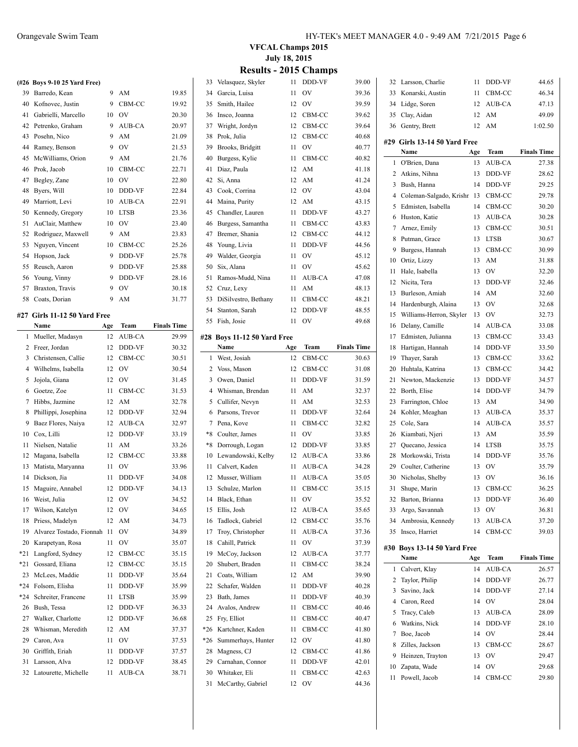## VFCAL Champs 2015

**July 18, 2015**

### Results - 2015 Champs

**(#26 Boys 9-10 25 Yard Free)**

| | Name | Age | Team | Finals Time |
|---|---|---|---|---|
| 39 | Barredo, Kean | 9 | AM | 19.85 |
| 40 | Kofnovec, Justin | 9 | CBM-CC | 19.92 |
| 41 | Gabrielli, Marcello | 10 | OV | 20.30 |
| 42 | Petrenko, Graham | 9 | AUB-CA | 20.97 |
| 43 | Posehn, Nico | 9 | AM | 21.09 |
| 44 | Ramey, Benson | 9 | OV | 21.53 |
| 45 | McWilliams, Orion | 9 | AM | 21.76 |
| 46 | Prok, Jacob | 10 | CBM-CC | 22.71 |
| 47 | Begley, Zane | 10 | OV | 22.80 |
| 48 | Byers, Will | 10 | DDD-VF | 22.84 |
| 49 | Marriott, Levi | 10 | AUB-CA | 22.91 |
| 50 | Kennedy, Gregory | 10 | LTSB | 23.36 |
| 51 | AuClair, Matthew | 10 | OV | 23.40 |
| 52 | Rodriguez, Maxwell | 9 | AM | 23.83 |
| 53 | Nguyen, Vincent | 10 | CBM-CC | 25.26 |
| 54 | Hopson, Jack | 9 | DDD-VF | 25.78 |
| 55 | Reusch, Aaron | 9 | DDD-VF | 25.88 |
| 56 | Young, Vinny | 9 | DDD-VF | 28.16 |
| 57 | Braxton, Travis | 9 | OV | 30.18 |
| 58 | Coats, Dorian | 9 | AM | 31.77 |

**#27 Girls 11-12 50 Yard Free**

| | Name | Age | Team | Finals Time |
|---|---|---|---|---|
| 1 | Mueller, Madasyn | 12 | AUB-CA | 29.99 |
| 2 | Freer, Jordan | 12 | DDD-VF | 30.32 |
| 3 | Christensen, Callie | 12 | CBM-CC | 30.51 |
| 4 | Wilhelms, Isabella | 12 | OV | 30.54 |
| 5 | Jojola, Giana | 12 | OV | 31.45 |
| 6 | Goetze, Zoe | 11 | CBM-CC | 31.53 |
| 7 | Hibbs, Jazmine | 12 | AM | 32.78 |
| 8 | Phillippi, Josephina | 12 | DDD-VF | 32.94 |
| 9 | Baez Flores, Naiya | 12 | AUB-CA | 32.97 |
| 10 | Cox, Lilli | 12 | DDD-VF | 33.19 |
| 11 | Nielsen, Natalie | 11 | AM | 33.26 |
| 12 | Magana, Isabella | 12 | CBM-CC | 33.88 |
| 13 | Matista, Maryanna | 11 | OV | 33.96 |
| 14 | Dickson, Jia | 11 | DDD-VF | 34.08 |
| 15 | Maguire, Annabel | 12 | DDD-VF | 34.13 |
| 16 | Weist, Julia | 12 | OV | 34.52 |
| 17 | Wilson, Katelyn | 12 | OV | 34.65 |
| 18 | Priess, Madelyn | 12 | AM | 34.73 |
| 19 | Alvarez Tostado, Fionnah | 11 | OV | 34.89 |
| 20 | Karapetyan, Rosa | 11 | OV | 35.07 |
| *21 | Langford, Sydney | 12 | CBM-CC | 35.15 |
| *21 | Gossard, Eliana | 12 | CBM-CC | 35.15 |
| 23 | McLees, Maddie | 11 | DDD-VF | 35.64 |
| *24 | Folsom, Elisha | 11 | DDD-VF | 35.99 |
| *24 | Schreiter, Francene | 11 | LTSB | 35.99 |
| 26 | Bush, Tessa | 12 | DDD-VF | 36.33 |
| 27 | Walker, Charlotte | 12 | DDD-VF | 36.68 |
| 28 | Whisman, Meredith | 12 | AM | 37.37 |
| 29 | Caron, Ava | 11 | OV | 37.53 |
| 30 | Griffith, Eriah | 11 | DDD-VF | 37.57 |
| 31 | Larsson, Alva | 12 | DDD-VF | 38.45 |
| 32 | Latourette, Michelle | 11 | AUB-CA | 38.71 |
| 33 | Velasquez, Skyler | 11 | DDD-VF | 39.00 |
| 34 | Garcia, Luisa | 11 | OV | 39.36 |
| 35 | Smith, Hailee | 12 | OV | 39.59 |
| 36 | Insco, Joanna | 12 | CBM-CC | 39.62 |
| 37 | Wright, Jordyn | 12 | CBM-CC | 39.64 |
| 38 | Prok, Julia | 12 | CBM-CC | 40.68 |
| 39 | Brooks, Bridgitt | 11 | OV | 40.77 |
| 40 | Burgess, Kylie | 11 | CBM-CC | 40.82 |
| 41 | Diaz, Paula | 12 | AM | 41.18 |
| 42 | Si, Anna | 12 | AM | 41.24 |
| 43 | Cook, Corrina | 12 | OV | 43.04 |
| 44 | Maina, Purity | 12 | AM | 43.15 |
| 45 | Chandler, Lauren | 11 | DDD-VF | 43.27 |
| 46 | Burgess, Samantha | 11 | CBM-CC | 43.83 |
| 47 | Bremer, Shania | 12 | CBM-CC | 44.12 |
| 48 | Young, Livia | 11 | DDD-VF | 44.56 |
| 49 | Walder, Georgia | 11 | OV | 45.12 |
| 50 | Six, Alana | 11 | OV | 45.62 |
| 51 | Ramos-Mudd, Nina | 11 | AUB-CA | 47.08 |
| 52 | Cruz, Lexy | 11 | AM | 48.13 |
| 53 | DiSilvestro, Bethany | 11 | CBM-CC | 48.21 |
| 54 | Stanton, Sarah | 12 | DDD-VF | 48.55 |
| 55 | Fish, Josie | 11 | OV | 49.68 |

**#28 Boys 11-12 50 Yard Free**

| | Name | Age | Team | Finals Time |
|---|---|---|---|---|
| 1 | West, Josiah | 12 | CBM-CC | 30.63 |
| 2 | Voss, Mason | 12 | CBM-CC | 31.08 |
| 3 | Owen, Daniel | 11 | DDD-VF | 31.59 |
| 4 | Whisman, Brendan | 11 | AM | 32.37 |
| 5 | Cullifer, Nevyn | 11 | AM | 32.53 |
| 6 | Parsons, Trevor | 11 | DDD-VF | 32.64 |
| 7 | Pena, Kove | 11 | CBM-CC | 32.82 |
| *8 | Coulter, James | 11 | OV | 33.85 |
| *8 | Dorrough, Logan | 12 | DDD-VF | 33.85 |
| 10 | Lewandowski, Kelby | 12 | AUB-CA | 33.86 |
| 11 | Calvert, Kaden | 11 | AUB-CA | 34.28 |
| 12 | Musser, William | 11 | AUB-CA | 35.05 |
| 13 | Schulze, Marlon | 11 | CBM-CC | 35.15 |
| 14 | Black, Ethan | 11 | OV | 35.52 |
| 15 | Ellis, Josh | 12 | AUB-CA | 35.65 |
| 16 | Tadlock, Gabriel | 12 | CBM-CC | 35.76 |
| 17 | Troy, Christopher | 11 | AUB-CA | 37.36 |
| 18 | Cahill, Patrick | 11 | OV | 37.39 |
| 19 | McCoy, Jackson | 12 | AUB-CA | 37.77 |
| 20 | Shubert, Braden | 11 | CBM-CC | 38.24 |
| 21 | Coats, William | 12 | AM | 39.90 |
| 22 | Schafer, Walden | 11 | DDD-VF | 40.28 |
| 23 | Bath, James | 11 | DDD-VF | 40.39 |
| 24 | Avalos, Andrew | 11 | CBM-CC | 40.46 |
| 25 | Fry, Elliot | 11 | CBM-CC | 40.47 |
| *26 | Kartchner, Kaden | 11 | CBM-CC | 41.80 |
| *26 | Summerhays, Hunter | 12 | OV | 41.80 |
| 28 | Magness, CJ | 12 | CBM-CC | 41.86 |
| 29 | Carnahan, Connor | 11 | DDD-VF | 42.01 |
| 30 | Whitaker, Eli | 11 | CBM-CC | 42.63 |
| 31 | McCarthy, Gabriel | 12 | OV | 44.36 |
| 32 | Larsson, Charlie | 11 | DDD-VF | 44.65 |
| 33 | Konarski, Austin | 11 | CBM-CC | 46.34 |
| 34 | Lidge, Soren | 12 | AUB-CA | 47.13 |
| 35 | Clay, Aidan | 12 | AM | 49.09 |
| 36 | Gentry, Brett | 12 | AM | 1:02.50 |

**#29 Girls 13-14 50 Yard Free**

| | Name | Age | Team | Finals Time |
|---|---|---|---|---|
| 1 | O'Brien, Dana | 13 | AUB-CA | 27.38 |
| 2 | Atkins, Nihna | 13 | DDD-VF | 28.62 |
| 3 | Bush, Hanna | 14 | DDD-VF | 29.25 |
| 4 | Coleman-Salgado, Krishr | 13 | CBM-CC | 29.78 |
| 5 | Edmisten, Isabella | 14 | CBM-CC | 30.20 |
| 6 | Huston, Katie | 13 | AUB-CA | 30.28 |
| 7 | Arnez, Emily | 13 | CBM-CC | 30.51 |
| 8 | Putman, Grace | 13 | LTSB | 30.67 |
| 9 | Burgess, Hannah | 13 | CBM-CC | 30.99 |
| 10 | Ortiz, Lizzy | 13 | AM | 31.88 |
| 11 | Hale, Isabella | 13 | OV | 32.20 |
| 12 | Nicita, Tera | 13 | DDD-VF | 32.46 |
| 13 | Burleson, Amiah | 14 | AM | 32.60 |
| 14 | Hardenburgh, Alaina | 13 | OV | 32.68 |
| 15 | Williams-Herron, Skyler | 13 | OV | 32.73 |
| 16 | Delany, Camille | 14 | AUB-CA | 33.08 |
| 17 | Edmisten, Julianna | 13 | CBM-CC | 33.43 |
| 18 | Hartigan, Hannah | 14 | DDD-VF | 33.50 |
| 19 | Thayer, Sarah | 13 | CBM-CC | 33.62 |
| 20 | Huhtala, Katrina | 13 | CBM-CC | 34.42 |
| 21 | Newton, Mackenzie | 13 | DDD-VF | 34.57 |
| 22 | Borth, Elise | 14 | DDD-VF | 34.79 |
| 23 | Farrington, Chloe | 13 | AM | 34.90 |
| 24 | Kohler, Meaghan | 13 | AUB-CA | 35.37 |
| 25 | Cole, Sara | 14 | AUB-CA | 35.57 |
| 26 | Kiambati, Njeri | 13 | AM | 35.59 |
| 27 | Quecano, Jessica | 14 | LTSB | 35.75 |
| 28 | Morkowski, Trista | 14 | DDD-VF | 35.76 |
| 29 | Coulter, Catherine | 13 | OV | 35.79 |
| 30 | Nicholas, Shelby | 13 | OV | 36.16 |
| 31 | Shupe, Marin | 13 | CBM-CC | 36.25 |
| 32 | Barton, Brianna | 13 | DDD-VF | 36.40 |
| 33 | Argo, Savannah | 13 | OV | 36.81 |
| 34 | Ambrosia, Kennedy | 13 | AUB-CA | 37.20 |
| 35 | Insco, Harriet | 14 | CBM-CC | 39.03 |

**#30 Boys 13-14 50 Yard Free**

| | Name | Age | Team | Finals Time |
|---|---|---|---|---|
| 1 | Calvert, Klay | 14 | AUB-CA | 26.57 |
| 2 | Taylor, Philip | 14 | DDD-VF | 26.77 |
| 3 | Savino, Jack | 14 | DDD-VF | 27.14 |
| 4 | Caron, Reed | 14 | OV | 28.04 |
| 5 | Tracy, Caleb | 13 | AUB-CA | 28.09 |
| 6 | Watkins, Nick | 14 | DDD-VF | 28.10 |
| 7 | Boe, Jacob | 14 | OV | 28.44 |
| 8 | Zilles, Jackson | 13 | CBM-CC | 28.67 |
| 9 | Heinzen, Trayton | 13 | OV | 29.47 |
| 10 | Zapata, Wade | 14 | OV | 29.68 |
| 11 | Powell, Jacob | 14 | CBM-CC | 29.80 |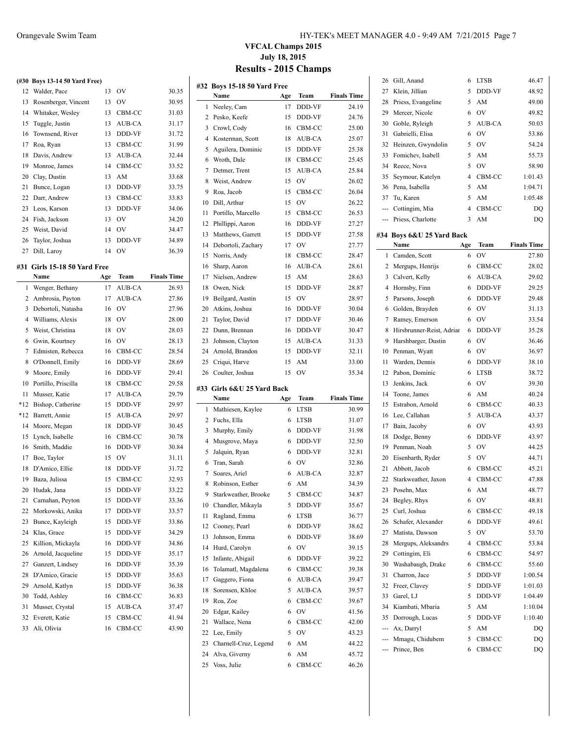# VFCAL Champs 2015

**July 18, 2015**

## Results - 2015 Champs

### (#30 Boys 13-14 50 Yard Free)

| | Name | Age | Team | Finals Time |
|---|---|---|---|---|
| 12 | Walder, Pace | 13 | OV | 30.35 |
| 13 | Rosenberger, Vincent | 13 | OV | 30.95 |
| 14 | Whitaker, Wesley | 13 | CBM-CC | 31.03 |
| 15 | Tuggle, Justin | 13 | AUB-CA | 31.17 |
| 16 | Townsend, River | 13 | DDD-VF | 31.72 |
| 17 | Roa, Ryan | 13 | CBM-CC | 31.99 |
| 18 | Davis, Andrew | 13 | AUB-CA | 32.44 |
| 19 | Monroe, James | 14 | CBM-CC | 33.52 |
| 20 | Clay, Dustin | 13 | AM | 33.68 |
| 21 | Bunce, Logan | 13 | DDD-VF | 33.75 |
| 22 | Darr, Andrew | 13 | CBM-CC | 33.83 |
| 23 | Leos, Karson | 13 | DDD-VF | 34.06 |
| 24 | Fish, Jackson | 13 | OV | 34.20 |
| 25 | Weist, David | 14 | OV | 34.47 |
| 26 | Taylor, Joshua | 13 | DDD-VF | 34.89 |
| 27 | Dill, Laroy | 14 | OV | 36.39 |

### #31 Girls 15-18 50 Yard Free

| | Name | Age | Team | Finals Time |
|---|---|---|---|---|
| 1 | Wenger, Bethany | 17 | AUB-CA | 26.93 |
| 2 | Ambrosia, Payton | 17 | AUB-CA | 27.86 |
| 3 | Debortoli, Natasha | 16 | OV | 27.96 |
| 4 | Williams, Alexis | 18 | OV | 28.00 |
| 5 | Weist, Christina | 18 | OV | 28.03 |
| 6 | Gwin, Kourtney | 16 | OV | 28.13 |
| 7 | Edmisten, Rebecca | 16 | CBM-CC | 28.54 |
| 8 | O'Donnell, Emily | 16 | DDD-VF | 28.69 |
| 9 | Moore, Emily | 16 | DDD-VF | 29.41 |
| 10 | Portillo, Priscilla | 18 | CBM-CC | 29.58 |
| 11 | Musser, Katie | 17 | AUB-CA | 29.79 |
| *12 | Bishop, Catherine | 15 | DDD-VF | 29.97 |
| *12 | Barrett, Annie | 15 | AUB-CA | 29.97 |
| 14 | Moore, Megan | 18 | DDD-VF | 30.45 |
| 15 | Lynch, Isabelle | 16 | CBM-CC | 30.78 |
| 16 | Smith, Maddie | 16 | DDD-VF | 30.84 |
| 17 | Boe, Taylor | 15 | OV | 31.11 |
| 18 | D'Amico, Ellie | 18 | DDD-VF | 31.72 |
| 19 | Baza, Julissa | 15 | CBM-CC | 32.93 |
| 20 | Hudak, Jana | 15 | DDD-VF | 33.22 |
| 21 | Carnahan, Peyton | 15 | DDD-VF | 33.36 |
| 22 | Morkowski, Anika | 17 | DDD-VF | 33.57 |
| 23 | Bunce, Kayleigh | 15 | DDD-VF | 33.86 |
| 24 | Klas, Grace | 15 | DDD-VF | 34.29 |
| 25 | Killion, Mickayla | 16 | DDD-VF | 34.86 |
| 26 | Arnold, Jacqueline | 15 | DDD-VF | 35.17 |
| 27 | Ganzert, Lindsey | 16 | DDD-VF | 35.39 |
| 28 | D'Amico, Gracie | 15 | DDD-VF | 35.63 |
| 29 | Arnold, Katlyn | 15 | DDD-VF | 36.38 |
| 30 | Todd, Ashley | 16 | CBM-CC | 36.83 |
| 31 | Musser, Crystal | 15 | AUB-CA | 37.47 |
| 32 | Everett, Katie | 15 | CBM-CC | 41.94 |
| 33 | Ali, Olivia | 16 | CBM-CC | 43.90 |

### #32 Boys 15-18 50 Yard Free

| | Name | Age | Team | Finals Time |
|---|---|---|---|---|
| 1 | Neeley, Cam | 17 | DDD-VF | 24.19 |
| 2 | Pesko, Keefe | 15 | DDD-VF | 24.76 |
| 3 | Crowl, Cody | 16 | CBM-CC | 25.00 |
| 4 | Kosterman, Scott | 18 | AUB-CA | 25.07 |
| 5 | Aguilera, Dominic | 15 | DDD-VF | 25.38 |
| 6 | Wroth, Dale | 18 | CBM-CC | 25.45 |
| 7 | Detmer, Trent | 15 | AUB-CA | 25.84 |
| 8 | Weist, Andrew | 15 | OV | 26.02 |
| 9 | Roa, Jacob | 15 | CBM-CC | 26.04 |
| 10 | Dill, Arthur | 15 | OV | 26.22 |
| 11 | Portillo, Marcello | 15 | CBM-CC | 26.53 |
| 12 | Phillippi, Aaron | 16 | DDD-VF | 27.27 |
| 13 | Matthews, Garrett | 15 | DDD-VF | 27.58 |
| 14 | Debortoli, Zachary | 17 | OV | 27.77 |
| 15 | Norris, Andy | 18 | CBM-CC | 28.47 |
| 16 | Sharp, Aaron | 16 | AUB-CA | 28.61 |
| 17 | Nielsen, Andrew | 15 | AM | 28.63 |
| 18 | Owen, Nick | 15 | DDD-VF | 28.87 |
| 19 | Beilgard, Austin | 15 | OV | 28.97 |
| 20 | Atkins, Joshua | 16 | DDD-VF | 30.04 |
| 21 | Taylor, David | 17 | DDD-VF | 30.46 |
| 22 | Dunn, Brennan | 16 | DDD-VF | 30.47 |
| 23 | Johnson, Clayton | 15 | AUB-CA | 31.33 |
| 24 | Arnold, Brandon | 15 | DDD-VF | 32.11 |
| 25 | Criqui, Harve | 15 | AM | 33.00 |
| 26 | Coulter, Joshua | 15 | OV | 35.34 |

### #33 Girls 6&U 25 Yard Back

| | Name | Age | Team | Finals Time |
|---|---|---|---|---|
| 1 | Mathiesen, Kaylee | 6 | LTSB | 30.99 |
| 2 | Fuchs, Ella | 6 | LTSB | 31.07 |
| 3 | Murphy, Emily | 6 | DDD-VF | 31.98 |
| 4 | Musgrove, Maya | 6 | DDD-VF | 32.50 |
| 5 | Jalquin, Ryan | 6 | DDD-VF | 32.81 |
| 6 | Tran, Sarah | 6 | OV | 32.86 |
| 7 | Soares, Ariel | 6 | AUB-CA | 32.87 |
| 8 | Robinson, Esther | 6 | AM | 34.39 |
| 9 | Starkweather, Brooke | 5 | CBM-CC | 34.87 |
| 10 | Chandler, Mikayla | 5 | DDD-VF | 35.67 |
| 11 | Ragland, Emma | 6 | LTSB | 36.77 |
| 12 | Cooney, Pearl | 6 | DDD-VF | 38.62 |
| 13 | Johnson, Emma | 6 | DDD-VF | 38.69 |
| 14 | Hurd, Carolyn | 6 | OV | 39.15 |
| 15 | Infante, Abigail | 6 | DDD-VF | 39.22 |
| 16 | Tolamatl, Magdalena | 6 | CBM-CC | 39.38 |
| 17 | Gaggero, Fiona | 6 | AUB-CA | 39.47 |
| 18 | Sorensen, Khloe | 5 | AUB-CA | 39.57 |
| 19 | Roa, Zoe | 6 | CBM-CC | 39.67 |
| 20 | Edgar, Kailey | 6 | OV | 41.56 |
| 21 | Wallace, Nena | 6 | CBM-CC | 42.00 |
| 22 | Lee, Emily | 5 | OV | 43.23 |
| 23 | Charnell-Cruz, Legend | 6 | AM | 44.22 |
| 24 | Alva, Giverny | 6 | AM | 45.72 |
| 25 | Voss, Julie | 6 | CBM-CC | 46.26 |
| 26 | Gill, Anand | 6 | LTSB | 46.47 |
| 27 | Klein, Jillian | 5 | DDD-VF | 48.92 |
| 28 | Priess, Evangeline | 5 | AM | 49.00 |
| 29 | Mercer, Nicole | 6 | OV | 49.82 |
| 30 | Goble, Ryleigh | 5 | AUB-CA | 50.03 |
| 31 | Gabrielli, Elisa | 6 | OV | 53.86 |
| 32 | Heinzen, Gwyndolin | 5 | OV | 54.24 |
| 33 | Fomichev, Isabell | 5 | AM | 55.73 |
| 34 | Reece, Nova | 5 | OV | 58.90 |
| 35 | Seymour, Katelyn | 4 | CBM-CC | 1:01.43 |
| 36 | Pena, Isabella | 5 | AM | 1:04.71 |
| 37 | Tu, Karen | 5 | AM | 1:05.48 |
| --- | Cottingim, Mia | 4 | CBM-CC | DQ |
| --- | Priess, Charlotte | 3 | AM | DQ |

### #34 Boys 6&U 25 Yard Back

| | Name | Age | Team | Finals Time |
|---|---|---|---|---|
| 1 | Camden, Scott | 6 | OV | 27.80 |
| 2 | Mergups, Henrijs | 6 | CBM-CC | 28.02 |
| 3 | Calvert, Kelly | 6 | AUB-CA | 29.02 |
| 4 | Hornsby, Finn | 6 | DDD-VF | 29.25 |
| 5 | Parsons, Joseph | 6 | DDD-VF | 29.48 |
| 6 | Golden, Brayden | 6 | OV | 31.13 |
| 7 | Ramey, Emerson | 6 | OV | 33.54 |
| 8 | Hirsbrunner-Reist, Adriar | 6 | DDD-VF | 35.28 |
| 9 | Harshbarger, Dustin | 6 | OV | 36.46 |
| 10 | Penman, Wyatt | 6 | OV | 36.97 |
| 11 | Warden, Dennis | 6 | DDD-VF | 38.10 |
| 12 | Pabon, Dominic | 6 | LTSB | 38.72 |
| 13 | Jenkins, Jack | 6 | OV | 39.30 |
| 14 | Toone, James | 6 | AM | 40.24 |
| 15 | Estrabon, Arnold | 6 | CBM-CC | 40.33 |
| 16 | Lee, Callahan | 5 | AUB-CA | 43.37 |
| 17 | Bain, Jacoby | 6 | OV | 43.93 |
| 18 | Dodge, Benny | 6 | DDD-VF | 43.97 |
| 19 | Penman, Noah | 5 | OV | 44.25 |
| 20 | Eisenbarth, Ryder | 5 | OV | 44.71 |
| 21 | Abbott, Jacob | 6 | CBM-CC | 45.21 |
| 22 | Starkweather, Jaxon | 4 | CBM-CC | 47.88 |
| 23 | Posehn, Max | 6 | AM | 48.77 |
| 24 | Begley, Rhys | 6 | OV | 48.81 |
| 25 | Curl, Joshua | 6 | CBM-CC | 49.18 |
| 26 | Schafer, Alexander | 6 | DDD-VF | 49.61 |
| 27 | Matista, Dawson | 5 | OV | 53.70 |
| 28 | Mergups, Aleksandrs | 4 | CBM-CC | 53.84 |
| 29 | Cottingim, Eli | 6 | CBM-CC | 54.97 |
| 30 | Washabaugh, Drake | 6 | CBM-CC | 55.60 |
| 31 | Charron, Jace | 5 | DDD-VF | 1:00.54 |
| 32 | Freer, Clavey | 5 | DDD-VF | 1:01.03 |
| 33 | Garel, LJ | 5 | DDD-VF | 1:04.49 |
| 34 | Kiambati, Mbaria | 5 | AM | 1:10.04 |
| 35 | Dorrough, Lucas | 5 | DDD-VF | 1:10.40 |
| --- | Ax, Darryl | 5 | AM | DQ |
| --- | Mmagu, Chidubem | 5 | CBM-CC | DQ |
| --- | Prince, Ben | 6 | CBM-CC | DQ |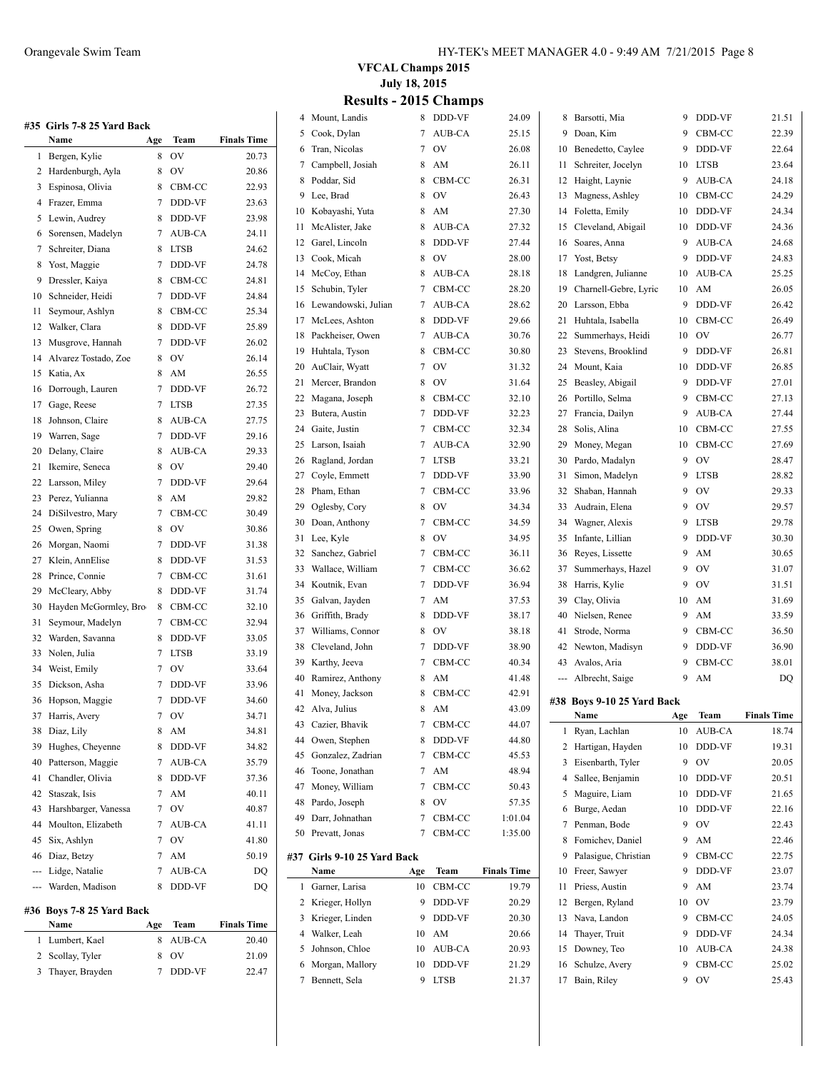## VFCAL Champs 2015

**July 18, 2015**

# Results - 2015 Champs

### #35 Girls 7-8 25 Yard Back

| | Name | Age | Team | Finals Time |
|---|---|---|---|---|
| 1 | Bergen, Kylie | 8 | OV | 20.73 |
| 2 | Hardenburgh, Ayla | 8 | OV | 20.86 |
| 3 | Espinosa, Olivia | 8 | CBM-CC | 22.93 |
| 4 | Frazer, Emma | 7 | DDD-VF | 23.63 |
| 5 | Lewin, Audrey | 8 | DDD-VF | 23.98 |
| 6 | Sorensen, Madelyn | 7 | AUB-CA | 24.11 |
| 7 | Schreiter, Diana | 8 | LTSB | 24.62 |
| 8 | Yost, Maggie | 7 | DDD-VF | 24.78 |
| 9 | Dressler, Kaiya | 8 | CBM-CC | 24.81 |
| 10 | Schneider, Heidi | 7 | DDD-VF | 24.84 |
| 11 | Seymour, Ashlyn | 8 | CBM-CC | 25.34 |
| 12 | Walker, Clara | 8 | DDD-VF | 25.89 |
| 13 | Musgrove, Hannah | 7 | DDD-VF | 26.02 |
| 14 | Alvarez Tostado, Zoe | 8 | OV | 26.14 |
| 15 | Katia, Ax | 8 | AM | 26.55 |
| 16 | Dorrough, Lauren | 7 | DDD-VF | 26.72 |
| 17 | Gage, Reese | 7 | LTSB | 27.35 |
| 18 | Johnson, Claire | 8 | AUB-CA | 27.75 |
| 19 | Warren, Sage | 7 | DDD-VF | 29.16 |
| 20 | Delany, Claire | 8 | AUB-CA | 29.33 |
| 21 | Ikemire, Seneca | 8 | OV | 29.40 |
| 22 | Larsson, Miley | 7 | DDD-VF | 29.64 |
| 23 | Perez, Yulianna | 8 | AM | 29.82 |
| 24 | DiSilvestro, Mary | 7 | CBM-CC | 30.49 |
| 25 | Owen, Spring | 8 | OV | 30.86 |
| 26 | Morgan, Naomi | 7 | DDD-VF | 31.38 |
| 27 | Klein, AnnElise | 8 | DDD-VF | 31.53 |
| 28 | Prince, Connie | 7 | CBM-CC | 31.61 |
| 29 | McCleary, Abby | 8 | DDD-VF | 31.74 |
| 30 | Hayden McGormley, Bro | 8 | CBM-CC | 32.10 |
| 31 | Seymour, Madelyn | 7 | CBM-CC | 32.94 |
| 32 | Warden, Savanna | 8 | DDD-VF | 33.05 |
| 33 | Nolen, Julia | 7 | LTSB | 33.19 |
| 34 | Weist, Emily | 7 | OV | 33.64 |
| 35 | Dickson, Asha | 7 | DDD-VF | 33.96 |
| 36 | Hopson, Maggie | 7 | DDD-VF | 34.60 |
| 37 | Harris, Avery | 7 | OV | 34.71 |
| 38 | Diaz, Lily | 8 | AM | 34.81 |
| 39 | Hughes, Cheyenne | 8 | DDD-VF | 34.82 |
| 40 | Patterson, Maggie | 7 | AUB-CA | 35.79 |
| 41 | Chandler, Olivia | 8 | DDD-VF | 37.36 |
| 42 | Staszak, Isis | 7 | AM | 40.11 |
| 43 | Harshbarger, Vanessa | 7 | OV | 40.87 |
| 44 | Moulton, Elizabeth | 7 | AUB-CA | 41.11 |
| 45 | Six, Ashlyn | 7 | OV | 41.80 |
| 46 | Diaz, Betzy | 7 | AM | 50.19 |
| --- | Lidge, Natalie | 7 | AUB-CA | DQ |
| --- | Warden, Madison | 8 | DDD-VF | DQ |

### #36 Boys 7-8 25 Yard Back

| | Name | Age | Team | Finals Time |
|---|---|---|---|---|
| 1 | Lumbert, Kael | 8 | AUB-CA | 20.40 |
| 2 | Scollay, Tyler | 8 | OV | 21.09 |
| 3 | Thayer, Brayden | 7 | DDD-VF | 22.47 |
| 4 | Mount, Landis | 8 | DDD-VF | 24.09 |
| 5 | Cook, Dylan | 7 | AUB-CA | 25.15 |
| 6 | Tran, Nicolas | 7 | OV | 26.08 |
| 7 | Campbell, Josiah | 8 | AM | 26.11 |
| 8 | Poddar, Sid | 8 | CBM-CC | 26.31 |
| 9 | Lee, Brad | 8 | OV | 26.43 |
| 10 | Kobayashi, Yuta | 8 | AM | 27.30 |
| 11 | McAlister, Jake | 8 | AUB-CA | 27.32 |
| 12 | Garel, Lincoln | 8 | DDD-VF | 27.44 |
| 13 | Cook, Micah | 8 | OV | 28.00 |
| 14 | McCoy, Ethan | 8 | AUB-CA | 28.18 |
| 15 | Schubin, Tyler | 7 | CBM-CC | 28.20 |
| 16 | Lewandowski, Julian | 7 | AUB-CA | 28.62 |
| 17 | McLees, Ashton | 8 | DDD-VF | 29.66 |
| 18 | Packheiser, Owen | 7 | AUB-CA | 30.76 |
| 19 | Huhtala, Tyson | 8 | CBM-CC | 30.80 |
| 20 | AuClair, Wyatt | 7 | OV | 31.32 |
| 21 | Mercer, Brandon | 8 | OV | 31.64 |
| 22 | Magana, Joseph | 8 | CBM-CC | 32.10 |
| 23 | Butera, Austin | 7 | DDD-VF | 32.23 |
| 24 | Gaite, Justin | 7 | CBM-CC | 32.34 |
| 25 | Larson, Isaiah | 7 | AUB-CA | 32.90 |
| 26 | Ragland, Jordan | 7 | LTSB | 33.21 |
| 27 | Coyle, Emmett | 7 | DDD-VF | 33.90 |
| 28 | Pham, Ethan | 7 | CBM-CC | 33.96 |
| 29 | Oglesby, Cory | 8 | OV | 34.34 |
| 30 | Doan, Anthony | 7 | CBM-CC | 34.59 |
| 31 | Lee, Kyle | 8 | OV | 34.95 |
| 32 | Sanchez, Gabriel | 7 | CBM-CC | 36.11 |
| 33 | Wallace, William | 7 | CBM-CC | 36.62 |
| 34 | Koutnik, Evan | 7 | DDD-VF | 36.94 |
| 35 | Galvan, Jayden | 7 | AM | 37.53 |
| 36 | Griffith, Brady | 8 | DDD-VF | 38.17 |
| 37 | Williams, Connor | 8 | OV | 38.18 |
| 38 | Cleveland, John | 7 | DDD-VF | 38.90 |
| 39 | Karthy, Jeeva | 7 | CBM-CC | 40.34 |
| 40 | Ramirez, Anthony | 8 | AM | 41.48 |
| 41 | Money, Jackson | 8 | CBM-CC | 42.91 |
| 42 | Alva, Julius | 8 | AM | 43.09 |
| 43 | Cazier, Bhavik | 7 | CBM-CC | 44.07 |
| 44 | Owen, Stephen | 8 | DDD-VF | 44.80 |
| 45 | Gonzalez, Zadrian | 7 | CBM-CC | 45.53 |
| 46 | Toone, Jonathan | 7 | AM | 48.94 |
| 47 | Money, William | 7 | CBM-CC | 50.43 |
| 48 | Pardo, Joseph | 8 | OV | 57.35 |
| 49 | Darr, Johnathan | 7 | CBM-CC | 1:01.04 |
| 50 | Prevatt, Jonas | 7 | CBM-CC | 1:35.00 |

### #37 Girls 9-10 25 Yard Back

| | Name | Age | Team | Finals Time |
|---|---|---|---|---|
| 1 | Garner, Larisa | 10 | CBM-CC | 19.79 |
| 2 | Krieger, Hollyn | 9 | DDD-VF | 20.29 |
| 3 | Krieger, Linden | 9 | DDD-VF | 20.30 |
| 4 | Walker, Leah | 10 | AM | 20.66 |
| 5 | Johnson, Chloe | 10 | AUB-CA | 20.93 |
| 6 | Morgan, Mallory | 10 | DDD-VF | 21.29 |
| 7 | Bennett, Sela | 9 | LTSB | 21.37 |
| 8 | Barsotti, Mia | 9 | DDD-VF | 21.51 |
| 9 | Doan, Kim | 9 | CBM-CC | 22.39 |
| 10 | Benedetto, Caylee | 9 | DDD-VF | 22.64 |
| 11 | Schreiter, Jocelyn | 10 | LTSB | 23.64 |
| 12 | Haight, Laynie | 9 | AUB-CA | 24.18 |
| 13 | Magness, Ashley | 10 | CBM-CC | 24.29 |
| 14 | Foletta, Emily | 10 | DDD-VF | 24.34 |
| 15 | Cleveland, Abigail | 10 | DDD-VF | 24.36 |
| 16 | Soares, Anna | 9 | AUB-CA | 24.68 |
| 17 | Yost, Betsy | 9 | DDD-VF | 24.83 |
| 18 | Landgren, Julianne | 10 | AUB-CA | 25.25 |
| 19 | Charnell-Gebre, Lyric | 10 | AM | 26.05 |
| 20 | Larsson, Ebba | 9 | DDD-VF | 26.42 |
| 21 | Huhtala, Isabella | 10 | CBM-CC | 26.49 |
| 22 | Summerhays, Heidi | 10 | OV | 26.77 |
| 23 | Stevens, Brooklind | 9 | DDD-VF | 26.81 |
| 24 | Mount, Kaia | 10 | DDD-VF | 26.85 |
| 25 | Beasley, Abigail | 9 | DDD-VF | 27.01 |
| 26 | Portillo, Selma | 9 | CBM-CC | 27.13 |
| 27 | Francia, Dailyn | 9 | AUB-CA | 27.44 |
| 28 | Solis, Alina | 10 | CBM-CC | 27.55 |
| 29 | Money, Megan | 10 | CBM-CC | 27.69 |
| 30 | Pardo, Madalyn | 9 | OV | 28.47 |
| 31 | Simon, Madelyn | 9 | LTSB | 28.82 |
| 32 | Shaban, Hannah | 9 | OV | 29.33 |
| 33 | Audrain, Elena | 9 | OV | 29.57 |
| 34 | Wagner, Alexis | 9 | LTSB | 29.78 |
| 35 | Infante, Lillian | 9 | DDD-VF | 30.30 |
| 36 | Reyes, Lissette | 9 | AM | 30.65 |
| 37 | Summerhays, Hazel | 9 | OV | 31.07 |
| 38 | Harris, Kylie | 9 | OV | 31.51 |
| 39 | Clay, Olivia | 10 | AM | 31.69 |
| 40 | Nielsen, Renee | 9 | AM | 33.59 |
| 41 | Strode, Norma | 9 | CBM-CC | 36.50 |
| 42 | Newton, Madisyn | 9 | DDD-VF | 36.90 |
| 43 | Avalos, Aria | 9 | CBM-CC | 38.01 |
| --- | Albrecht, Saige | 9 | AM | DQ |

### #38 Boys 9-10 25 Yard Back

| | Name | Age | Team | Finals Time |
|---|---|---|---|---|
| 1 | Ryan, Lachlan | 10 | AUB-CA | 18.74 |
| 2 | Hartigan, Hayden | 10 | DDD-VF | 19.31 |
| 3 | Eisenbarth, Tyler | 9 | OV | 20.05 |
| 4 | Sallee, Benjamin | 10 | DDD-VF | 20.51 |
| 5 | Maguire, Liam | 10 | DDD-VF | 21.65 |
| 6 | Burge, Aedan | 10 | DDD-VF | 22.16 |
| 7 | Penman, Bode | 9 | OV | 22.43 |
| 8 | Fomichev, Daniel | 9 | AM | 22.46 |
| 9 | Palasigue, Christian | 9 | CBM-CC | 22.75 |
| 10 | Freer, Sawyer | 9 | DDD-VF | 23.07 |
| 11 | Priess, Austin | 9 | AM | 23.74 |
| 12 | Bergen, Ryland | 10 | OV | 23.79 |
| 13 | Nava, Landon | 9 | CBM-CC | 24.05 |
| 14 | Thayer, Truit | 9 | DDD-VF | 24.34 |
| 15 | Downey, Teo | 10 | AUB-CA | 24.38 |
| 16 | Schulze, Avery | 9 | CBM-CC | 25.02 |
| 17 | Bain, Riley | 9 | OV | 25.43 |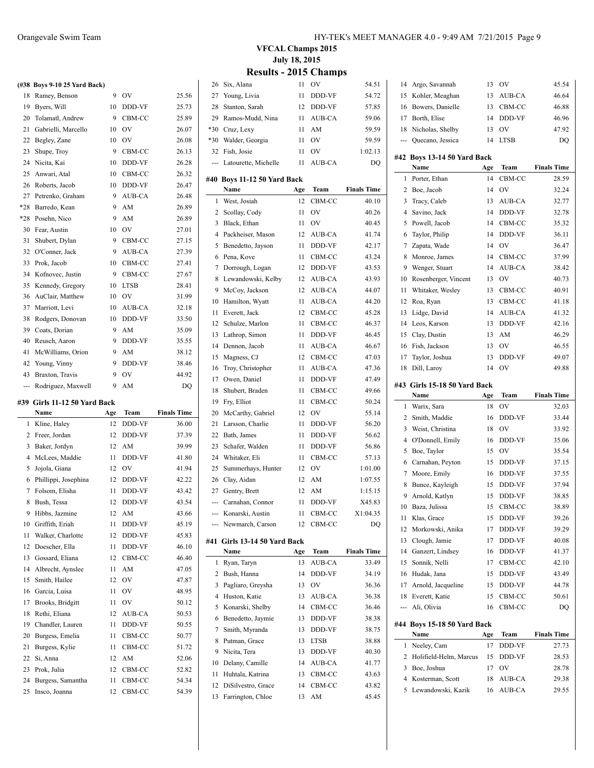**VFCAL Champs 2015**
**July 18, 2015**

# Results - 2015 Champs

### (#38 Boys 9-10 25 Yard Back)

| | Name | Age | Team | Finals Time |
|---|---|---|---|---|
| 18 | Ramey, Benson | 9 | OV | 25.56 |
| 19 | Byers, Will | 10 | DDD-VF | 25.73 |
| 20 | Tolamatl, Andrew | 9 | CBM-CC | 25.89 |
| 21 | Gabrielli, Marcello | 10 | OV | 26.07 |
| 22 | Begley, Zane | 10 | OV | 26.08 |
| 23 | Shupe, Troy | 9 | CBM-CC | 26.13 |
| 24 | Nicita, Kai | 10 | DDD-VF | 26.28 |
| 25 | Anwari, Atal | 10 | CBM-CC | 26.32 |
| 26 | Roberts, Jacob | 10 | DDD-VF | 26.47 |
| 27 | Petrenko, Graham | 9 | AUB-CA | 26.48 |
| *28 | Barredo, Kean | 9 | AM | 26.89 |
| *28 | Posehn, Nico | 9 | AM | 26.89 |
| 30 | Fear, Austin | 10 | OV | 27.01 |
| 31 | Shubert, Dylan | 9 | CBM-CC | 27.15 |
| 32 | O'Conner, Jack | 9 | AUB-CA | 27.39 |
| 33 | Prok, Jacob | 10 | CBM-CC | 27.41 |
| 34 | Kofnovec, Justin | 9 | CBM-CC | 27.67 |
| 35 | Kennedy, Gregory | 10 | LTSB | 28.41 |
| 36 | AuClair, Matthew | 10 | OV | 31.99 |
| 37 | Marriott, Levi | 10 | AUB-CA | 32.18 |
| 38 | Rodgers, Donovan | 10 | DDD-VF | 33.50 |
| 39 | Coats, Dorian | 9 | AM | 35.09 |
| 40 | Reusch, Aaron | 9 | DDD-VF | 35.55 |
| 41 | McWilliams, Orion | 9 | AM | 38.12 |
| 42 | Young, Vinny | 9 | DDD-VF | 38.46 |
| 43 | Braxton, Travis | 9 | OV | 44.92 |
| --- | Rodriguez, Maxwell | 9 | AM | DQ |

### #39 Girls 11-12 50 Yard Back

| | Name | Age | Team | Finals Time |
|---|---|---|---|---|
| 1 | Kline, Haley | 12 | DDD-VF | 36.00 |
| 2 | Freer, Jordan | 12 | DDD-VF | 37.39 |
| 3 | Baker, Jordyn | 12 | AM | 39.99 |
| 4 | McLees, Maddie | 11 | DDD-VF | 41.80 |
| 5 | Jojola, Giana | 12 | OV | 41.94 |
| 6 | Phillippi, Josephina | 12 | DDD-VF | 42.22 |
| 7 | Folsom, Elisha | 11 | DDD-VF | 43.42 |
| 8 | Bush, Tessa | 12 | DDD-VF | 43.54 |
| 9 | Hibbs, Jazmine | 12 | AM | 43.66 |
| 10 | Griffith, Eriah | 11 | DDD-VF | 45.19 |
| 11 | Walker, Charlotte | 12 | DDD-VF | 45.83 |
| 12 | Doescher, Ella | 11 | DDD-VF | 46.10 |
| 13 | Gossard, Eliana | 12 | CBM-CC | 46.40 |
| 14 | Albrecht, Aynslee | 11 | AM | 47.05 |
| 15 | Smith, Hailee | 12 | OV | 47.87 |
| 16 | Garcia, Luisa | 11 | OV | 48.95 |
| 17 | Brooks, Bridgitt | 11 | OV | 50.12 |
| 18 | Rethi, Eliana | 12 | AUB-CA | 50.53 |
| 19 | Chandler, Lauren | 11 | DDD-VF | 50.55 |
| 20 | Burgess, Emelia | 11 | CBM-CC | 50.77 |
| 21 | Burgess, Kylie | 11 | CBM-CC | 51.72 |
| 22 | Si, Anna | 12 | AM | 52.06 |
| 23 | Prok, Julia | 12 | CBM-CC | 52.82 |
| 24 | Burgess, Samantha | 11 | CBM-CC | 54.34 |
| 25 | Insco, Joanna | 12 | CBM-CC | 54.39 |
| 26 | Six, Alana | 11 | OV | 54.51 |
| 27 | Young, Livia | 11 | DDD-VF | 54.72 |
| 28 | Stanton, Sarah | 12 | DDD-VF | 57.85 |
| 29 | Ramos-Mudd, Nina | 11 | AUB-CA | 59.06 |
| *30 | Cruz, Lexy | 11 | AM | 59.59 |
| *30 | Walder, Georgia | 11 | OV | 59.59 |
| 32 | Fish, Josie | 11 | OV | 1:02.13 |
| --- | Latourette, Michelle | 11 | AUB-CA | DQ |

### #40 Boys 11-12 50 Yard Back

| | Name | Age | Team | Finals Time |
|---|---|---|---|---|
| 1 | West, Josiah | 12 | CBM-CC | 40.10 |
| 2 | Scollay, Cody | 11 | OV | 40.26 |
| 3 | Black, Ethan | 11 | OV | 40.45 |
| 4 | Packheiser, Mason | 12 | AUB-CA | 41.74 |
| 5 | Benedetto, Jayson | 11 | DDD-VF | 42.17 |
| 6 | Pena, Kove | 11 | CBM-CC | 43.24 |
| 7 | Dorrough, Logan | 12 | DDD-VF | 43.53 |
| 8 | Lewandowski, Kelby | 12 | AUB-CA | 43.93 |
| 9 | McCoy, Jackson | 12 | AUB-CA | 44.07 |
| 10 | Hamilton, Wyatt | 11 | AUB-CA | 44.20 |
| 11 | Everett, Jack | 12 | CBM-CC | 45.28 |
| 12 | Schulze, Marlon | 11 | CBM-CC | 46.37 |
| 13 | Lathrop, Simon | 11 | DDD-VF | 46.45 |
| 14 | Dennon, Jacob | 11 | AUB-CA | 46.67 |
| 15 | Magness, CJ | 12 | CBM-CC | 47.03 |
| 16 | Troy, Christopher | 11 | AUB-CA | 47.36 |
| 17 | Owen, Daniel | 11 | DDD-VF | 47.49 |
| 18 | Shubert, Braden | 11 | CBM-CC | 49.66 |
| 19 | Fry, Elliot | 11 | CBM-CC | 50.24 |
| 20 | McCarthy, Gabriel | 12 | OV | 55.14 |
| 21 | Larsson, Charlie | 11 | DDD-VF | 56.20 |
| 22 | Bath, James | 11 | DDD-VF | 56.62 |
| 23 | Schafer, Walden | 11 | DDD-VF | 56.86 |
| 24 | Whitaker, Eli | 11 | CBM-CC | 57.13 |
| 25 | Summerhays, Hunter | 12 | OV | 1:01.00 |
| 26 | Clay, Aidan | 12 | AM | 1:07.55 |
| 27 | Gentry, Brett | 12 | AM | 1:15.15 |
| --- | Carnahan, Connor | 11 | DDD-VF | X45.83 |
| --- | Konarski, Austin | 11 | CBM-CC | X1:04.35 |
| --- | Newmarch, Carson | 12 | CBM-CC | DQ |

### #41 Girls 13-14 50 Yard Back

| | Name | Age | Team | Finals Time |
|---|---|---|---|---|
| 1 | Ryan, Taryn | 13 | AUB-CA | 33.49 |
| 2 | Bush, Hanna | 14 | DDD-VF | 34.19 |
| 3 | Pagliaro, Greysha | 13 | OV | 36.36 |
| 4 | Huston, Katie | 13 | AUB-CA | 36.38 |
| 5 | Konarski, Shelby | 14 | CBM-CC | 36.46 |
| 6 | Benedetto, Jaymie | 13 | DDD-VF | 38.38 |
| 7 | Smith, Myranda | 13 | DDD-VF | 38.75 |
| 8 | Putman, Grace | 13 | LTSB | 38.88 |
| 9 | Nicita, Tera | 13 | DDD-VF | 40.30 |
| 10 | Delany, Camille | 14 | AUB-CA | 41.77 |
| 11 | Huhtala, Katrina | 13 | CBM-CC | 43.63 |
| 12 | DiSilvestro, Grace | 14 | CBM-CC | 43.82 |
| 13 | Farrington, Chloe | 13 | AM | 45.45 |
| 14 | Argo, Savannah | 13 | OV | 45.54 |
| 15 | Kohler, Meaghan | 13 | AUB-CA | 46.64 |
| 16 | Bowers, Danielle | 13 | CBM-CC | 46.88 |
| 17 | Borth, Elise | 14 | DDD-VF | 46.96 |
| 18 | Nicholas, Shelby | 13 | OV | 47.92 |
| --- | Quecano, Jessica | 14 | LTSB | DQ |

### #42 Boys 13-14 50 Yard Back

| | Name | Age | Team | Finals Time |
|---|---|---|---|---|
| 1 | Porter, Ethan | 14 | CBM-CC | 28.59 |
| 2 | Boe, Jacob | 14 | OV | 32.24 |
| 3 | Tracy, Caleb | 13 | AUB-CA | 32.77 |
| 4 | Savino, Jack | 14 | DDD-VF | 32.78 |
| 5 | Powell, Jacob | 14 | CBM-CC | 35.32 |
| 6 | Taylor, Philip | 14 | DDD-VF | 36.11 |
| 7 | Zapata, Wade | 14 | OV | 36.47 |
| 8 | Monroe, James | 14 | CBM-CC | 37.99 |
| 9 | Wenger, Stuart | 14 | AUB-CA | 38.42 |
| 10 | Rosenberger, Vincent | 13 | OV | 40.73 |
| 11 | Whitaker, Wesley | 13 | CBM-CC | 40.91 |
| 12 | Roa, Ryan | 13 | CBM-CC | 41.18 |
| 13 | Lidge, David | 14 | AUB-CA | 41.32 |
| 14 | Leos, Karson | 13 | DDD-VF | 42.16 |
| 15 | Clay, Dustin | 13 | AM | 46.29 |
| 16 | Fish, Jackson | 13 | OV | 46.55 |
| 17 | Taylor, Joshua | 13 | DDD-VF | 49.07 |
| 18 | Dill, Laroy | 14 | OV | 49.88 |

### #43 Girls 15-18 50 Yard Back

| | Name | Age | Team | Finals Time |
|---|---|---|---|---|
| 1 | Warix, Sara | 18 | OV | 32.03 |
| 2 | Smith, Maddie | 16 | DDD-VF | 33.44 |
| 3 | Weist, Christina | 18 | OV | 33.92 |
| 4 | O'Donnell, Emily | 16 | DDD-VF | 35.06 |
| 5 | Boe, Taylor | 15 | OV | 35.54 |
| 6 | Carnahan, Peyton | 15 | DDD-VF | 37.15 |
| 7 | Moore, Emily | 16 | DDD-VF | 37.55 |
| 8 | Bunce, Kayleigh | 15 | DDD-VF | 37.94 |
| 9 | Arnold, Katlyn | 15 | DDD-VF | 38.85 |
| 10 | Baza, Julissa | 15 | CBM-CC | 38.89 |
| 11 | Klas, Grace | 15 | DDD-VF | 39.26 |
| 12 | Morkowski, Anika | 17 | DDD-VF | 39.29 |
| 13 | Clough, Jamie | 17 | DDD-VF | 40.08 |
| 14 | Ganzert, Lindsey | 16 | DDD-VF | 41.37 |
| 15 | Sonnik, Nelli | 17 | CBM-CC | 42.10 |
| 16 | Hudak, Jana | 15 | DDD-VF | 43.49 |
| 17 | Arnold, Jacqueline | 15 | DDD-VF | 44.78 |
| 18 | Everett, Katie | 15 | CBM-CC | 50.61 |
| --- | Ali, Olivia | 16 | CBM-CC | DQ |

### #44 Boys 15-18 50 Yard Back

| | Name | Age | Team | Finals Time |
|---|---|---|---|---|
| 1 | Neeley, Cam | 17 | DDD-VF | 27.73 |
| 2 | Holifield-Helm, Marcus | 15 | DDD-VF | 28.53 |
| 3 | Boe, Joshua | 17 | OV | 28.78 |
| 4 | Kosterman, Scott | 18 | AUB-CA | 29.38 |
| 5 | Lewandowski, Kazik | 16 | AUB-CA | 29.55 |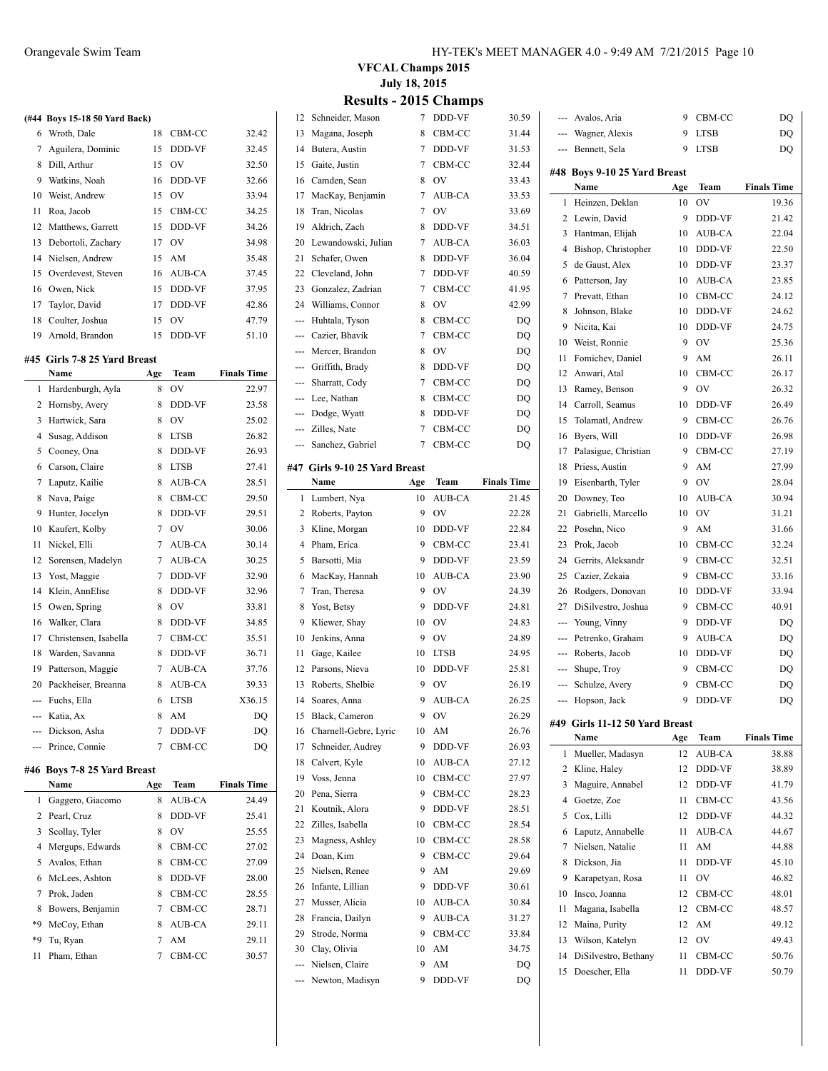# VFCAL Champs 2015

## July 18, 2015

## Results - 2015 Champs

### (#44 Boys 15-18 50 Yard Back)

| | Name | Age | Team | Finals Time |
|---|---|---|---|---|
| 6 | Wroth, Dale | 18 | CBM-CC | 32.42 |
| 7 | Aguilera, Dominic | 15 | DDD-VF | 32.45 |
| 8 | Dill, Arthur | 15 | OV | 32.50 |
| 9 | Watkins, Noah | 16 | DDD-VF | 32.66 |
| 10 | Weist, Andrew | 15 | OV | 33.94 |
| 11 | Roa, Jacob | 15 | CBM-CC | 34.25 |
| 12 | Matthews, Garrett | 15 | DDD-VF | 34.26 |
| 13 | Debortoli, Zachary | 17 | OV | 34.98 |
| 14 | Nielsen, Andrew | 15 | AM | 35.48 |
| 15 | Overdevest, Steven | 16 | AUB-CA | 37.45 |
| 16 | Owen, Nick | 15 | DDD-VF | 37.95 |
| 17 | Taylor, David | 17 | DDD-VF | 42.86 |
| 18 | Coulter, Joshua | 15 | OV | 47.79 |
| 19 | Arnold, Brandon | 15 | DDD-VF | 51.10 |

### #45 Girls 7-8 25 Yard Breast

| | Name | Age | Team | Finals Time |
|---|---|---|---|---|
| 1 | Hardenburgh, Ayla | 8 | OV | 22.97 |
| 2 | Hornsby, Avery | 8 | DDD-VF | 23.58 |
| 3 | Hartwick, Sara | 8 | OV | 25.02 |
| 4 | Susag, Addison | 8 | LTSB | 26.82 |
| 5 | Cooney, Ona | 8 | DDD-VF | 26.93 |
| 6 | Carson, Claire | 8 | LTSB | 27.41 |
| 7 | Laputz, Kailie | 8 | AUB-CA | 28.51 |
| 8 | Nava, Paige | 8 | CBM-CC | 29.50 |
| 9 | Hunter, Jocelyn | 8 | DDD-VF | 29.51 |
| 10 | Kaufert, Kolby | 7 | OV | 30.06 |
| 11 | Nickel, Elli | 7 | AUB-CA | 30.14 |
| 12 | Sorensen, Madelyn | 7 | AUB-CA | 30.25 |
| 13 | Yost, Maggie | 7 | DDD-VF | 32.90 |
| 14 | Klein, AnnElise | 8 | DDD-VF | 32.96 |
| 15 | Owen, Spring | 8 | OV | 33.81 |
| 16 | Walker, Clara | 8 | DDD-VF | 34.85 |
| 17 | Christensen, Isabella | 7 | CBM-CC | 35.51 |
| 18 | Warden, Savanna | 8 | DDD-VF | 36.71 |
| 19 | Patterson, Maggie | 7 | AUB-CA | 37.76 |
| 20 | Packheiser, Breanna | 8 | AUB-CA | 39.33 |
| --- | Fuchs, Ella | 6 | LTSB | X36.15 |
| --- | Katia, Ax | 8 | AM | DQ |
| --- | Dickson, Asha | 7 | DDD-VF | DQ |
| --- | Prince, Connie | 7 | CBM-CC | DQ |

### #46 Boys 7-8 25 Yard Breast

| | Name | Age | Team | Finals Time |
|---|---|---|---|---|
| 1 | Gaggero, Giacomo | 8 | AUB-CA | 24.49 |
| 2 | Pearl, Cruz | 8 | DDD-VF | 25.41 |
| 3 | Scollay, Tyler | 8 | OV | 25.55 |
| 4 | Mergups, Edwards | 8 | CBM-CC | 27.02 |
| 5 | Avalos, Ethan | 8 | CBM-CC | 27.09 |
| 6 | McLees, Ashton | 8 | DDD-VF | 28.00 |
| 7 | Prok, Jaden | 8 | CBM-CC | 28.55 |
| 8 | Bowers, Benjamin | 7 | CBM-CC | 28.71 |
| *9 | McCoy, Ethan | 8 | AUB-CA | 29.11 |
| *9 | Tu, Ryan | 7 | AM | 29.11 |
| 11 | Pham, Ethan | 7 | CBM-CC | 30.57 |
| 12 | Schneider, Mason | 7 | DDD-VF | 30.59 |
| 13 | Magana, Joseph | 8 | CBM-CC | 31.44 |
| 14 | Butera, Austin | 7 | DDD-VF | 31.53 |
| 15 | Gaite, Justin | 7 | CBM-CC | 32.44 |
| 16 | Camden, Sean | 8 | OV | 33.43 |
| 17 | MacKay, Benjamin | 7 | AUB-CA | 33.53 |
| 18 | Tran, Nicolas | 7 | OV | 33.69 |
| 19 | Aldrich, Zach | 8 | DDD-VF | 34.51 |
| 20 | Lewandowski, Julian | 7 | AUB-CA | 36.03 |
| 21 | Schafer, Owen | 8 | DDD-VF | 36.04 |
| 22 | Cleveland, John | 7 | DDD-VF | 40.59 |
| 23 | Gonzalez, Zadrian | 7 | CBM-CC | 41.95 |
| 24 | Williams, Connor | 8 | OV | 42.99 |
| --- | Huhtala, Tyson | 8 | CBM-CC | DQ |
| --- | Cazier, Bhavik | 7 | CBM-CC | DQ |
| --- | Mercer, Brandon | 8 | OV | DQ |
| --- | Griffith, Brady | 8 | DDD-VF | DQ |
| --- | Sharratt, Cody | 7 | CBM-CC | DQ |
| --- | Lee, Nathan | 8 | CBM-CC | DQ |
| --- | Dodge, Wyatt | 8 | DDD-VF | DQ |
| --- | Zilles, Nate | 7 | CBM-CC | DQ |
| --- | Sanchez, Gabriel | 7 | CBM-CC | DQ |

### #47 Girls 9-10 25 Yard Breast

| | Name | Age | Team | Finals Time |
|---|---|---|---|---|
| 1 | Lumbert, Nya | 10 | AUB-CA | 21.45 |
| 2 | Roberts, Payton | 9 | OV | 22.28 |
| 3 | Kline, Morgan | 10 | DDD-VF | 22.84 |
| 4 | Pham, Erica | 9 | CBM-CC | 23.41 |
| 5 | Barsotti, Mia | 9 | DDD-VF | 23.59 |
| 6 | MacKay, Hannah | 10 | AUB-CA | 23.90 |
| 7 | Tran, Theresa | 9 | OV | 24.39 |
| 8 | Yost, Betsy | 9 | DDD-VF | 24.81 |
| 9 | Kliewer, Shay | 10 | OV | 24.83 |
| 10 | Jenkins, Anna | 9 | OV | 24.89 |
| 11 | Gage, Kailee | 10 | LTSB | 24.95 |
| 12 | Parsons, Nieva | 10 | DDD-VF | 25.81 |
| 13 | Roberts, Shelbie | 9 | OV | 26.19 |
| 14 | Soares, Anna | 9 | AUB-CA | 26.25 |
| 15 | Black, Cameron | 9 | OV | 26.29 |
| 16 | Charnell-Gebre, Lyric | 10 | AM | 26.76 |
| 17 | Schneider, Audrey | 9 | DDD-VF | 26.93 |
| 18 | Calvert, Kyle | 10 | AUB-CA | 27.12 |
| 19 | Voss, Jenna | 10 | CBM-CC | 27.97 |
| 20 | Pena, Sierra | 9 | CBM-CC | 28.23 |
| 21 | Koutnik, Alora | 9 | DDD-VF | 28.51 |
| 22 | Zilles, Isabella | 10 | CBM-CC | 28.54 |
| 23 | Magness, Ashley | 10 | CBM-CC | 28.58 |
| 24 | Doan, Kim | 9 | CBM-CC | 29.64 |
| 25 | Nielsen, Renee | 9 | AM | 29.69 |
| 26 | Infante, Lillian | 9 | DDD-VF | 30.61 |
| 27 | Musser, Alicia | 10 | AUB-CA | 30.84 |
| 28 | Francia, Dailyn | 9 | AUB-CA | 31.27 |
| 29 | Strode, Norma | 9 | CBM-CC | 33.84 |
| 30 | Clay, Olivia | 10 | AM | 34.75 |
| --- | Nielsen, Claire | 9 | AM | DQ |
| --- | Newton, Madisyn | 9 | DDD-VF | DQ |
| --- | Avalos, Aria | 9 | CBM-CC | DQ |
| --- | Wagner, Alexis | 9 | LTSB | DQ |
| --- | Bennett, Sela | 9 | LTSB | DQ |

### #48 Boys 9-10 25 Yard Breast

| | Name | Age | Team | Finals Time |
|---|---|---|---|---|
| 1 | Heinzen, Deklan | 10 | OV | 19.36 |
| 2 | Lewin, David | 9 | DDD-VF | 21.42 |
| 3 | Hantman, Elijah | 10 | AUB-CA | 22.04 |
| 4 | Bishop, Christopher | 10 | DDD-VF | 22.50 |
| 5 | de Gaust, Alex | 10 | DDD-VF | 23.37 |
| 6 | Patterson, Jay | 10 | AUB-CA | 23.85 |
| 7 | Prevatt, Ethan | 10 | CBM-CC | 24.12 |
| 8 | Johnson, Blake | 10 | DDD-VF | 24.62 |
| 9 | Nicita, Kai | 10 | DDD-VF | 24.75 |
| 10 | Weist, Ronnie | 9 | OV | 25.36 |
| 11 | Fomichev, Daniel | 9 | AM | 26.11 |
| 12 | Anwari, Atal | 10 | CBM-CC | 26.17 |
| 13 | Ramey, Benson | 9 | OV | 26.32 |
| 14 | Carroll, Seamus | 10 | DDD-VF | 26.49 |
| 15 | Tolamatl, Andrew | 9 | CBM-CC | 26.76 |
| 16 | Byers, Will | 10 | DDD-VF | 26.98 |
| 17 | Palasigue, Christian | 9 | CBM-CC | 27.19 |
| 18 | Priess, Austin | 9 | AM | 27.99 |
| 19 | Eisenbarth, Tyler | 9 | OV | 28.04 |
| 20 | Downey, Teo | 10 | AUB-CA | 30.94 |
| 21 | Gabrielli, Marcello | 10 | OV | 31.21 |
| 22 | Posehn, Nico | 9 | AM | 31.66 |
| 23 | Prok, Jacob | 10 | CBM-CC | 32.24 |
| 24 | Gerrits, Aleksandr | 9 | CBM-CC | 32.51 |
| 25 | Cazier, Zekaia | 9 | CBM-CC | 33.16 |
| 26 | Rodgers, Donovan | 10 | DDD-VF | 33.94 |
| 27 | DiSilvestro, Joshua | 9 | CBM-CC | 40.91 |
| --- | Young, Vinny | 9 | DDD-VF | DQ |
| --- | Petrenko, Graham | 9 | AUB-CA | DQ |
| --- | Roberts, Jacob | 10 | DDD-VF | DQ |
| --- | Shupe, Troy | 9 | CBM-CC | DQ |
| --- | Schulze, Avery | 9 | CBM-CC | DQ |
| --- | Hopson, Jack | 9 | DDD-VF | DQ |

### #49 Girls 11-12 50 Yard Breast

| | Name | Age | Team | Finals Time |
|---|---|---|---|---|
| 1 | Mueller, Madasyn | 12 | AUB-CA | 38.88 |
| 2 | Kline, Haley | 12 | DDD-VF | 38.89 |
| 3 | Maguire, Annabel | 12 | DDD-VF | 41.79 |
| 4 | Goetze, Zoe | 11 | CBM-CC | 43.56 |
| 5 | Cox, Lilli | 12 | DDD-VF | 44.32 |
| 6 | Laputz, Annabelle | 11 | AUB-CA | 44.67 |
| 7 | Nielsen, Natalie | 11 | AM | 44.88 |
| 8 | Dickson, Jia | 11 | DDD-VF | 45.10 |
| 9 | Karapetyan, Rosa | 11 | OV | 46.82 |
| 10 | Insco, Joanna | 12 | CBM-CC | 48.01 |
| 11 | Magana, Isabella | 12 | CBM-CC | 48.57 |
| 12 | Maina, Purity | 12 | AM | 49.12 |
| 13 | Wilson, Katelyn | 12 | OV | 49.43 |
| 14 | DiSilvestro, Bethany | 11 | CBM-CC | 50.76 |
| 15 | Doescher, Ella | 11 | DDD-VF | 50.79 |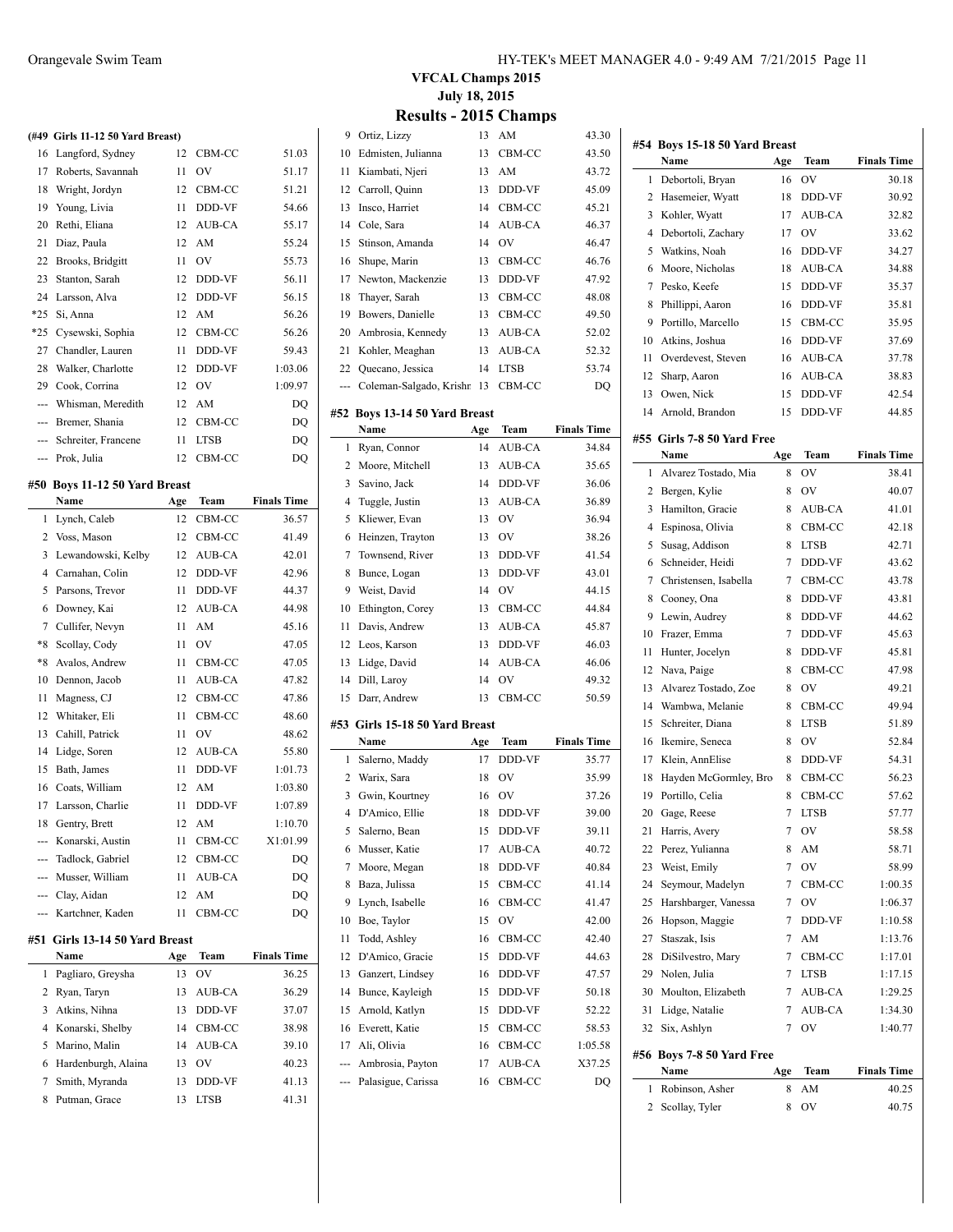# VFCAL Champs 2015

**July 18, 2015**

## Results - 2015 Champs

### (#49 Girls 11-12 50 Yard Breast)

| | Name | Age | Team | Finals Time |
|---|---|---|---|---|
| 16 | Langford, Sydney | 12 | CBM-CC | 51.03 |
| 17 | Roberts, Savannah | 11 | OV | 51.17 |
| 18 | Wright, Jordyn | 12 | CBM-CC | 51.21 |
| 19 | Young, Livia | 11 | DDD-VF | 54.66 |
| 20 | Rethi, Eliana | 12 | AUB-CA | 55.17 |
| 21 | Diaz, Paula | 12 | AM | 55.24 |
| 22 | Brooks, Bridgitt | 11 | OV | 55.73 |
| 23 | Stanton, Sarah | 12 | DDD-VF | 56.11 |
| 24 | Larsson, Alva | 12 | DDD-VF | 56.15 |
| *25 | Si, Anna | 12 | AM | 56.26 |
| *25 | Cysewski, Sophia | 12 | CBM-CC | 56.26 |
| 27 | Chandler, Lauren | 11 | DDD-VF | 59.43 |
| 28 | Walker, Charlotte | 12 | DDD-VF | 1:03.06 |
| 29 | Cook, Corrina | 12 | OV | 1:09.97 |
| --- | Whisman, Meredith | 12 | AM | DQ |
| --- | Bremer, Shania | 12 | CBM-CC | DQ |
| --- | Schreiter, Francene | 11 | LTSB | DQ |
| --- | Prok, Julia | 12 | CBM-CC | DQ |

### #50 Boys 11-12 50 Yard Breast

| | Name | Age | Team | Finals Time |
|---|---|---|---|---|
| 1 | Lynch, Caleb | 12 | CBM-CC | 36.57 |
| 2 | Voss, Mason | 12 | CBM-CC | 41.49 |
| 3 | Lewandowski, Kelby | 12 | AUB-CA | 42.01 |
| 4 | Carnahan, Colin | 12 | DDD-VF | 42.96 |
| 5 | Parsons, Trevor | 11 | DDD-VF | 44.37 |
| 6 | Downey, Kai | 12 | AUB-CA | 44.98 |
| 7 | Cullifer, Nevyn | 11 | AM | 45.16 |
| *8 | Scollay, Cody | 11 | OV | 47.05 |
| *8 | Avalos, Andrew | 11 | CBM-CC | 47.05 |
| 10 | Dennon, Jacob | 11 | AUB-CA | 47.82 |
| 11 | Magness, CJ | 12 | CBM-CC | 47.86 |
| 12 | Whitaker, Eli | 11 | CBM-CC | 48.60 |
| 13 | Cahill, Patrick | 11 | OV | 48.62 |
| 14 | Lidge, Soren | 12 | AUB-CA | 55.80 |
| 15 | Bath, James | 11 | DDD-VF | 1:01.73 |
| 16 | Coats, William | 12 | AM | 1:03.80 |
| 17 | Larsson, Charlie | 11 | DDD-VF | 1:07.89 |
| 18 | Gentry, Brett | 12 | AM | 1:10.70 |
| --- | Konarski, Austin | 11 | CBM-CC | X1:01.99 |
| --- | Tadlock, Gabriel | 12 | CBM-CC | DQ |
| --- | Musser, William | 11 | AUB-CA | DQ |
| --- | Clay, Aidan | 12 | AM | DQ |
| --- | Kartchner, Kaden | 11 | CBM-CC | DQ |

### #51 Girls 13-14 50 Yard Breast

| | Name | Age | Team | Finals Time |
|---|---|---|---|---|
| 1 | Pagliaro, Greysha | 13 | OV | 36.25 |
| 2 | Ryan, Taryn | 13 | AUB-CA | 36.29 |
| 3 | Atkins, Nihna | 13 | DDD-VF | 37.07 |
| 4 | Konarski, Shelby | 14 | CBM-CC | 38.98 |
| 5 | Marino, Malin | 14 | AUB-CA | 39.10 |
| 6 | Hardenburgh, Alaina | 13 | OV | 40.23 |
| 7 | Smith, Myranda | 13 | DDD-VF | 41.13 |
| 8 | Putman, Grace | 13 | LTSB | 41.31 |
| 9 | Ortiz, Lizzy | 13 | AM | 43.30 |
| 10 | Edmisten, Julianna | 13 | CBM-CC | 43.50 |
| 11 | Kiambati, Njeri | 13 | AM | 43.72 |
| 12 | Carroll, Quinn | 13 | DDD-VF | 45.09 |
| 13 | Insco, Harriet | 14 | CBM-CC | 45.21 |
| 14 | Cole, Sara | 14 | AUB-CA | 46.37 |
| 15 | Stinson, Amanda | 14 | OV | 46.47 |
| 16 | Shupe, Marin | 13 | CBM-CC | 46.76 |
| 17 | Newton, Mackenzie | 13 | DDD-VF | 47.92 |
| 18 | Thayer, Sarah | 13 | CBM-CC | 48.08 |
| 19 | Bowers, Danielle | 13 | CBM-CC | 49.50 |
| 20 | Ambrosia, Kennedy | 13 | AUB-CA | 52.02 |
| 21 | Kohler, Meaghan | 13 | AUB-CA | 52.32 |
| 22 | Quecano, Jessica | 14 | LTSB | 53.74 |
| --- | Coleman-Salgado, Krishn | 13 | CBM-CC | DQ |

### #52 Boys 13-14 50 Yard Breast

| | Name | Age | Team | Finals Time |
|---|---|---|---|---|
| 1 | Ryan, Connor | 14 | AUB-CA | 34.84 |
| 2 | Moore, Mitchell | 13 | AUB-CA | 35.65 |
| 3 | Savino, Jack | 14 | DDD-VF | 36.06 |
| 4 | Tuggle, Justin | 13 | AUB-CA | 36.89 |
| 5 | Kliewer, Evan | 13 | OV | 36.94 |
| 6 | Heinzen, Trayton | 13 | OV | 38.26 |
| 7 | Townsend, River | 13 | DDD-VF | 41.54 |
| 8 | Bunce, Logan | 13 | DDD-VF | 43.01 |
| 9 | Weist, David | 14 | OV | 44.15 |
| 10 | Ethington, Corey | 13 | CBM-CC | 44.84 |
| 11 | Davis, Andrew | 13 | AUB-CA | 45.87 |
| 12 | Leos, Karson | 13 | DDD-VF | 46.03 |
| 13 | Lidge, David | 14 | AUB-CA | 46.06 |
| 14 | Dill, Laroy | 14 | OV | 49.32 |
| 15 | Darr, Andrew | 13 | CBM-CC | 50.59 |

### #53 Girls 15-18 50 Yard Breast

| | Name | Age | Team | Finals Time |
|---|---|---|---|---|
| 1 | Salerno, Maddy | 17 | DDD-VF | 35.77 |
| 2 | Warix, Sara | 18 | OV | 35.99 |
| 3 | Gwin, Kourtney | 16 | OV | 37.26 |
| 4 | D'Amico, Ellie | 18 | DDD-VF | 39.00 |
| 5 | Salerno, Bean | 15 | DDD-VF | 39.11 |
| 6 | Musser, Katie | 17 | AUB-CA | 40.72 |
| 7 | Moore, Megan | 18 | DDD-VF | 40.84 |
| 8 | Baza, Julissa | 15 | CBM-CC | 41.14 |
| 9 | Lynch, Isabelle | 16 | CBM-CC | 41.47 |
| 10 | Boe, Taylor | 15 | OV | 42.00 |
| 11 | Todd, Ashley | 16 | CBM-CC | 42.40 |
| 12 | D'Amico, Gracie | 15 | DDD-VF | 44.63 |
| 13 | Ganzert, Lindsey | 16 | DDD-VF | 47.57 |
| 14 | Bunce, Kayleigh | 15 | DDD-VF | 50.18 |
| 15 | Arnold, Katlyn | 15 | DDD-VF | 52.22 |
| 16 | Everett, Katie | 15 | CBM-CC | 58.53 |
| 17 | Ali, Olivia | 16 | CBM-CC | 1:05.58 |
| --- | Ambrosia, Payton | 17 | AUB-CA | X37.25 |
| --- | Palasigue, Carissa | 16 | CBM-CC | DQ |

### #54 Boys 15-18 50 Yard Breast

| | Name | Age | Team | Finals Time |
|---|---|---|---|---|
| 1 | Debortoli, Bryan | 16 | OV | 30.18 |
| 2 | Hasemeier, Wyatt | 18 | DDD-VF | 30.92 |
| 3 | Kohler, Wyatt | 17 | AUB-CA | 32.82 |
| 4 | Debortoli, Zachary | 17 | OV | 33.62 |
| 5 | Watkins, Noah | 16 | DDD-VF | 34.27 |
| 6 | Moore, Nicholas | 18 | AUB-CA | 34.88 |
| 7 | Pesko, Keefe | 15 | DDD-VF | 35.37 |
| 8 | Phillippi, Aaron | 16 | DDD-VF | 35.81 |
| 9 | Portillo, Marcello | 15 | CBM-CC | 35.95 |
| 10 | Atkins, Joshua | 16 | DDD-VF | 37.69 |
| 11 | Overdevest, Steven | 16 | AUB-CA | 37.78 |
| 12 | Sharp, Aaron | 16 | AUB-CA | 38.83 |
| 13 | Owen, Nick | 15 | DDD-VF | 42.54 |
| 14 | Arnold, Brandon | 15 | DDD-VF | 44.85 |

### #55 Girls 7-8 50 Yard Free

| | Name | Age | Team | Finals Time |
|---|---|---|---|---|
| 1 | Alvarez Tostado, Mia | 8 | OV | 38.41 |
| 2 | Bergen, Kylie | 8 | OV | 40.07 |
| 3 | Hamilton, Gracie | 8 | AUB-CA | 41.01 |
| 4 | Espinosa, Olivia | 8 | CBM-CC | 42.18 |
| 5 | Susag, Addison | 8 | LTSB | 42.71 |
| 6 | Schneider, Heidi | 7 | DDD-VF | 43.62 |
| 7 | Christensen, Isabella | 7 | CBM-CC | 43.78 |
| 8 | Cooney, Ona | 8 | DDD-VF | 43.81 |
| 9 | Lewin, Audrey | 8 | DDD-VF | 44.62 |
| 10 | Frazer, Emma | 7 | DDD-VF | 45.63 |
| 11 | Hunter, Jocelyn | 8 | DDD-VF | 45.81 |
| 12 | Nava, Paige | 8 | CBM-CC | 47.98 |
| 13 | Alvarez Tostado, Zoe | 8 | OV | 49.21 |
| 14 | Wambwa, Melanie | 8 | CBM-CC | 49.94 |
| 15 | Schreiter, Diana | 8 | LTSB | 51.89 |
| 16 | Ikemire, Seneca | 8 | OV | 52.84 |
| 17 | Klein, AnnElise | 8 | DDD-VF | 54.31 |
| 18 | Hayden McGormley, Bro | 8 | CBM-CC | 56.23 |
| 19 | Portillo, Celia | 8 | CBM-CC | 57.62 |
| 20 | Gage, Reese | 7 | LTSB | 57.77 |
| 21 | Harris, Avery | 7 | OV | 58.58 |
| 22 | Perez, Yulianna | 8 | AM | 58.71 |
| 23 | Weist, Emily | 7 | OV | 58.99 |
| 24 | Seymour, Madelyn | 7 | CBM-CC | 1:00.35 |
| 25 | Harshbarger, Vanessa | 7 | OV | 1:06.37 |
| 26 | Hopson, Maggie | 7 | DDD-VF | 1:10.58 |
| 27 | Staszak, Isis | 7 | AM | 1:13.76 |
| 28 | DiSilvestro, Mary | 7 | CBM-CC | 1:17.01 |
| 29 | Nolen, Julia | 7 | LTSB | 1:17.15 |
| 30 | Moulton, Elizabeth | 7 | AUB-CA | 1:29.25 |
| 31 | Lidge, Natalie | 7 | AUB-CA | 1:34.30 |
| 32 | Six, Ashlyn | 7 | OV | 1:40.77 |

### #56 Boys 7-8 50 Yard Free

| | Name | Age | Team | Finals Time |
|---|---|---|---|---|
| 1 | Robinson, Asher | 8 | AM | 40.25 |
| 2 | Scollay, Tyler | 8 | OV | 40.75 |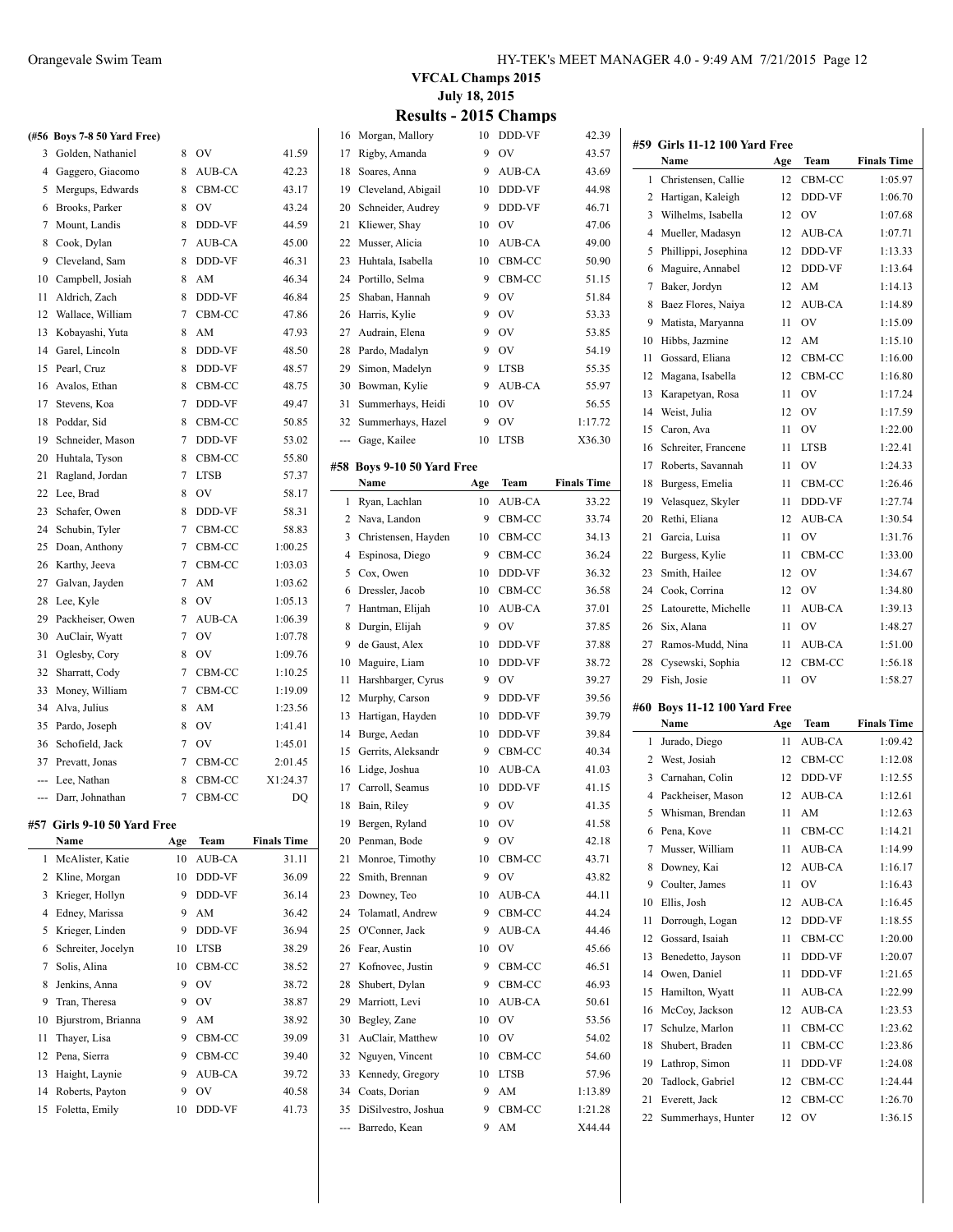## VFCAL Champs 2015

**July 18, 2015**

## Results - 2015 Champs

### (#56 Boys 7-8 50 Yard Free)

| | Name | Age | Team | Finals Time |
|---|---|---|---|---|
| 3 | Golden, Nathaniel | 8 | OV | 41.59 |
| 4 | Gaggero, Giacomo | 8 | AUB-CA | 42.23 |
| 5 | Mergups, Edwards | 8 | CBM-CC | 43.17 |
| 6 | Brooks, Parker | 8 | OV | 43.24 |
| 7 | Mount, Landis | 8 | DDD-VF | 44.59 |
| 8 | Cook, Dylan | 7 | AUB-CA | 45.00 |
| 9 | Cleveland, Sam | 8 | DDD-VF | 46.31 |
| 10 | Campbell, Josiah | 8 | AM | 46.34 |
| 11 | Aldrich, Zach | 8 | DDD-VF | 46.84 |
| 12 | Wallace, William | 7 | CBM-CC | 47.86 |
| 13 | Kobayashi, Yuta | 8 | AM | 47.93 |
| 14 | Garel, Lincoln | 8 | DDD-VF | 48.50 |
| 15 | Pearl, Cruz | 8 | DDD-VF | 48.57 |
| 16 | Avalos, Ethan | 8 | CBM-CC | 48.75 |
| 17 | Stevens, Koa | 7 | DDD-VF | 49.47 |
| 18 | Poddar, Sid | 8 | CBM-CC | 50.85 |
| 19 | Schneider, Mason | 7 | DDD-VF | 53.02 |
| 20 | Huhtala, Tyson | 8 | CBM-CC | 55.80 |
| 21 | Ragland, Jordan | 7 | LTSB | 57.37 |
| 22 | Lee, Brad | 8 | OV | 58.17 |
| 23 | Schafer, Owen | 8 | DDD-VF | 58.31 |
| 24 | Schubin, Tyler | 7 | CBM-CC | 58.83 |
| 25 | Doan, Anthony | 7 | CBM-CC | 1:00.25 |
| 26 | Karthy, Jeeva | 7 | CBM-CC | 1:03.03 |
| 27 | Galvan, Jayden | 7 | AM | 1:03.62 |
| 28 | Lee, Kyle | 8 | OV | 1:05.13 |
| 29 | Packheiser, Owen | 7 | AUB-CA | 1:06.39 |
| 30 | AuClair, Wyatt | 7 | OV | 1:07.78 |
| 31 | Oglesby, Cory | 8 | OV | 1:09.76 |
| 32 | Sharratt, Cody | 7 | CBM-CC | 1:10.25 |
| 33 | Money, William | 7 | CBM-CC | 1:19.09 |
| 34 | Alva, Julius | 8 | AM | 1:23.56 |
| 35 | Pardo, Joseph | 8 | OV | 1:41.41 |
| 36 | Schofield, Jack | 7 | OV | 1:45.01 |
| 37 | Prevatt, Jonas | 7 | CBM-CC | 2:01.45 |
| --- | Lee, Nathan | 8 | CBM-CC | X1:24.37 |
| --- | Darr, Johnathan | 7 | CBM-CC | DQ |

### #57 Girls 9-10 50 Yard Free

| | Name | Age | Team | Finals Time |
|---|---|---|---|---|
| 1 | McAlister, Katie | 10 | AUB-CA | 31.11 |
| 2 | Kline, Morgan | 10 | DDD-VF | 36.09 |
| 3 | Krieger, Hollyn | 9 | DDD-VF | 36.14 |
| 4 | Edney, Marissa | 9 | AM | 36.42 |
| 5 | Krieger, Linden | 9 | DDD-VF | 36.94 |
| 6 | Schreiter, Jocelyn | 10 | LTSB | 38.29 |
| 7 | Solis, Alina | 10 | CBM-CC | 38.52 |
| 8 | Jenkins, Anna | 9 | OV | 38.72 |
| 9 | Tran, Theresa | 9 | OV | 38.87 |
| 10 | Bjurstrom, Brianna | 9 | AM | 38.92 |
| 11 | Thayer, Lisa | 9 | CBM-CC | 39.09 |
| 12 | Pena, Sierra | 9 | CBM-CC | 39.40 |
| 13 | Haight, Laynie | 9 | AUB-CA | 39.72 |
| 14 | Roberts, Payton | 9 | OV | 40.58 |
| 15 | Foletta, Emily | 10 | DDD-VF | 41.73 |
| 16 | Morgan, Mallory | 10 | DDD-VF | 42.39 |
| 17 | Rigby, Amanda | 9 | OV | 43.57 |
| 18 | Soares, Anna | 9 | AUB-CA | 43.69 |
| 19 | Cleveland, Abigail | 10 | DDD-VF | 44.98 |
| 20 | Schneider, Audrey | 9 | DDD-VF | 46.71 |
| 21 | Kliewer, Shay | 10 | OV | 47.06 |
| 22 | Musser, Alicia | 10 | AUB-CA | 49.00 |
| 23 | Huhtala, Isabella | 10 | CBM-CC | 50.90 |
| 24 | Portillo, Selma | 9 | CBM-CC | 51.15 |
| 25 | Shaban, Hannah | 9 | OV | 51.84 |
| 26 | Harris, Kylie | 9 | OV | 53.33 |
| 27 | Audrain, Elena | 9 | OV | 53.85 |
| 28 | Pardo, Madalyn | 9 | OV | 54.19 |
| 29 | Simon, Madelyn | 9 | LTSB | 55.35 |
| 30 | Bowman, Kylie | 9 | AUB-CA | 55.97 |
| 31 | Summerhays, Heidi | 10 | OV | 56.55 |
| 32 | Summerhays, Hazel | 9 | OV | 1:17.72 |
| --- | Gage, Kailee | 10 | LTSB | X36.30 |

### #58 Boys 9-10 50 Yard Free

| | Name | Age | Team | Finals Time |
|---|---|---|---|---|
| 1 | Ryan, Lachlan | 10 | AUB-CA | 33.22 |
| 2 | Nava, Landon | 9 | CBM-CC | 33.74 |
| 3 | Christensen, Hayden | 10 | CBM-CC | 34.13 |
| 4 | Espinosa, Diego | 9 | CBM-CC | 36.24 |
| 5 | Cox, Owen | 10 | DDD-VF | 36.32 |
| 6 | Dressler, Jacob | 10 | CBM-CC | 36.58 |
| 7 | Hantman, Elijah | 10 | AUB-CA | 37.01 |
| 8 | Durgin, Elijah | 9 | OV | 37.85 |
| 9 | de Gaust, Alex | 10 | DDD-VF | 37.88 |
| 10 | Maguire, Liam | 10 | DDD-VF | 38.72 |
| 11 | Harshbarger, Cyrus | 9 | OV | 39.27 |
| 12 | Murphy, Carson | 9 | DDD-VF | 39.56 |
| 13 | Hartigan, Hayden | 10 | DDD-VF | 39.79 |
| 14 | Burge, Aedan | 10 | DDD-VF | 39.84 |
| 15 | Gerrits, Aleksandr | 9 | CBM-CC | 40.34 |
| 16 | Lidge, Joshua | 10 | AUB-CA | 41.03 |
| 17 | Carroll, Seamus | 10 | DDD-VF | 41.15 |
| 18 | Bain, Riley | 9 | OV | 41.35 |
| 19 | Bergen, Ryland | 10 | OV | 41.58 |
| 20 | Penman, Bode | 9 | OV | 42.18 |
| 21 | Monroe, Timothy | 10 | CBM-CC | 43.71 |
| 22 | Smith, Brennan | 9 | OV | 43.82 |
| 23 | Downey, Teo | 10 | AUB-CA | 44.11 |
| 24 | Tolamatl, Andrew | 9 | CBM-CC | 44.24 |
| 25 | O'Conner, Jack | 9 | AUB-CA | 44.46 |
| 26 | Fear, Austin | 10 | OV | 45.66 |
| 27 | Kofnovec, Justin | 9 | CBM-CC | 46.51 |
| 28 | Shubert, Dylan | 9 | CBM-CC | 46.93 |
| 29 | Marriott, Levi | 10 | AUB-CA | 50.61 |
| 30 | Begley, Zane | 10 | OV | 53.56 |
| 31 | AuClair, Matthew | 10 | OV | 54.02 |
| 32 | Nguyen, Vincent | 10 | CBM-CC | 54.60 |
| 33 | Kennedy, Gregory | 10 | LTSB | 57.96 |
| 34 | Coats, Dorian | 9 | AM | 1:13.89 |
| 35 | DiSilvestro, Joshua | 9 | CBM-CC | 1:21.28 |
| --- | Barredo, Kean | 9 | AM | X44.44 |

### #59 Girls 11-12 100 Yard Free

| | Name | Age | Team | Finals Time |
|---|---|---|---|---|
| 1 | Christensen, Callie | 12 | CBM-CC | 1:05.97 |
| 2 | Hartigan, Kaleigh | 12 | DDD-VF | 1:06.70 |
| 3 | Wilhelms, Isabella | 12 | OV | 1:07.68 |
| 4 | Mueller, Madasyn | 12 | AUB-CA | 1:07.71 |
| 5 | Phillippi, Josephina | 12 | DDD-VF | 1:13.33 |
| 6 | Maguire, Annabel | 12 | DDD-VF | 1:13.64 |
| 7 | Baker, Jordyn | 12 | AM | 1:14.13 |
| 8 | Baez Flores, Naiya | 12 | AUB-CA | 1:14.89 |
| 9 | Matista, Maryanna | 11 | OV | 1:15.09 |
| 10 | Hibbs, Jazmine | 12 | AM | 1:15.10 |
| 11 | Gossard, Eliana | 12 | CBM-CC | 1:16.00 |
| 12 | Magana, Isabella | 12 | CBM-CC | 1:16.80 |
| 13 | Karapetyan, Rosa | 11 | OV | 1:17.24 |
| 14 | Weist, Julia | 12 | OV | 1:17.59 |
| 15 | Caron, Ava | 11 | OV | 1:22.00 |
| 16 | Schreiter, Francene | 11 | LTSB | 1:22.41 |
| 17 | Roberts, Savannah | 11 | OV | 1:24.33 |
| 18 | Burgess, Emelia | 11 | CBM-CC | 1:26.46 |
| 19 | Velasquez, Skyler | 11 | DDD-VF | 1:27.74 |
| 20 | Rethi, Eliana | 12 | AUB-CA | 1:30.54 |
| 21 | Garcia, Luisa | 11 | OV | 1:31.76 |
| 22 | Burgess, Kylie | 11 | CBM-CC | 1:33.00 |
| 23 | Smith, Hailee | 12 | OV | 1:34.67 |
| 24 | Cook, Corrina | 12 | OV | 1:34.80 |
| 25 | Latourette, Michelle | 11 | AUB-CA | 1:39.13 |
| 26 | Six, Alana | 11 | OV | 1:48.27 |
| 27 | Ramos-Mudd, Nina | 11 | AUB-CA | 1:51.00 |
| 28 | Cysewski, Sophia | 12 | CBM-CC | 1:56.18 |
| 29 | Fish, Josie | 11 | OV | 1:58.27 |

### #60 Boys 11-12 100 Yard Free

| | Name | Age | Team | Finals Time |
|---|---|---|---|---|
| 1 | Jurado, Diego | 11 | AUB-CA | 1:09.42 |
| 2 | West, Josiah | 12 | CBM-CC | 1:12.08 |
| 3 | Carnahan, Colin | 12 | DDD-VF | 1:12.55 |
| 4 | Packheiser, Mason | 12 | AUB-CA | 1:12.61 |
| 5 | Whisman, Brendan | 11 | AM | 1:12.63 |
| 6 | Pena, Kove | 11 | CBM-CC | 1:14.21 |
| 7 | Musser, William | 11 | AUB-CA | 1:14.99 |
| 8 | Downey, Kai | 12 | AUB-CA | 1:16.17 |
| 9 | Coulter, James | 11 | OV | 1:16.43 |
| 10 | Ellis, Josh | 12 | AUB-CA | 1:16.45 |
| 11 | Dorrough, Logan | 12 | DDD-VF | 1:18.55 |
| 12 | Gossard, Isaiah | 11 | CBM-CC | 1:20.00 |
| 13 | Benedetto, Jayson | 11 | DDD-VF | 1:20.07 |
| 14 | Owen, Daniel | 11 | DDD-VF | 1:21.65 |
| 15 | Hamilton, Wyatt | 11 | AUB-CA | 1:22.99 |
| 16 | McCoy, Jackson | 12 | AUB-CA | 1:23.53 |
| 17 | Schulze, Marlon | 11 | CBM-CC | 1:23.62 |
| 18 | Shubert, Braden | 11 | CBM-CC | 1:23.86 |
| 19 | Lathrop, Simon | 11 | DDD-VF | 1:24.08 |
| 20 | Tadlock, Gabriel | 12 | CBM-CC | 1:24.44 |
| 21 | Everett, Jack | 12 | CBM-CC | 1:26.70 |
| 22 | Summerhays, Hunter | 12 | OV | 1:36.15 |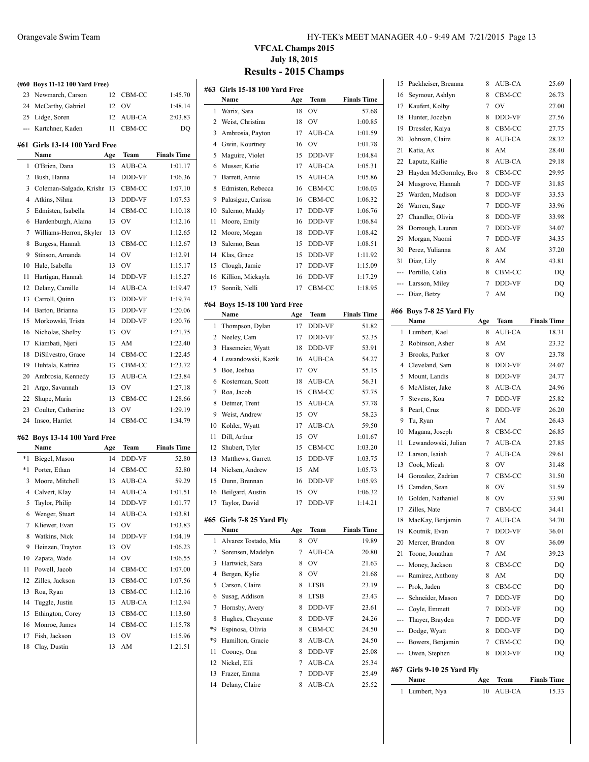# VFCAL Champs 2015

## July 18, 2015

## Results - 2015 Champs

### (#60 Boys 11-12 100 Yard Free)

| | Name | Age | Team | Finals Time |
|---|---|---|---|---|
| 23 | Newmarch, Carson | 12 | CBM-CC | 1:45.70 |
| 24 | McCarthy, Gabriel | 12 | OV | 1:48.14 |
| 25 | Lidge, Soren | 12 | AUB-CA | 2:03.83 |
| --- | Kartchner, Kaden | 11 | CBM-CC | DQ |

### #61 Girls 13-14 100 Yard Free

| | Name | Age | Team | Finals Time |
|---|---|---|---|---|
| 1 | O'Brien, Dana | 13 | AUB-CA | 1:01.17 |
| 2 | Bush, Hanna | 14 | DDD-VF | 1:06.36 |
| 3 | Coleman-Salgado, Krishn | 13 | CBM-CC | 1:07.10 |
| 4 | Atkins, Nihna | 13 | DDD-VF | 1:07.53 |
| 5 | Edmisten, Isabella | 14 | CBM-CC | 1:10.18 |
| 6 | Hardenburgh, Alaina | 13 | OV | 1:12.16 |
| 7 | Williams-Herron, Skyler | 13 | OV | 1:12.65 |
| 8 | Burgess, Hannah | 13 | CBM-CC | 1:12.67 |
| 9 | Stinson, Amanda | 14 | OV | 1:12.91 |
| 10 | Hale, Isabella | 13 | OV | 1:15.17 |
| 11 | Hartigan, Hannah | 14 | DDD-VF | 1:15.27 |
| 12 | Delany, Camille | 14 | AUB-CA | 1:19.47 |
| 13 | Carroll, Quinn | 13 | DDD-VF | 1:19.74 |
| 14 | Barton, Brianna | 13 | DDD-VF | 1:20.06 |
| 15 | Morkowski, Trista | 14 | DDD-VF | 1:20.76 |
| 16 | Nicholas, Shelby | 13 | OV | 1:21.75 |
| 17 | Kiambati, Njeri | 13 | AM | 1:22.40 |
| 18 | DiSilvestro, Grace | 14 | CBM-CC | 1:22.45 |
| 19 | Huhtala, Katrina | 13 | CBM-CC | 1:23.72 |
| 20 | Ambrosia, Kennedy | 13 | AUB-CA | 1:23.84 |
| 21 | Argo, Savannah | 13 | OV | 1:27.18 |
| 22 | Shupe, Marin | 13 | CBM-CC | 1:28.66 |
| 23 | Coulter, Catherine | 13 | OV | 1:29.19 |
| 24 | Insco, Harriet | 14 | CBM-CC | 1:34.79 |

### #62 Boys 13-14 100 Yard Free

| | Name | Age | Team | Finals Time |
|---|---|---|---|---|
| *1 | Biegel, Mason | 14 | DDD-VF | 52.80 |
| *1 | Porter, Ethan | 14 | CBM-CC | 52.80 |
| 3 | Moore, Mitchell | 13 | AUB-CA | 59.29 |
| 4 | Calvert, Klay | 14 | AUB-CA | 1:01.51 |
| 5 | Taylor, Philip | 14 | DDD-VF | 1:01.77 |
| 6 | Wenger, Stuart | 14 | AUB-CA | 1:03.81 |
| 7 | Kliewer, Evan | 13 | OV | 1:03.83 |
| 8 | Watkins, Nick | 14 | DDD-VF | 1:04.19 |
| 9 | Heinzen, Trayton | 13 | OV | 1:06.23 |
| 10 | Zapata, Wade | 14 | OV | 1:06.55 |
| 11 | Powell, Jacob | 14 | CBM-CC | 1:07.00 |
| 12 | Zilles, Jackson | 13 | CBM-CC | 1:07.56 |
| 13 | Roa, Ryan | 13 | CBM-CC | 1:12.16 |
| 14 | Tuggle, Justin | 13 | AUB-CA | 1:12.94 |
| 15 | Ethington, Corey | 13 | CBM-CC | 1:13.60 |
| 16 | Monroe, James | 14 | CBM-CC | 1:15.78 |
| 17 | Fish, Jackson | 13 | OV | 1:15.96 |
| 18 | Clay, Dustin | 13 | AM | 1:21.51 |

### #63 Girls 15-18 100 Yard Free

| | Name | Age | Team | Finals Time |
|---|---|---|---|---|
| 1 | Warix, Sara | 18 | OV | 57.68 |
| 2 | Weist, Christina | 18 | OV | 1:00.85 |
| 3 | Ambrosia, Payton | 17 | AUB-CA | 1:01.59 |
| 4 | Gwin, Kourtney | 16 | OV | 1:01.78 |
| 5 | Maguire, Violet | 15 | DDD-VF | 1:04.84 |
| 6 | Musser, Katie | 17 | AUB-CA | 1:05.31 |
| 7 | Barrett, Annie | 15 | AUB-CA | 1:05.86 |
| 8 | Edmisten, Rebecca | 16 | CBM-CC | 1:06.03 |
| 9 | Palasigue, Carissa | 16 | CBM-CC | 1:06.32 |
| 10 | Salerno, Maddy | 17 | DDD-VF | 1:06.76 |
| 11 | Moore, Emily | 16 | DDD-VF | 1:06.84 |
| 12 | Moore, Megan | 18 | DDD-VF | 1:08.42 |
| 13 | Salerno, Bean | 15 | DDD-VF | 1:08.51 |
| 14 | Klas, Grace | 15 | DDD-VF | 1:11.92 |
| 15 | Clough, Jamie | 17 | DDD-VF | 1:15.09 |
| 16 | Killion, Mickayla | 16 | DDD-VF | 1:17.29 |
| 17 | Sonnik, Nelli | 17 | CBM-CC | 1:18.95 |

### #64 Boys 15-18 100 Yard Free

| | Name | Age | Team | Finals Time |
|---|---|---|---|---|
| 1 | Thompson, Dylan | 17 | DDD-VF | 51.82 |
| 2 | Neeley, Cam | 17 | DDD-VF | 52.35 |
| 3 | Hasemeier, Wyatt | 18 | DDD-VF | 53.91 |
| 4 | Lewandowski, Kazik | 16 | AUB-CA | 54.27 |
| 5 | Boe, Joshua | 17 | OV | 55.15 |
| 6 | Kosterman, Scott | 18 | AUB-CA | 56.31 |
| 7 | Roa, Jacob | 15 | CBM-CC | 57.75 |
| 8 | Detmer, Trent | 15 | AUB-CA | 57.78 |
| 9 | Weist, Andrew | 15 | OV | 58.23 |
| 10 | Kohler, Wyatt | 17 | AUB-CA | 59.50 |
| 11 | Dill, Arthur | 15 | OV | 1:01.67 |
| 12 | Shubert, Tyler | 15 | CBM-CC | 1:03.20 |
| 13 | Matthews, Garrett | 15 | DDD-VF | 1:03.75 |
| 14 | Nielsen, Andrew | 15 | AM | 1:05.73 |
| 15 | Dunn, Brennan | 16 | DDD-VF | 1:05.93 |
| 16 | Beilgard, Austin | 15 | OV | 1:06.32 |
| 17 | Taylor, David | 17 | DDD-VF | 1:14.21 |

### #65 Girls 7-8 25 Yard Fly

| | Name | Age | Team | Finals Time |
|---|---|---|---|---|
| 1 | Alvarez Tostado, Mia | 8 | OV | 19.89 |
| 2 | Sorensen, Madelyn | 7 | AUB-CA | 20.80 |
| 3 | Hartwick, Sara | 8 | OV | 21.63 |
| 4 | Bergen, Kylie | 8 | OV | 21.68 |
| 5 | Carson, Claire | 8 | LTSB | 23.19 |
| 6 | Susag, Addison | 8 | LTSB | 23.43 |
| 7 | Hornsby, Avery | 8 | DDD-VF | 23.61 |
| 8 | Hughes, Cheyenne | 8 | DDD-VF | 24.26 |
| *9 | Espinosa, Olivia | 8 | CBM-CC | 24.50 |
| *9 | Hamilton, Gracie | 8 | AUB-CA | 24.50 |
| 11 | Cooney, Ona | 8 | DDD-VF | 25.08 |
| 12 | Nickel, Elli | 7 | AUB-CA | 25.34 |
| 13 | Frazer, Emma | 7 | DDD-VF | 25.49 |
| 14 | Delany, Claire | 8 | AUB-CA | 25.52 |
| 15 | Packheiser, Breanna | 8 | AUB-CA | 25.69 |
| 16 | Seymour, Ashlyn | 8 | CBM-CC | 26.73 |
| 17 | Kaufert, Kolby | 7 | OV | 27.00 |
| 18 | Hunter, Jocelyn | 8 | DDD-VF | 27.56 |
| 19 | Dressler, Kaiya | 8 | CBM-CC | 27.75 |
| 20 | Johnson, Claire | 8 | AUB-CA | 28.32 |
| 21 | Katia, Ax | 8 | AM | 28.40 |
| 22 | Laputz, Kailie | 8 | AUB-CA | 29.18 |
| 23 | Hayden McGormley, Bro | 8 | CBM-CC | 29.95 |
| 24 | Musgrove, Hannah | 7 | DDD-VF | 31.85 |
| 25 | Warden, Madison | 8 | DDD-VF | 33.53 |
| 26 | Warren, Sage | 7 | DDD-VF | 33.96 |
| 27 | Chandler, Olivia | 8 | DDD-VF | 33.98 |
| 28 | Dorrough, Lauren | 7 | DDD-VF | 34.07 |
| 29 | Morgan, Naomi | 7 | DDD-VF | 34.35 |
| 30 | Perez, Yulianna | 8 | AM | 37.20 |
| 31 | Diaz, Lily | 8 | AM | 43.81 |
| --- | Portillo, Celia | 8 | CBM-CC | DQ |
| --- | Larsson, Miley | 7 | DDD-VF | DQ |
| --- | Diaz, Betzy | 7 | AM | DQ |

### #66 Boys 7-8 25 Yard Fly

| | Name | Age | Team | Finals Time |
|---|---|---|---|---|
| 1 | Lumbert, Kael | 8 | AUB-CA | 18.31 |
| 2 | Robinson, Asher | 8 | AM | 23.32 |
| 3 | Brooks, Parker | 8 | OV | 23.78 |
| 4 | Cleveland, Sam | 8 | DDD-VF | 24.07 |
| 5 | Mount, Landis | 8 | DDD-VF | 24.77 |
| 6 | McAlister, Jake | 8 | AUB-CA | 24.96 |
| 7 | Stevens, Koa | 7 | DDD-VF | 25.82 |
| 8 | Pearl, Cruz | 8 | DDD-VF | 26.20 |
| 9 | Tu, Ryan | 7 | AM | 26.43 |
| 10 | Magana, Joseph | 8 | CBM-CC | 26.85 |
| 11 | Lewandowski, Julian | 7 | AUB-CA | 27.85 |
| 12 | Larson, Isaiah | 7 | AUB-CA | 29.61 |
| 13 | Cook, Micah | 8 | OV | 31.48 |
| 14 | Gonzalez, Zadrian | 7 | CBM-CC | 31.50 |
| 15 | Camden, Sean | 8 | OV | 31.59 |
| 16 | Golden, Nathaniel | 8 | OV | 33.90 |
| 17 | Zilles, Nate | 7 | CBM-CC | 34.41 |
| 18 | MacKay, Benjamin | 7 | AUB-CA | 34.70 |
| 19 | Koutnik, Evan | 7 | DDD-VF | 36.01 |
| 20 | Mercer, Brandon | 8 | OV | 36.09 |
| 21 | Toone, Jonathan | 7 | AM | 39.23 |
| --- | Money, Jackson | 8 | CBM-CC | DQ |
| --- | Ramirez, Anthony | 8 | AM | DQ |
| --- | Prok, Jaden | 8 | CBM-CC | DQ |
| --- | Schneider, Mason | 7 | DDD-VF | DQ |
| --- | Coyle, Emmett | 7 | DDD-VF | DQ |
| --- | Thayer, Brayden | 7 | DDD-VF | DQ |
| --- | Dodge, Wyatt | 8 | DDD-VF | DQ |
| --- | Bowers, Benjamin | 7 | CBM-CC | DQ |
| --- | Owen, Stephen | 8 | DDD-VF | DQ |

### #67 Girls 9-10 25 Yard Fly

| | Name | Age | Team | Finals Time |
|---|---|---|---|---|
| 1 | Lumbert, Nya | 10 | AUB-CA | 15.33 |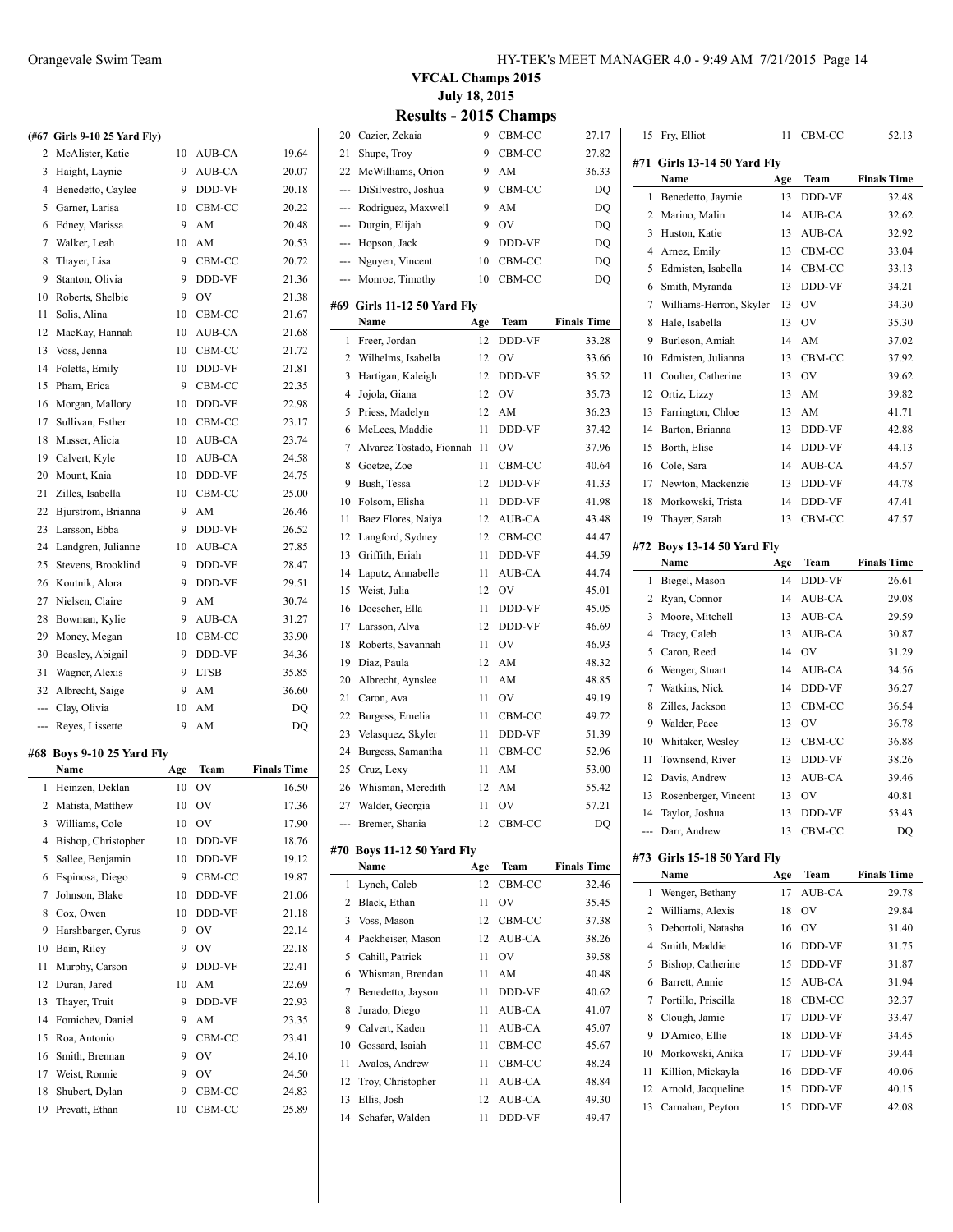# VFCAL Champs 2015

**July 18, 2015**

## Results - 2015 Champs

### (#67 Girls 9-10 25 Yard Fly)

| | Name | Age | Team | Finals Time |
|---|---|---|---|---|
| 2 | McAlister, Katie | 10 | AUB-CA | 19.64 |
| 3 | Haight, Laynie | 9 | AUB-CA | 20.07 |
| 4 | Benedetto, Caylee | 9 | DDD-VF | 20.18 |
| 5 | Garner, Larisa | 10 | CBM-CC | 20.22 |
| 6 | Edney, Marissa | 9 | AM | 20.48 |
| 7 | Walker, Leah | 10 | AM | 20.53 |
| 8 | Thayer, Lisa | 9 | CBM-CC | 20.72 |
| 9 | Stanton, Olivia | 9 | DDD-VF | 21.36 |
| 10 | Roberts, Shelbie | 9 | OV | 21.38 |
| 11 | Solis, Alina | 10 | CBM-CC | 21.67 |
| 12 | MacKay, Hannah | 10 | AUB-CA | 21.68 |
| 13 | Voss, Jenna | 10 | CBM-CC | 21.72 |
| 14 | Foletta, Emily | 10 | DDD-VF | 21.81 |
| 15 | Pham, Erica | 9 | CBM-CC | 22.35 |
| 16 | Morgan, Mallory | 10 | DDD-VF | 22.98 |
| 17 | Sullivan, Esther | 10 | CBM-CC | 23.17 |
| 18 | Musser, Alicia | 10 | AUB-CA | 23.74 |
| 19 | Calvert, Kyle | 10 | AUB-CA | 24.58 |
| 20 | Mount, Kaia | 10 | DDD-VF | 24.75 |
| 21 | Zilles, Isabella | 10 | CBM-CC | 25.00 |
| 22 | Bjurstrom, Brianna | 9 | AM | 26.46 |
| 23 | Larsson, Ebba | 9 | DDD-VF | 26.52 |
| 24 | Landgren, Julianne | 10 | AUB-CA | 27.85 |
| 25 | Stevens, Brooklind | 9 | DDD-VF | 28.47 |
| 26 | Koutnik, Alora | 9 | DDD-VF | 29.51 |
| 27 | Nielsen, Claire | 9 | AM | 30.74 |
| 28 | Bowman, Kylie | 9 | AUB-CA | 31.27 |
| 29 | Money, Megan | 10 | CBM-CC | 33.90 |
| 30 | Beasley, Abigail | 9 | DDD-VF | 34.36 |
| 31 | Wagner, Alexis | 9 | LTSB | 35.85 |
| 32 | Albrecht, Saige | 9 | AM | 36.60 |
| --- | Clay, Olivia | 10 | AM | DQ |
| --- | Reyes, Lissette | 9 | AM | DQ |

### #68 Boys 9-10 25 Yard Fly

| | Name | Age | Team | Finals Time |
|---|---|---|---|---|
| 1 | Heinzen, Deklan | 10 | OV | 16.50 |
| 2 | Matista, Matthew | 10 | OV | 17.36 |
| 3 | Williams, Cole | 10 | OV | 17.90 |
| 4 | Bishop, Christopher | 10 | DDD-VF | 18.76 |
| 5 | Sallee, Benjamin | 10 | DDD-VF | 19.12 |
| 6 | Espinosa, Diego | 9 | CBM-CC | 19.87 |
| 7 | Johnson, Blake | 10 | DDD-VF | 21.06 |
| 8 | Cox, Owen | 10 | DDD-VF | 21.18 |
| 9 | Harshbarger, Cyrus | 9 | OV | 22.14 |
| 10 | Bain, Riley | 9 | OV | 22.18 |
| 11 | Murphy, Carson | 9 | DDD-VF | 22.41 |
| 12 | Duran, Jared | 10 | AM | 22.69 |
| 13 | Thayer, Truit | 9 | DDD-VF | 22.93 |
| 14 | Fomichev, Daniel | 9 | AM | 23.35 |
| 15 | Roa, Antonio | 9 | CBM-CC | 23.41 |
| 16 | Smith, Brennan | 9 | OV | 24.10 |
| 17 | Weist, Ronnie | 9 | OV | 24.50 |
| 18 | Shubert, Dylan | 9 | CBM-CC | 24.83 |
| 19 | Prevatt, Ethan | 10 | CBM-CC | 25.89 |
| 20 | Cazier, Zekaia | 9 | CBM-CC | 27.17 |
| 21 | Shupe, Troy | 9 | CBM-CC | 27.82 |
| 22 | McWilliams, Orion | 9 | AM | 36.33 |
| --- | DiSilvestro, Joshua | 9 | CBM-CC | DQ |
| --- | Rodriguez, Maxwell | 9 | AM | DQ |
| --- | Durgin, Elijah | 9 | OV | DQ |
| --- | Hopson, Jack | 9 | DDD-VF | DQ |
| --- | Nguyen, Vincent | 10 | CBM-CC | DQ |
| --- | Monroe, Timothy | 10 | CBM-CC | DQ |

### #69 Girls 11-12 50 Yard Fly

| | Name | Age | Team | Finals Time |
|---|---|---|---|---|
| 1 | Freer, Jordan | 12 | DDD-VF | 33.28 |
| 2 | Wilhelms, Isabella | 12 | OV | 33.66 |
| 3 | Hartigan, Kaleigh | 12 | DDD-VF | 35.52 |
| 4 | Jojola, Giana | 12 | OV | 35.73 |
| 5 | Priess, Madelyn | 12 | AM | 36.23 |
| 6 | McLees, Maddie | 11 | DDD-VF | 37.42 |
| 7 | Alvarez Tostado, Fionnah | 11 | OV | 37.96 |
| 8 | Goetze, Zoe | 11 | CBM-CC | 40.64 |
| 9 | Bush, Tessa | 12 | DDD-VF | 41.33 |
| 10 | Folsom, Elisha | 11 | DDD-VF | 41.98 |
| 11 | Baez Flores, Naiya | 12 | AUB-CA | 43.48 |
| 12 | Langford, Sydney | 12 | CBM-CC | 44.47 |
| 13 | Griffith, Eriah | 11 | DDD-VF | 44.59 |
| 14 | Laputz, Annabelle | 11 | AUB-CA | 44.74 |
| 15 | Weist, Julia | 12 | OV | 45.01 |
| 16 | Doescher, Ella | 11 | DDD-VF | 45.05 |
| 17 | Larsson, Alva | 12 | DDD-VF | 46.69 |
| 18 | Roberts, Savannah | 11 | OV | 46.93 |
| 19 | Diaz, Paula | 12 | AM | 48.32 |
| 20 | Albrecht, Aynslee | 11 | AM | 48.85 |
| 21 | Caron, Ava | 11 | OV | 49.19 |
| 22 | Burgess, Emelia | 11 | CBM-CC | 49.72 |
| 23 | Velasquez, Skyler | 11 | DDD-VF | 51.39 |
| 24 | Burgess, Samantha | 11 | CBM-CC | 52.96 |
| 25 | Cruz, Lexy | 11 | AM | 53.00 |
| 26 | Whisman, Meredith | 12 | AM | 55.42 |
| 27 | Walder, Georgia | 11 | OV | 57.21 |
| --- | Bremer, Shania | 12 | CBM-CC | DQ |

### #70 Boys 11-12 50 Yard Fly

| | Name | Age | Team | Finals Time |
|---|---|---|---|---|
| 1 | Lynch, Caleb | 12 | CBM-CC | 32.46 |
| 2 | Black, Ethan | 11 | OV | 35.45 |
| 3 | Voss, Mason | 12 | CBM-CC | 37.38 |
| 4 | Packheiser, Mason | 12 | AUB-CA | 38.26 |
| 5 | Cahill, Patrick | 11 | OV | 39.58 |
| 6 | Whisman, Brendan | 11 | AM | 40.48 |
| 7 | Benedetto, Jayson | 11 | DDD-VF | 40.62 |
| 8 | Jurado, Diego | 11 | AUB-CA | 41.07 |
| 9 | Calvert, Kaden | 11 | AUB-CA | 45.07 |
| 10 | Gossard, Isaiah | 11 | CBM-CC | 45.67 |
| 11 | Avalos, Andrew | 11 | CBM-CC | 48.24 |
| 12 | Troy, Christopher | 11 | AUB-CA | 48.84 |
| 13 | Ellis, Josh | 12 | AUB-CA | 49.30 |
| 14 | Schafer, Walden | 11 | DDD-VF | 49.47 |
| 15 | Fry, Elliot | 11 | CBM-CC | 52.13 |

### #71 Girls 13-14 50 Yard Fly

| | Name | Age | Team | Finals Time |
|---|---|---|---|---|
| 1 | Benedetto, Jaymie | 13 | DDD-VF | 32.48 |
| 2 | Marino, Malin | 14 | AUB-CA | 32.62 |
| 3 | Huston, Katie | 13 | AUB-CA | 32.92 |
| 4 | Arnez, Emily | 13 | CBM-CC | 33.04 |
| 5 | Edmisten, Isabella | 14 | CBM-CC | 33.13 |
| 6 | Smith, Myranda | 13 | DDD-VF | 34.21 |
| 7 | Williams-Herron, Skyler | 13 | OV | 34.30 |
| 8 | Hale, Isabella | 13 | OV | 35.30 |
| 9 | Burleson, Amiah | 14 | AM | 37.02 |
| 10 | Edmisten, Julianna | 13 | CBM-CC | 37.92 |
| 11 | Coulter, Catherine | 13 | OV | 39.62 |
| 12 | Ortiz, Lizzy | 13 | AM | 39.82 |
| 13 | Farrington, Chloe | 13 | AM | 41.71 |
| 14 | Barton, Brianna | 13 | DDD-VF | 42.88 |
| 15 | Borth, Elise | 14 | DDD-VF | 44.13 |
| 16 | Cole, Sara | 14 | AUB-CA | 44.57 |
| 17 | Newton, Mackenzie | 13 | DDD-VF | 44.78 |
| 18 | Morkowski, Trista | 14 | DDD-VF | 47.41 |
| 19 | Thayer, Sarah | 13 | CBM-CC | 47.57 |

### #72 Boys 13-14 50 Yard Fly

| | Name | Age | Team | Finals Time |
|---|---|---|---|---|
| 1 | Biegel, Mason | 14 | DDD-VF | 26.61 |
| 2 | Ryan, Connor | 14 | AUB-CA | 29.08 |
| 3 | Moore, Mitchell | 13 | AUB-CA | 29.59 |
| 4 | Tracy, Caleb | 13 | AUB-CA | 30.87 |
| 5 | Caron, Reed | 14 | OV | 31.29 |
| 6 | Wenger, Stuart | 14 | AUB-CA | 34.56 |
| 7 | Watkins, Nick | 14 | DDD-VF | 36.27 |
| 8 | Zilles, Jackson | 13 | CBM-CC | 36.54 |
| 9 | Walder, Pace | 13 | OV | 36.78 |
| 10 | Whitaker, Wesley | 13 | CBM-CC | 36.88 |
| 11 | Townsend, River | 13 | DDD-VF | 38.26 |
| 12 | Davis, Andrew | 13 | AUB-CA | 39.46 |
| 13 | Rosenberger, Vincent | 13 | OV | 40.81 |
| 14 | Taylor, Joshua | 13 | DDD-VF | 53.43 |
| --- | Darr, Andrew | 13 | CBM-CC | DQ |

### #73 Girls 15-18 50 Yard Fly

| | Name | Age | Team | Finals Time |
|---|---|---|---|---|
| 1 | Wenger, Bethany | 17 | AUB-CA | 29.78 |
| 2 | Williams, Alexis | 18 | OV | 29.84 |
| 3 | Debortoli, Natasha | 16 | OV | 31.40 |
| 4 | Smith, Maddie | 16 | DDD-VF | 31.75 |
| 5 | Bishop, Catherine | 15 | DDD-VF | 31.87 |
| 6 | Barrett, Annie | 15 | AUB-CA | 31.94 |
| 7 | Portillo, Priscilla | 18 | CBM-CC | 32.37 |
| 8 | Clough, Jamie | 17 | DDD-VF | 33.47 |
| 9 | D'Amico, Ellie | 18 | DDD-VF | 34.45 |
| 10 | Morkowski, Anika | 17 | DDD-VF | 39.44 |
| 11 | Killion, Mickayla | 16 | DDD-VF | 40.06 |
| 12 | Arnold, Jacqueline | 15 | DDD-VF | 40.15 |
| 13 | Carnahan, Peyton | 15 | DDD-VF | 42.08 |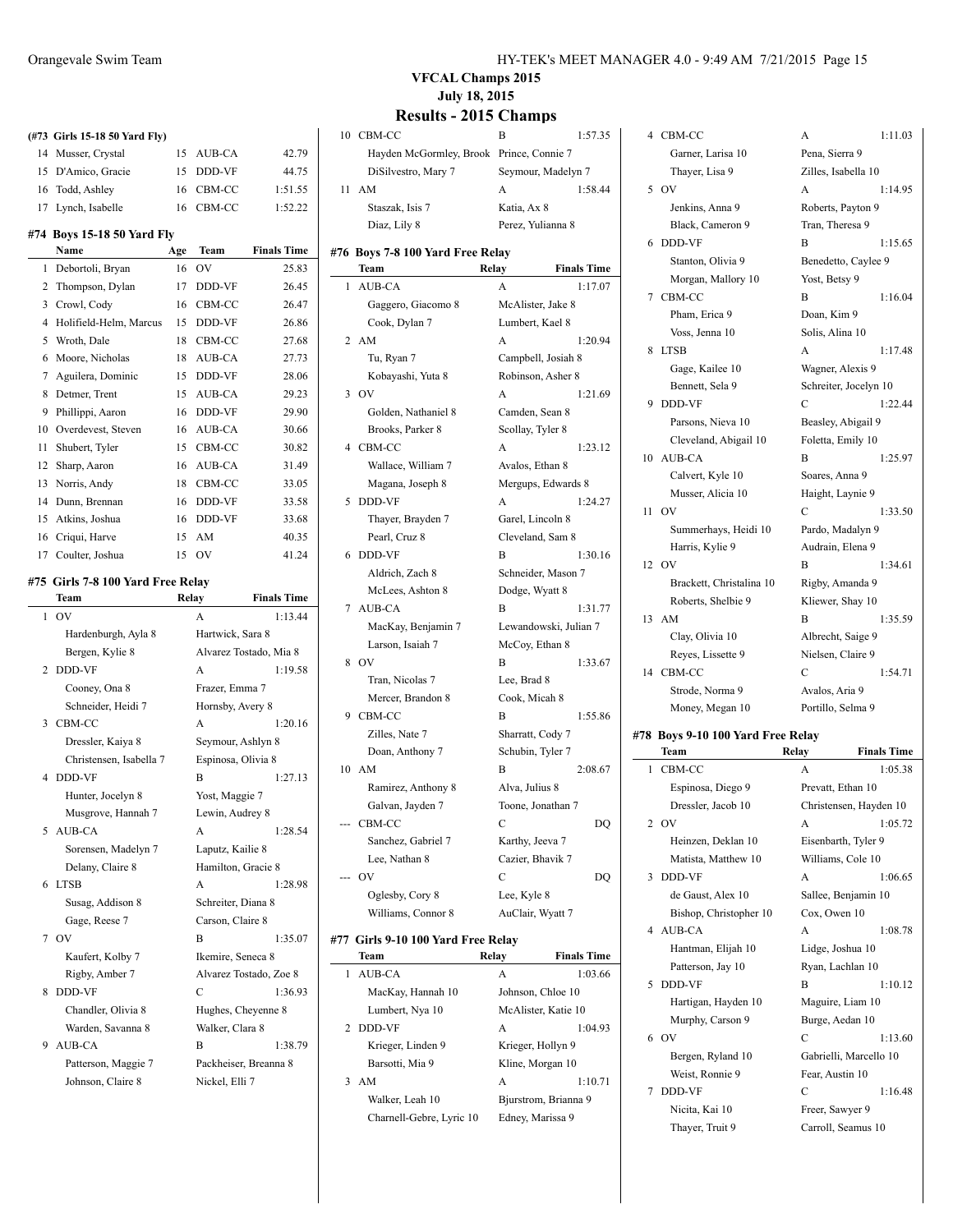# VFCAL Champs 2015

July 18, 2015

## Results - 2015 Champs

### (#73 Girls 15-18 50 Yard Fly)

| | Name | Age | Team | Finals Time |
|---|---|---|---|---|
| 14 | Musser, Crystal | 15 | AUB-CA | 42.79 |
| 15 | D'Amico, Gracie | 15 | DDD-VF | 44.75 |
| 16 | Todd, Ashley | 16 | CBM-CC | 1:51.55 |
| 17 | Lynch, Isabelle | 16 | CBM-CC | 1:52.22 |

### #74 Boys 15-18 50 Yard Fly

| | Name | Age | Team | Finals Time |
|---|---|---|---|---|
| 1 | Debortoli, Bryan | 16 | OV | 25.83 |
| 2 | Thompson, Dylan | 17 | DDD-VF | 26.45 |
| 3 | Crowl, Cody | 16 | CBM-CC | 26.47 |
| 4 | Holifield-Helm, Marcus | 15 | DDD-VF | 26.86 |
| 5 | Wroth, Dale | 18 | CBM-CC | 27.68 |
| 6 | Moore, Nicholas | 18 | AUB-CA | 27.73 |
| 7 | Aguilera, Dominic | 15 | DDD-VF | 28.06 |
| 8 | Detmer, Trent | 15 | AUB-CA | 29.23 |
| 9 | Phillippi, Aaron | 16 | DDD-VF | 29.90 |
| 10 | Overdevest, Steven | 16 | AUB-CA | 30.66 |
| 11 | Shubert, Tyler | 15 | CBM-CC | 30.82 |
| 12 | Sharp, Aaron | 16 | AUB-CA | 31.49 |
| 13 | Norris, Andy | 18 | CBM-CC | 33.05 |
| 14 | Dunn, Brennan | 16 | DDD-VF | 33.58 |
| 15 | Atkins, Joshua | 16 | DDD-VF | 33.68 |
| 16 | Criqui, Harve | 15 | AM | 40.35 |
| 17 | Coulter, Joshua | 15 | OV | 41.24 |

### #75 Girls 7-8 100 Yard Free Relay

| | Team | Relay | Finals Time |
|---|---|---|---|
| 1 | OV | A | 1:13.44 |
| | Hardenburgh, Ayla 8 | Hartwick, Sara 8 | |
| | Bergen, Kylie 8 | Alvarez Tostado, Mia 8 | |
| 2 | DDD-VF | A | 1:19.58 |
| | Cooney, Ona 8 | Frazer, Emma 7 | |
| | Schneider, Heidi 7 | Hornsby, Avery 8 | |
| 3 | CBM-CC | A | 1:20.16 |
| | Dressler, Kaiya 8 | Seymour, Ashlyn 8 | |
| | Christensen, Isabella 7 | Espinosa, Olivia 8 | |
| 4 | DDD-VF | B | 1:27.13 |
| | Hunter, Jocelyn 8 | Yost, Maggie 7 | |
| | Musgrove, Hannah 7 | Lewin, Audrey 8 | |
| 5 | AUB-CA | A | 1:28.54 |
| | Sorensen, Madelyn 7 | Laputz, Kailie 8 | |
| | Delany, Claire 8 | Hamilton, Gracie 8 | |
| 6 | LTSB | A | 1:28.98 |
| | Susag, Addison 8 | Schreiter, Diana 8 | |
| | Gage, Reese 7 | Carson, Claire 8 | |
| 7 | OV | B | 1:35.07 |
| | Kaufert, Kolby 7 | Ikemire, Seneca 8 | |
| | Rigby, Amber 7 | Alvarez Tostado, Zoe 8 | |
| 8 | DDD-VF | C | 1:36.93 |
| | Chandler, Olivia 8 | Hughes, Cheyenne 8 | |
| | Warden, Savanna 8 | Walker, Clara 8 | |
| 9 | AUB-CA | B | 1:38.79 |
| | Patterson, Maggie 7 | Packheiser, Breanna 8 | |
| | Johnson, Claire 8 | Nickel, Elli 7 | |
| 10 | CBM-CC | B | 1:57.35 |
| | Hayden McGormley, Brook | Prince, Connie 7 | |
| | DiSilvestro, Mary 7 | Seymour, Madelyn 7 | |
| 11 | AM | A | 1:58.44 |
| | Staszak, Isis 7 | Katia, Ax 8 | |
| | Diaz, Lily 8 | Perez, Yulianna 8 | |

### #76 Boys 7-8 100 Yard Free Relay

| | Team | Relay | Finals Time |
|---|---|---|---|
| 1 | AUB-CA | A | 1:17.07 |
| | Gaggero, Giacomo 8 | McAlister, Jake 8 | |
| | Cook, Dylan 7 | Lumbert, Kael 8 | |
| 2 | AM | A | 1:20.94 |
| | Tu, Ryan 7 | Campbell, Josiah 8 | |
| | Kobayashi, Yuta 8 | Robinson, Asher 8 | |
| 3 | OV | A | 1:21.69 |
| | Golden, Nathaniel 8 | Camden, Sean 8 | |
| | Brooks, Parker 8 | Scollay, Tyler 8 | |
| 4 | CBM-CC | A | 1:23.12 |
| | Wallace, William 7 | Avalos, Ethan 8 | |
| | Magana, Joseph 8 | Mergups, Edwards 8 | |
| 5 | DDD-VF | A | 1:24.27 |
| | Thayer, Brayden 7 | Garel, Lincoln 8 | |
| | Pearl, Cruz 8 | Cleveland, Sam 8 | |
| 6 | DDD-VF | B | 1:30.16 |
| | Aldrich, Zach 8 | Schneider, Mason 7 | |
| | McLees, Ashton 8 | Dodge, Wyatt 8 | |
| 7 | AUB-CA | B | 1:31.77 |
| | MacKay, Benjamin 7 | Lewandowski, Julian 7 | |
| | Larson, Isaiah 7 | McCoy, Ethan 8 | |
| 8 | OV | B | 1:33.67 |
| | Tran, Nicolas 7 | Lee, Brad 8 | |
| | Mercer, Brandon 8 | Cook, Micah 8 | |
| 9 | CBM-CC | B | 1:55.86 |
| | Zilles, Nate 7 | Sharratt, Cody 7 | |
| | Doan, Anthony 7 | Schubin, Tyler 7 | |
| 10 | AM | B | 2:08.67 |
| | Ramirez, Anthony 8 | Alva, Julius 8 | |
| | Galvan, Jayden 7 | Toone, Jonathan 7 | |
| --- | CBM-CC | C | DQ |
| | Sanchez, Gabriel 7 | Karthy, Jeeva 7 | |
| | Lee, Nathan 8 | Cazier, Bhavik 7 | |
| --- | OV | C | DQ |
| | Oglesby, Cory 8 | Lee, Kyle 8 | |
| | Williams, Connor 8 | AuClair, Wyatt 7 | |

### #77 Girls 9-10 100 Yard Free Relay

| | Team | Relay | Finals Time |
|---|---|---|---|
| 1 | AUB-CA | A | 1:03.66 |
| | MacKay, Hannah 10 | Johnson, Chloe 10 | |
| | Lumbert, Nya 10 | McAlister, Katie 10 | |
| 2 | DDD-VF | A | 1:04.93 |
| | Krieger, Linden 9 | Krieger, Hollyn 9 | |
| | Barsotti, Mia 9 | Kline, Morgan 10 | |
| 3 | AM | A | 1:10.71 |
| | Walker, Leah 10 | Bjurstrom, Brianna 9 | |
| | Charnell-Gebre, Lyric 10 | Edney, Marissa 9 | |
| 4 | CBM-CC | A | 1:11.03 |
| | Garner, Larisa 10 | Pena, Sierra 9 | |
| | Thayer, Lisa 9 | Zilles, Isabella 10 | |
| 5 | OV | A | 1:14.95 |
| | Jenkins, Anna 9 | Roberts, Payton 9 | |
| | Black, Cameron 9 | Tran, Theresa 9 | |
| 6 | DDD-VF | B | 1:15.65 |
| | Stanton, Olivia 9 | Benedetto, Caylee 9 | |
| | Morgan, Mallory 10 | Yost, Betsy 9 | |
| 7 | CBM-CC | B | 1:16.04 |
| | Pham, Erica 9 | Doan, Kim 9 | |
| | Voss, Jenna 10 | Solis, Alina 10 | |
| 8 | LTSB | A | 1:17.48 |
| | Gage, Kailee 10 | Wagner, Alexis 9 | |
| | Bennett, Sela 9 | Schreiter, Jocelyn 10 | |
| 9 | DDD-VF | C | 1:22.44 |
| | Parsons, Nieva 10 | Beasley, Abigail 9 | |
| | Cleveland, Abigail 10 | Foletta, Emily 10 | |
| 10 | AUB-CA | B | 1:25.97 |
| | Calvert, Kyle 10 | Soares, Anna 9 | |
| | Musser, Alicia 10 | Haight, Laynie 9 | |
| 11 | OV | C | 1:33.50 |
| | Summerhays, Heidi 10 | Pardo, Madalyn 9 | |
| | Harris, Kylie 9 | Audrain, Elena 9 | |
| 12 | OV | B | 1:34.61 |
| | Brackett, Christalina 10 | Rigby, Amanda 9 | |
| | Roberts, Shelbie 9 | Kliewer, Shay 10 | |
| 13 | AM | B | 1:35.59 |
| | Clay, Olivia 10 | Albrecht, Saige 9 | |
| | Reyes, Lissette 9 | Nielsen, Claire 9 | |
| 14 | CBM-CC | C | 1:54.71 |
| | Strode, Norma 9 | Avalos, Aria 9 | |
| | Money, Megan 10 | Portillo, Selma 9 | |

### #78 Boys 9-10 100 Yard Free Relay

| | Team | Relay | Finals Time |
|---|---|---|---|
| 1 | CBM-CC | A | 1:05.38 |
| | Espinosa, Diego 9 | Prevatt, Ethan 10 | |
| | Dressler, Jacob 10 | Christensen, Hayden 10 | |
| 2 | OV | A | 1:05.72 |
| | Heinzen, Deklan 10 | Eisenbarth, Tyler 9 | |
| | Matista, Matthew 10 | Williams, Cole 10 | |
| 3 | DDD-VF | A | 1:06.65 |
| | de Gaust, Alex 10 | Sallee, Benjamin 10 | |
| | Bishop, Christopher 10 | Cox, Owen 10 | |
| 4 | AUB-CA | A | 1:08.78 |
| | Hantman, Elijah 10 | Lidge, Joshua 10 | |
| | Patterson, Jay 10 | Ryan, Lachlan 10 | |
| 5 | DDD-VF | B | 1:10.12 |
| | Hartigan, Hayden 10 | Maguire, Liam 10 | |
| | Murphy, Carson 9 | Burge, Aedan 10 | |
| 6 | OV | C | 1:13.60 |
| | Bergen, Ryland 10 | Gabrielli, Marcello 10 | |
| | Weist, Ronnie 9 | Fear, Austin 10 | |
| 7 | DDD-VF | C | 1:16.48 |
| | Nicita, Kai 10 | Freer, Sawyer 9 | |
| | Thayer, Truit 9 | Carroll, Seamus 10 | |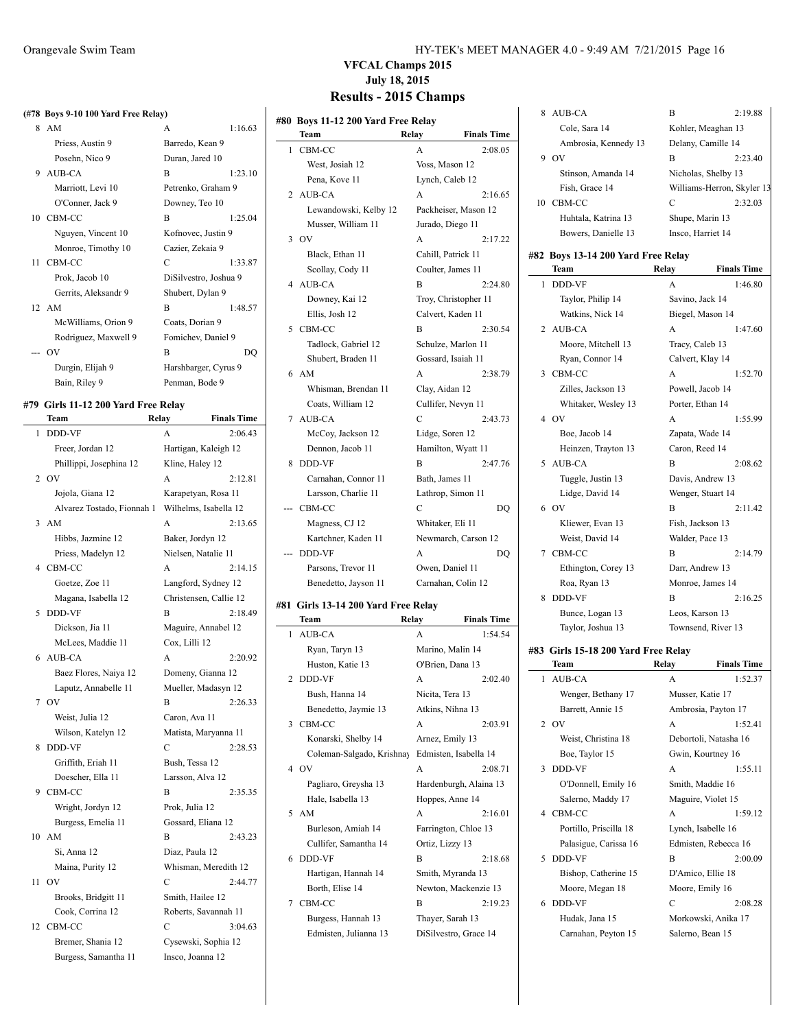# VFCAL Champs 2015

**July 18, 2015**

## Results - 2015 Champs

### (#78 Boys 9-10 100 Yard Free Relay)

| | Team | Relay | Finals Time |
|---|---|---|---|
| 8 | AM | A | 1:16.63 |
| | Priess, Austin 9 | Barredo, Kean 9 | |
| | Posehn, Nico 9 | Duran, Jared 10 | |
| 9 | AUB-CA | B | 1:23.10 |
| | Marriott, Levi 10 | Petrenko, Graham 9 | |
| | O'Conner, Jack 9 | Downey, Teo 10 | |
| 10 | CBM-CC | B | 1:25.04 |
| | Nguyen, Vincent 10 | Kofnovec, Justin 9 | |
| | Monroe, Timothy 10 | Cazier, Zekaia 9 | |
| 11 | CBM-CC | C | 1:33.87 |
| | Prok, Jacob 10 | DiSilvestro, Joshua 9 | |
| | Gerrits, Aleksandr 9 | Shubert, Dylan 9 | |
| 12 | AM | B | 1:48.57 |
| | McWilliams, Orion 9 | Coats, Dorian 9 | |
| | Rodriguez, Maxwell 9 | Fomichev, Daniel 9 | |
| --- | OV | B | DQ |
| | Durgin, Elijah 9 | Harshbarger, Cyrus 9 | |
| | Bain, Riley 9 | Penman, Bode 9 | |

### #79 Girls 11-12 200 Yard Free Relay

| | Team | Relay | Finals Time |
|---|---|---|---|
| 1 | DDD-VF | A | 2:06.43 |
| | Freer, Jordan 12 | Hartigan, Kaleigh 12 | |
| | Phillippi, Josephina 12 | Kline, Haley 12 | |
| 2 | OV | A | 2:12.81 |
| | Jojola, Giana 12 | Karapetyan, Rosa 11 | |
| | Alvarez Tostado, Fionnah 1 | Wilhelms, Isabella 12 | |
| 3 | AM | A | 2:13.65 |
| | Hibbs, Jazmine 12 | Baker, Jordyn 12 | |
| | Priess, Madelyn 12 | Nielsen, Natalie 11 | |
| 4 | CBM-CC | A | 2:14.15 |
| | Goetze, Zoe 11 | Langford, Sydney 12 | |
| | Magana, Isabella 12 | Christensen, Callie 12 | |
| 5 | DDD-VF | B | 2:18.49 |
| | Dickson, Jia 11 | Maguire, Annabel 12 | |
| | McLees, Maddie 11 | Cox, Lilli 12 | |
| 6 | AUB-CA | A | 2:20.92 |
| | Baez Flores, Naiya 12 | Domeny, Gianna 12 | |
| | Laputz, Annabelle 11 | Mueller, Madasyn 12 | |
| 7 | OV | B | 2:26.33 |
| | Weist, Julia 12 | Caron, Ava 11 | |
| | Wilson, Katelyn 12 | Matista, Maryanna 11 | |
| 8 | DDD-VF | C | 2:28.53 |
| | Griffith, Eriah 11 | Bush, Tessa 12 | |
| | Doescher, Ella 11 | Larsson, Alva 12 | |
| 9 | CBM-CC | B | 2:35.35 |
| | Wright, Jordyn 12 | Prok, Julia 12 | |
| | Burgess, Emelia 11 | Gossard, Eliana 12 | |
| 10 | AM | B | 2:43.23 |
| | Si, Anna 12 | Diaz, Paula 12 | |
| | Maina, Purity 12 | Whisman, Meredith 12 | |
| 11 | OV | C | 2:44.77 |
| | Brooks, Bridgitt 11 | Smith, Hailee 12 | |
| | Cook, Corrina 12 | Roberts, Savannah 11 | |
| 12 | CBM-CC | C | 3:04.63 |
| | Bremer, Shania 12 | Cysewski, Sophia 12 | |
| | Burgess, Samantha 11 | Insco, Joanna 12 | |

### #80 Boys 11-12 200 Yard Free Relay

| | Team | Relay | Finals Time |
|---|---|---|---|
| 1 | CBM-CC | A | 2:08.05 |
| | West, Josiah 12 | Voss, Mason 12 | |
| | Pena, Kove 11 | Lynch, Caleb 12 | |
| 2 | AUB-CA | A | 2:16.65 |
| | Lewandowski, Kelby 12 | Packheiser, Mason 12 | |
| | Musser, William 11 | Jurado, Diego 11 | |
| 3 | OV | A | 2:17.22 |
| | Black, Ethan 11 | Cahill, Patrick 11 | |
| | Scollay, Cody 11 | Coulter, James 11 | |
| 4 | AUB-CA | B | 2:24.80 |
| | Downey, Kai 12 | Troy, Christopher 11 | |
| | Ellis, Josh 12 | Calvert, Kaden 11 | |
| 5 | CBM-CC | B | 2:30.54 |
| | Tadlock, Gabriel 12 | Schulze, Marlon 11 | |
| | Shubert, Braden 11 | Gossard, Isaiah 11 | |
| 6 | AM | A | 2:38.79 |
| | Whisman, Brendan 11 | Clay, Aidan 12 | |
| | Coats, William 12 | Cullifer, Nevyn 11 | |
| 7 | AUB-CA | C | 2:43.73 |
| | McCoy, Jackson 12 | Lidge, Soren 12 | |
| | Dennon, Jacob 11 | Hamilton, Wyatt 11 | |
| 8 | DDD-VF | B | 2:47.76 |
| | Carnahan, Connor 11 | Bath, James 11 | |
| | Larsson, Charlie 11 | Lathrop, Simon 11 | |
| --- | CBM-CC | C | DQ |
| | Magness, CJ 12 | Whitaker, Eli 11 | |
| | Kartchner, Kaden 11 | Newmarch, Carson 12 | |
| --- | DDD-VF | A | DQ |
| | Parsons, Trevor 11 | Owen, Daniel 11 | |
| | Benedetto, Jayson 11 | Carnahan, Colin 12 | |

### #81 Girls 13-14 200 Yard Free Relay

| | Team | Relay | Finals Time |
|---|---|---|---|
| 1 | AUB-CA | A | 1:54.54 |
| | Ryan, Taryn 13 | Marino, Malin 14 | |
| | Huston, Katie 13 | O'Brien, Dana 13 | |
| 2 | DDD-VF | A | 2:02.40 |
| | Bush, Hanna 14 | Nicita, Tera 13 | |
| | Benedetto, Jaymie 13 | Atkins, Nihna 13 | |
| 3 | CBM-CC | A | 2:03.91 |
| | Konarski, Shelby 14 | Arnez, Emily 13 | |
| | Coleman-Salgado, Krishnay | Edmisten, Isabella 14 | |
| 4 | OV | A | 2:08.71 |
| | Pagliaro, Greysha 13 | Hardenburgh, Alaina 13 | |
| | Hale, Isabella 13 | Hoppes, Anne 14 | |
| 5 | AM | A | 2:16.01 |
| | Burleson, Amiah 14 | Farrington, Chloe 13 | |
| | Cullifer, Samantha 14 | Ortiz, Lizzy 13 | |
| 6 | DDD-VF | B | 2:18.68 |
| | Hartigan, Hannah 14 | Smith, Myranda 13 | |
| | Borth, Elise 14 | Newton, Mackenzie 13 | |
| 7 | CBM-CC | B | 2:19.23 |
| | Burgess, Hannah 13 | Thayer, Sarah 13 | |
| | Edmisten, Julianna 13 | DiSilvestro, Grace 14 | |
| 8 | AUB-CA | B | 2:19.88 |
| | Cole, Sara 14 | Kohler, Meaghan 13 | |
| | Ambrosia, Kennedy 13 | Delany, Camille 14 | |
| 9 | OV | B | 2:23.40 |
| | Stinson, Amanda 14 | Nicholas, Shelby 13 | |
| | Fish, Grace 14 | Williams-Herron, Skyler 13 | |
| 10 | CBM-CC | C | 2:32.03 |
| | Huhtala, Katrina 13 | Shupe, Marin 13 | |
| | Bowers, Danielle 13 | Insco, Harriet 14 | |

### #82 Boys 13-14 200 Yard Free Relay

| | Team | Relay | Finals Time |
|---|---|---|---|
| 1 | DDD-VF | A | 1:46.80 |
| | Taylor, Philip 14 | Savino, Jack 14 | |
| | Watkins, Nick 14 | Biegel, Mason 14 | |
| 2 | AUB-CA | A | 1:47.60 |
| | Moore, Mitchell 13 | Tracy, Caleb 13 | |
| | Ryan, Connor 14 | Calvert, Klay 14 | |
| 3 | CBM-CC | A | 1:52.70 |
| | Zilles, Jackson 13 | Powell, Jacob 14 | |
| | Whitaker, Wesley 13 | Porter, Ethan 14 | |
| 4 | OV | A | 1:55.99 |
| | Boe, Jacob 14 | Zapata, Wade 14 | |
| | Heinzen, Trayton 13 | Caron, Reed 14 | |
| 5 | AUB-CA | B | 2:08.62 |
| | Tuggle, Justin 13 | Davis, Andrew 13 | |
| | Lidge, David 14 | Wenger, Stuart 14 | |
| 6 | OV | B | 2:11.42 |
| | Kliewer, Evan 13 | Fish, Jackson 13 | |
| | Weist, David 14 | Walder, Pace 13 | |
| 7 | CBM-CC | B | 2:14.79 |
| | Ethington, Corey 13 | Darr, Andrew 13 | |
| | Roa, Ryan 13 | Monroe, James 14 | |
| 8 | DDD-VF | B | 2:16.25 |
| | Bunce, Logan 13 | Leos, Karson 13 | |
| | Taylor, Joshua 13 | Townsend, River 13 | |

### #83 Girls 15-18 200 Yard Free Relay

| | Team | Relay | Finals Time |
|---|---|---|---|
| 1 | AUB-CA | A | 1:52.37 |
| | Wenger, Bethany 17 | Musser, Katie 17 | |
| | Barrett, Annie 15 | Ambrosia, Payton 17 | |
| 2 | OV | A | 1:52.41 |
| | Weist, Christina 18 | Debortoli, Natasha 16 | |
| | Boe, Taylor 15 | Gwin, Kourtney 16 | |
| 3 | DDD-VF | A | 1:55.11 |
| | O'Donnell, Emily 16 | Smith, Maddie 16 | |
| | Salerno, Maddy 17 | Maguire, Violet 15 | |
| 4 | CBM-CC | A | 1:59.12 |
| | Portillo, Priscilla 18 | Lynch, Isabelle 16 | |
| | Palasigue, Carissa 16 | Edmisten, Rebecca 16 | |
| 5 | DDD-VF | B | 2:00.09 |
| | Bishop, Catherine 15 | D'Amico, Ellie 18 | |
| | Moore, Megan 18 | Moore, Emily 16 | |
| 6 | DDD-VF | C | 2:08.28 |
| | Hudak, Jana 15 | Morkowski, Anika 17 | |
| | Carnahan, Peyton 15 | Salerno, Bean 15 | |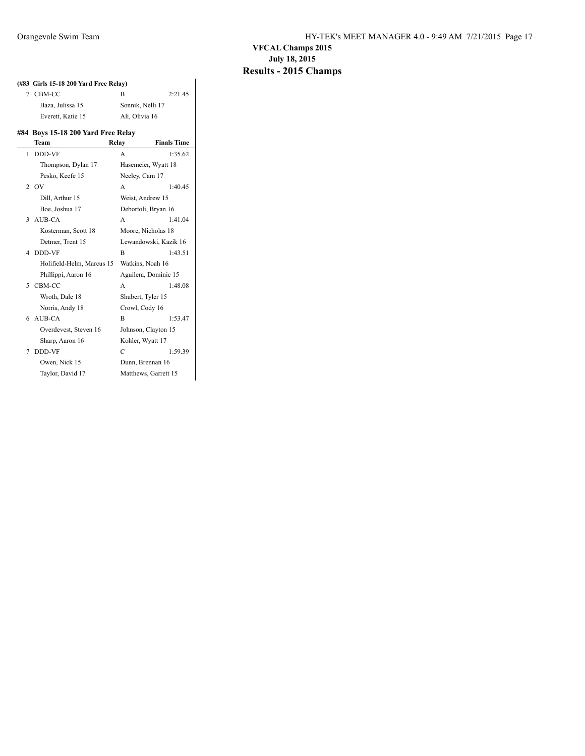**VFCAL Champs 2015**
**July 18, 2015**

## Results - 2015 Champs

**(#83 Girls 15-18 200 Yard Free Relay)**

| | | | |
|---|---|---|---|
| 7 | CBM-CC | B | 2:21.45 |
| | Baza, Julissa 15 | Sonnik, Nelli 17 | |
| | Everett, Katie 15 | Ali, Olivia 16 | |

### #84 Boys 15-18 200 Yard Free Relay

| | Team | Relay | Finals Time |
|---|---|---|---|
| 1 | DDD-VF | A | 1:35.62 |
| | Thompson, Dylan 17 | Hasemeier, Wyatt 18 | |
| | Pesko, Keefe 15 | Neeley, Cam 17 | |
| 2 | OV | A | 1:40.45 |
| | Dill, Arthur 15 | Weist, Andrew 15 | |
| | Boe, Joshua 17 | Debortoli, Bryan 16 | |
| 3 | AUB-CA | A | 1:41.04 |
| | Kosterman, Scott 18 | Moore, Nicholas 18 | |
| | Detmer, Trent 15 | Lewandowski, Kazik 16 | |
| 4 | DDD-VF | B | 1:43.51 |
| | Holifield-Helm, Marcus 15 | Watkins, Noah 16 | |
| | Phillippi, Aaron 16 | Aguilera, Dominic 15 | |
| 5 | CBM-CC | A | 1:48.08 |
| | Wroth, Dale 18 | Shubert, Tyler 15 | |
| | Norris, Andy 18 | Crowl, Cody 16 | |
| 6 | AUB-CA | B | 1:53.47 |
| | Overdevest, Steven 16 | Johnson, Clayton 15 | |
| | Sharp, Aaron 16 | Kohler, Wyatt 17 | |
| 7 | DDD-VF | C | 1:59.39 |
| | Owen, Nick 15 | Dunn, Brennan 16 | |
| | Taylor, David 17 | Matthews, Garrett 15 | |